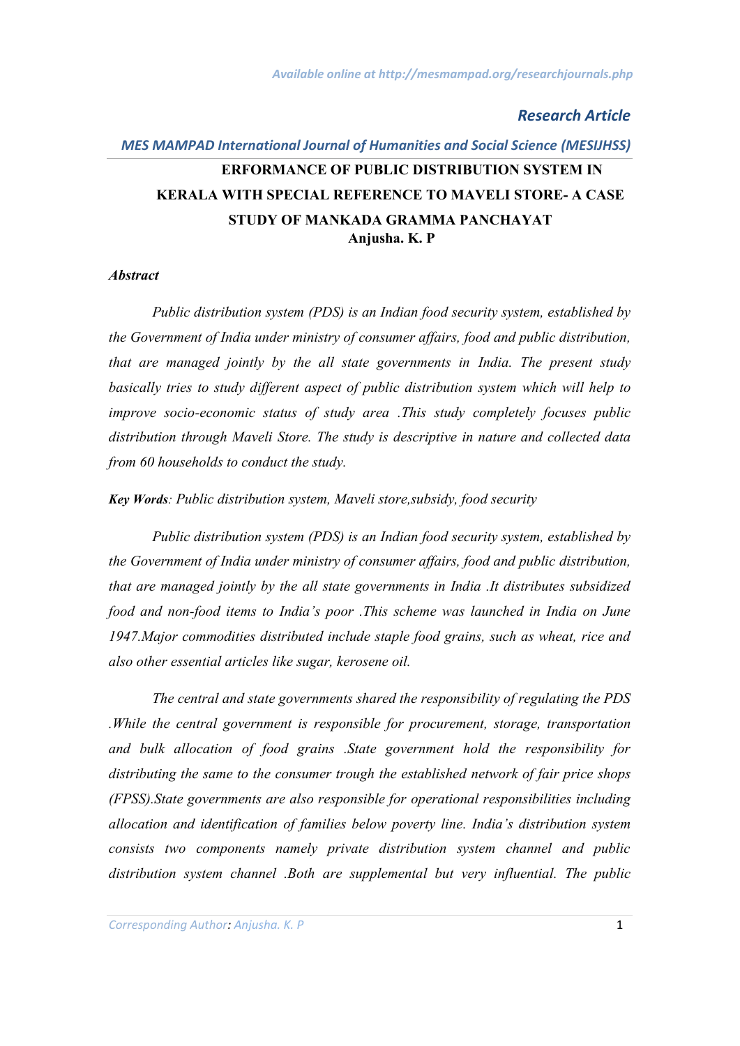*Research Article*

*MES MAMPAD International Journal of Humanities and Social Science (MESIJHSS)*

# ERFORMANCE OF PUBLIC DISTRIBUTION SYSTEM IN KERALA WITH SPECIAL REFERENCE TO MAVELI STORE- A CASE STUDY OF MANKADA GRAMMA PANCHAYAT

**Anjusha. K. P**

***Abstract***

*Public distribution system (PDS) is an Indian food security system, established by the Government of India under ministry of consumer affairs, food and public distribution, that are managed jointly by the all state governments in India. The present study basically tries to study different aspect of public distribution system which will help to improve socio-economic status of study area .This study completely focuses public distribution through Maveli Store. The study is descriptive in nature and collected data from 60 households to conduct the study.*

***Key Words****: Public distribution system, Maveli store,subsidy, food security*

*Public distribution system (PDS) is an Indian food security system, established by the Government of India under ministry of consumer affairs, food and public distribution, that are managed jointly by the all state governments in India .It distributes subsidized food and non-food items to India's poor .This scheme was launched in India on June 1947.Major commodities distributed include staple food grains, such as wheat, rice and also other essential articles like sugar, kerosene oil.*

*The central and state governments shared the responsibility of regulating the PDS .While the central government is responsible for procurement, storage, transportation and bulk allocation of food grains .State government hold the responsibility for distributing the same to the consumer trough the established network of fair price shops (FPSS).State governments are also responsible for operational responsibilities including allocation and identification of families below poverty line. India's distribution system consists two components namely private distribution system channel and public distribution system channel .Both are supplemental but very influential. The public*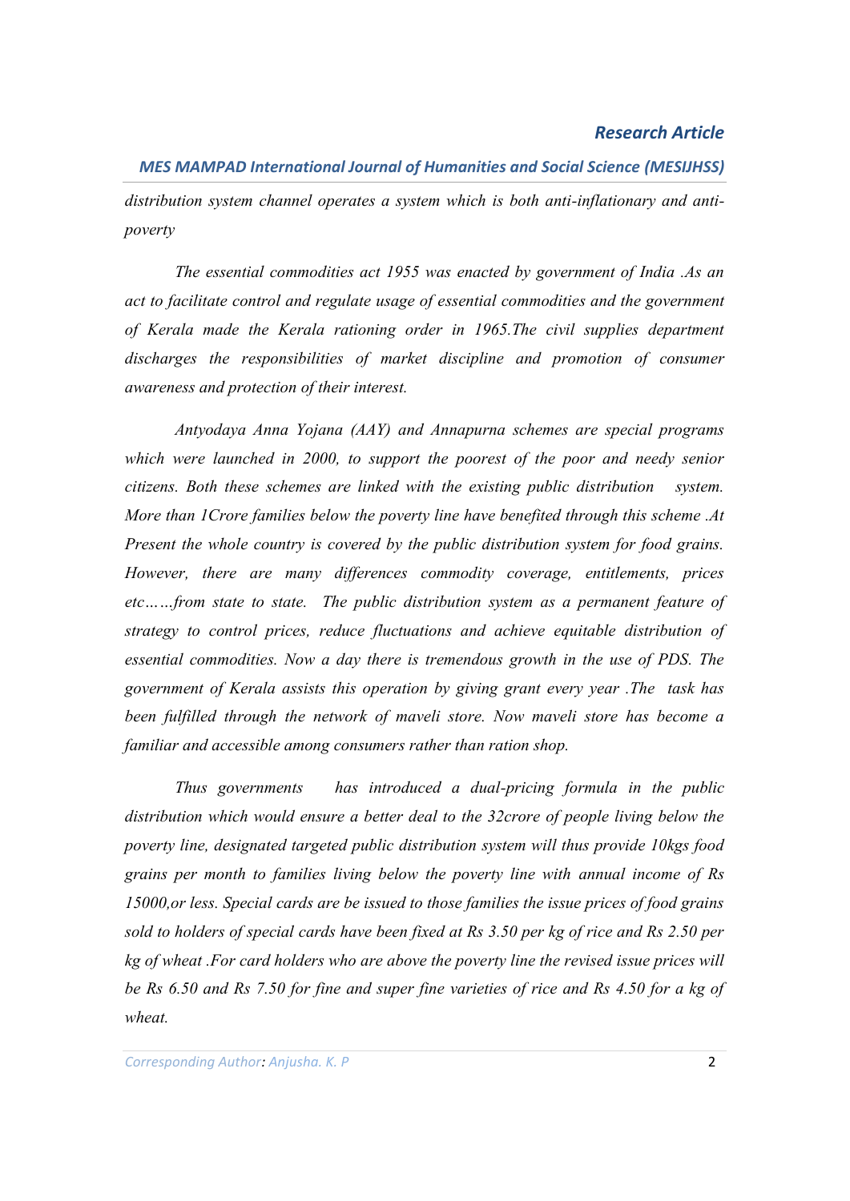*distribution system channel operates a system which is both anti-inflationary and anti-poverty*

*The essential commodities act 1955 was enacted by government of India .As an act to facilitate control and regulate usage of essential commodities and the government of Kerala made the Kerala rationing order in 1965.The civil supplies department discharges the responsibilities of market discipline and promotion of consumer awareness and protection of their interest.*

*Antyodaya Anna Yojana (AAY) and Annapurna schemes are special programs which were launched in 2000, to support the poorest of the poor and needy senior citizens. Both these schemes are linked with the existing public distribution system. More than 1Crore families below the poverty line have benefited through this scheme .At Present the whole country is covered by the public distribution system for food grains. However, there are many differences commodity coverage, entitlements, prices etc……from state to state. The public distribution system as a permanent feature of strategy to control prices, reduce fluctuations and achieve equitable distribution of essential commodities. Now a day there is tremendous growth in the use of PDS. The government of Kerala assists this operation by giving grant every year .The task has been fulfilled through the network of maveli store. Now maveli store has become a familiar and accessible among consumers rather than ration shop.*

*Thus governments has introduced a dual-pricing formula in the public distribution which would ensure a better deal to the 32crore of people living below the poverty line, designated targeted public distribution system will thus provide 10kgs food grains per month to families living below the poverty line with annual income of Rs 15000,or less. Special cards are be issued to those families the issue prices of food grains sold to holders of special cards have been fixed at Rs 3.50 per kg of rice and Rs 2.50 per kg of wheat .For card holders who are above the poverty line the revised issue prices will be Rs 6.50 and Rs 7.50 for fine and super fine varieties of rice and Rs 4.50 for a kg of wheat.*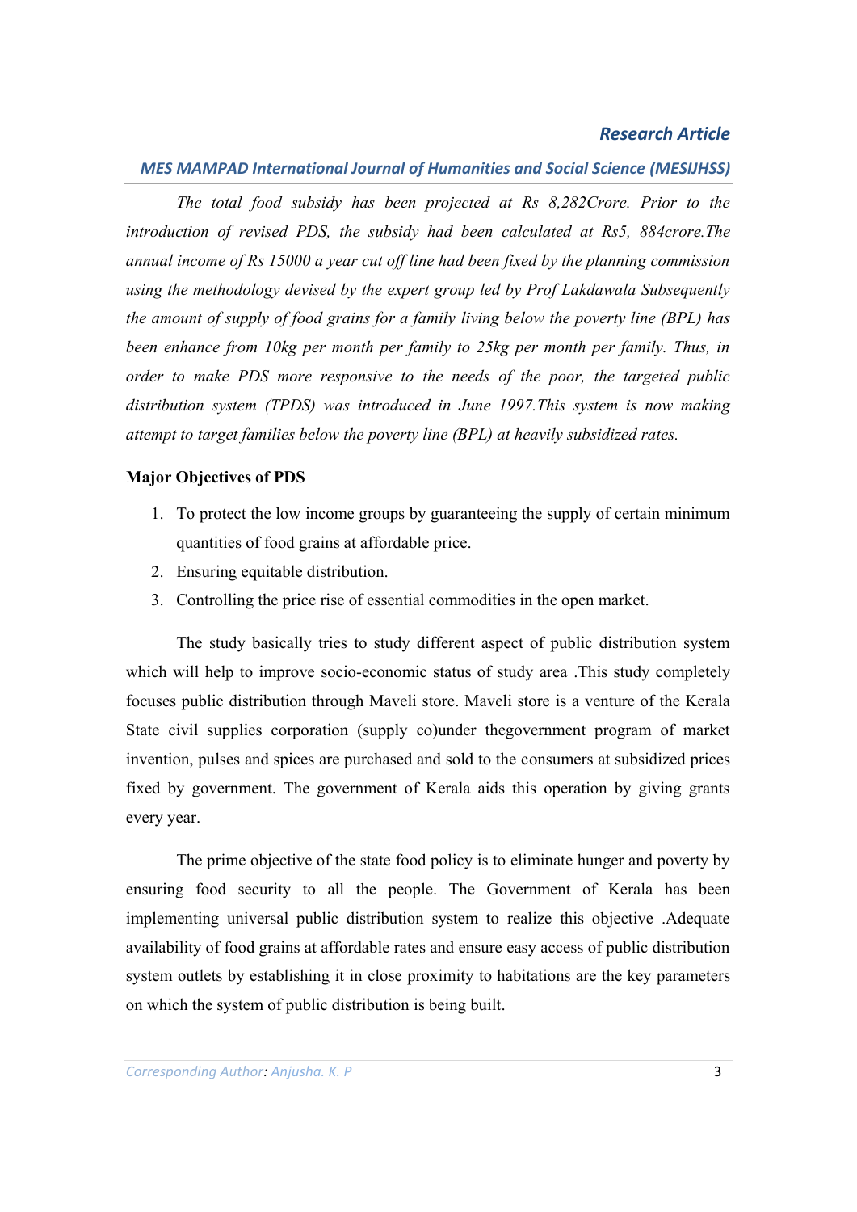*The total food subsidy has been projected at Rs 8,282Crore. Prior to the introduction of revised PDS, the subsidy had been calculated at Rs5, 884crore.The annual income of Rs 15000 a year cut off line had been fixed by the planning commission using the methodology devised by the expert group led by Prof Lakdawala Subsequently the amount of supply of food grains for a family living below the poverty line (BPL) has been enhance from 10kg per month per family to 25kg per month per family. Thus, in order to make PDS more responsive to the needs of the poor, the targeted public distribution system (TPDS) was introduced in June 1997.This system is now making attempt to target families below the poverty line (BPL) at heavily subsidized rates.*

**Major Objectives of PDS**

1. To protect the low income groups by guaranteeing the supply of certain minimum quantities of food grains at affordable price.
2. Ensuring equitable distribution.
3. Controlling the price rise of essential commodities in the open market.

The study basically tries to study different aspect of public distribution system which will help to improve socio-economic status of study area .This study completely focuses public distribution through Maveli store. Maveli store is a venture of the Kerala State civil supplies corporation (supply co)under thegovernment program of market invention, pulses and spices are purchased and sold to the consumers at subsidized prices fixed by government. The government of Kerala aids this operation by giving grants every year.

The prime objective of the state food policy is to eliminate hunger and poverty by ensuring food security to all the people. The Government of Kerala has been implementing universal public distribution system to realize this objective .Adequate availability of food grains at affordable rates and ensure easy access of public distribution system outlets by establishing it in close proximity to habitations are the key parameters on which the system of public distribution is being built.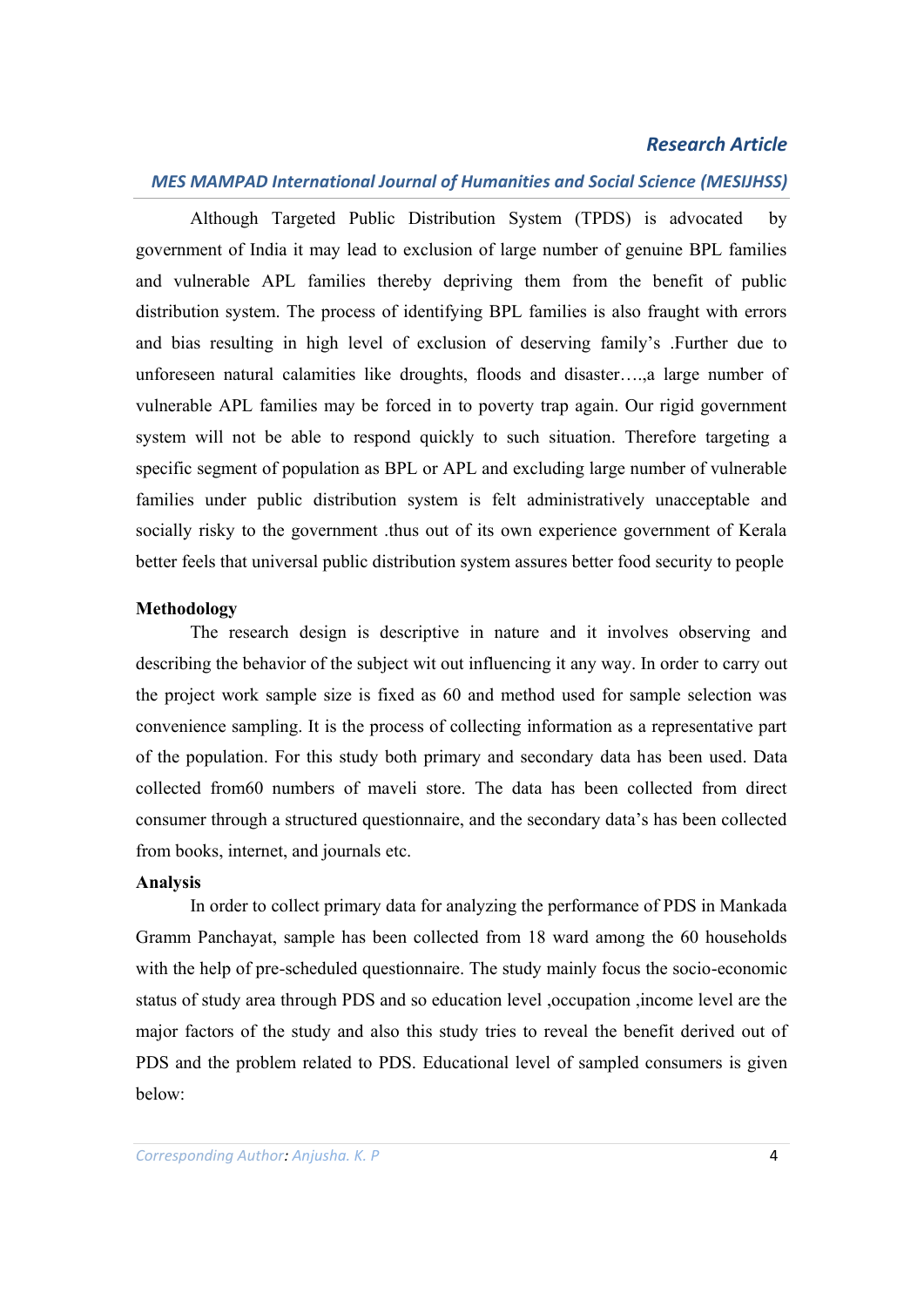Although Targeted Public Distribution System (TPDS) is advocated by government of India it may lead to exclusion of large number of genuine BPL families and vulnerable APL families thereby depriving them from the benefit of public distribution system. The process of identifying BPL families is also fraught with errors and bias resulting in high level of exclusion of deserving family's .Further due to unforeseen natural calamities like droughts, floods and disaster….,a large number of vulnerable APL families may be forced in to poverty trap again. Our rigid government system will not be able to respond quickly to such situation. Therefore targeting a specific segment of population as BPL or APL and excluding large number of vulnerable families under public distribution system is felt administratively unacceptable and socially risky to the government .thus out of its own experience government of Kerala better feels that universal public distribution system assures better food security to people

**Methodology**

The research design is descriptive in nature and it involves observing and describing the behavior of the subject wit out influencing it any way. In order to carry out the project work sample size is fixed as 60 and method used for sample selection was convenience sampling. It is the process of collecting information as a representative part of the population. For this study both primary and secondary data has been used. Data collected from60 numbers of maveli store. The data has been collected from direct consumer through a structured questionnaire, and the secondary data's has been collected from books, internet, and journals etc.

**Analysis**

In order to collect primary data for analyzing the performance of PDS in Mankada Gramm Panchayat, sample has been collected from 18 ward among the 60 households with the help of pre-scheduled questionnaire. The study mainly focus the socio-economic status of study area through PDS and so education level ,occupation ,income level are the major factors of the study and also this study tries to reveal the benefit derived out of PDS and the problem related to PDS. Educational level of sampled consumers is given below: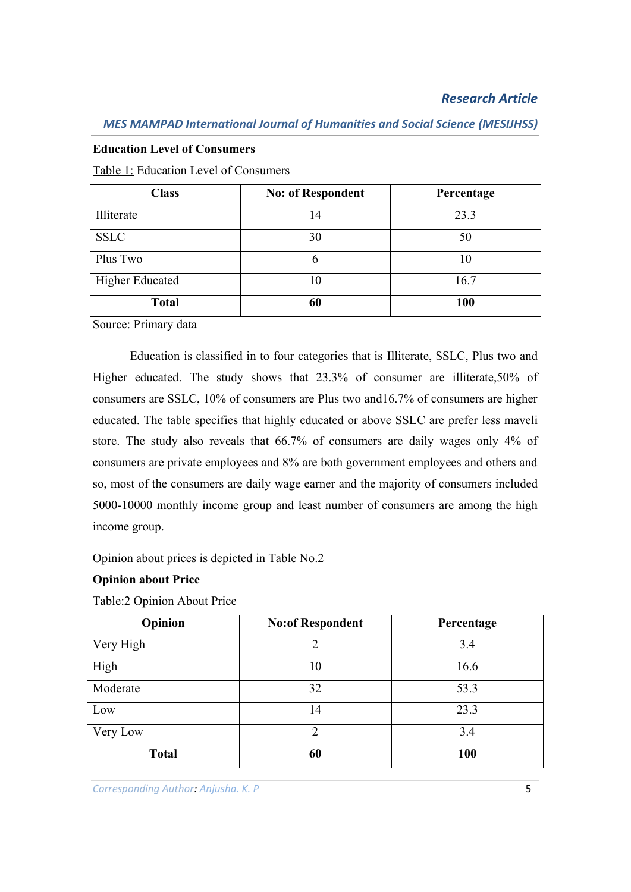**Education Level of Consumers**

Table 1: Education Level of Consumers

| Class | No: of Respondent | Percentage |
|---|---|---|
| Illiterate | 14 | 23.3 |
| SSLC | 30 | 50 |
| Plus Two | 6 | 10 |
| Higher Educated | 10 | 16.7 |
| **Total** | **60** | **100** |

Source: Primary data

Education is classified in to four categories that is Illiterate, SSLC, Plus two and Higher educated. The study shows that 23.3% of consumer are illiterate,50% of consumers are SSLC, 10% of consumers are Plus two and16.7% of consumers are higher educated. The table specifies that highly educated or above SSLC are prefer less maveli store. The study also reveals that 66.7% of consumers are daily wages only 4% of consumers are private employees and 8% are both government employees and others and so, most of the consumers are daily wage earner and the majority of consumers included 5000-10000 monthly income group and least number of consumers are among the high income group.

Opinion about prices is depicted in Table No.2

**Opinion about Price**

Table:2 Opinion About Price

| Opinion | No:of Respondent | Percentage |
|---|---|---|
| Very High | 2 | 3.4 |
| High | 10 | 16.6 |
| Moderate | 32 | 53.3 |
| Low | 14 | 23.3 |
| Very Low | 2 | 3.4 |
| **Total** | **60** | **100** |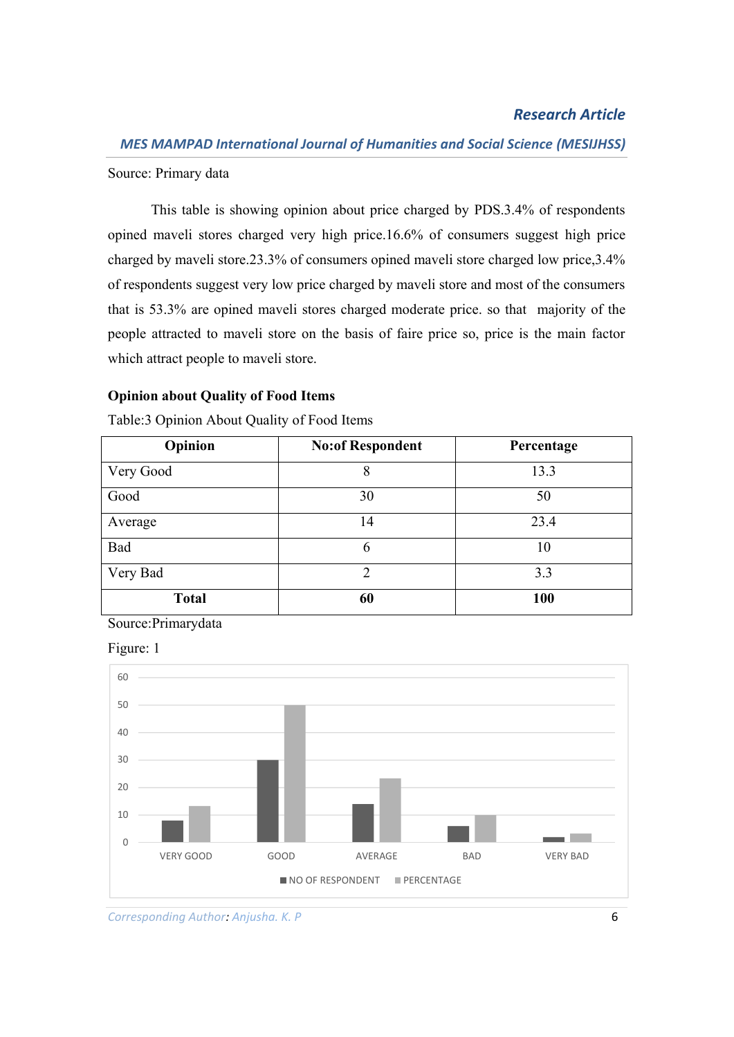Source: Primary data

This table is showing opinion about price charged by PDS.3.4% of respondents opined maveli stores charged very high price.16.6% of consumers suggest high price charged by maveli store.23.3% of consumers opined maveli store charged low price,3.4% of respondents suggest very low price charged by maveli store and most of the consumers that is 53.3% are opined maveli stores charged moderate price. so that majority of the people attracted to maveli store on the basis of faire price so, price is the main factor which attract people to maveli store.

**Opinion about Quality of Food Items**

Table:3 Opinion About Quality of Food Items

| Opinion | No:of Respondent | Percentage |
|---|---|---|
| Very Good | 8 | 13.3 |
| Good | 30 | 50 |
| Average | 14 | 23.4 |
| Bad | 6 | 10 |
| Very Bad | 2 | 3.3 |
| **Total** | **60** | **100** |

Source:Primarydata

Figure: 1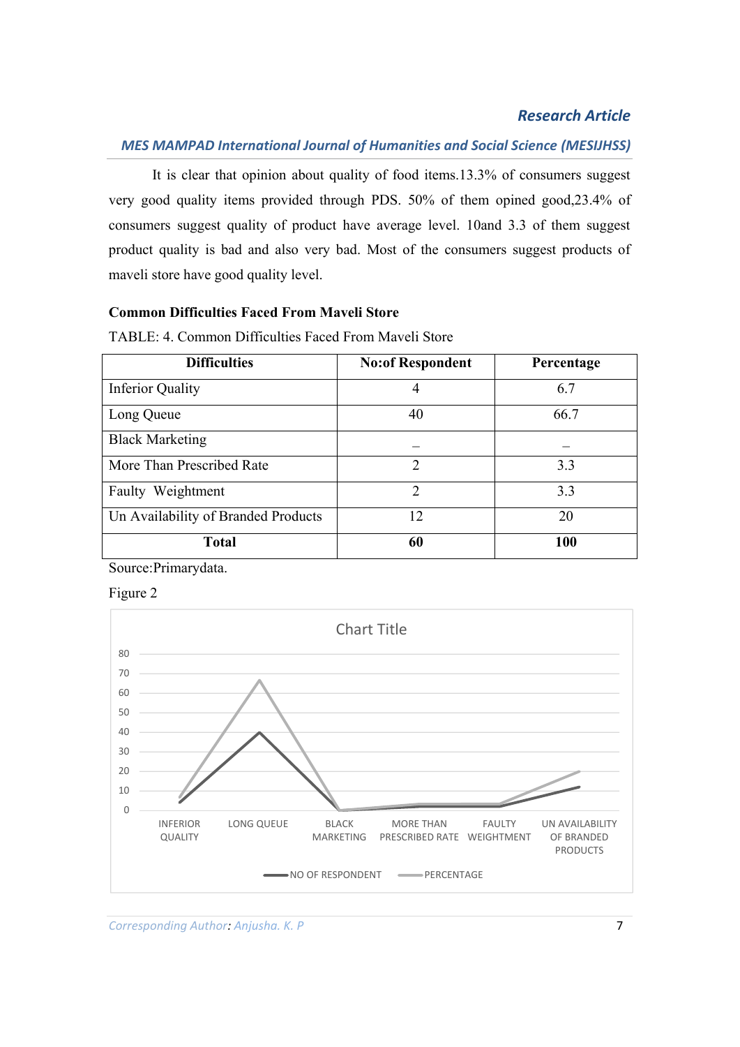It is clear that opinion about quality of food items.13.3% of consumers suggest very good quality items provided through PDS. 50% of them opined good,23.4% of consumers suggest quality of product have average level. 10and 3.3 of them suggest product quality is bad and also very bad. Most of the consumers suggest products of maveli store have good quality level.

**Common Difficulties Faced From Maveli Store**

TABLE: 4. Common Difficulties Faced From Maveli Store

| Difficulties | No:of Respondent | Percentage |
|---|---|---|
| Inferior Quality | 4 | 6.7 |
| Long Queue | 40 | 66.7 |
| Black Marketing | – | – |
| More Than Prescribed Rate | 2 | 3.3 |
| Faulty Weightment | 2 | 3.3 |
| Un Availability of Branded Products | 12 | 20 |
| **Total** | **60** | **100** |

Source:Primarydata.

Figure 2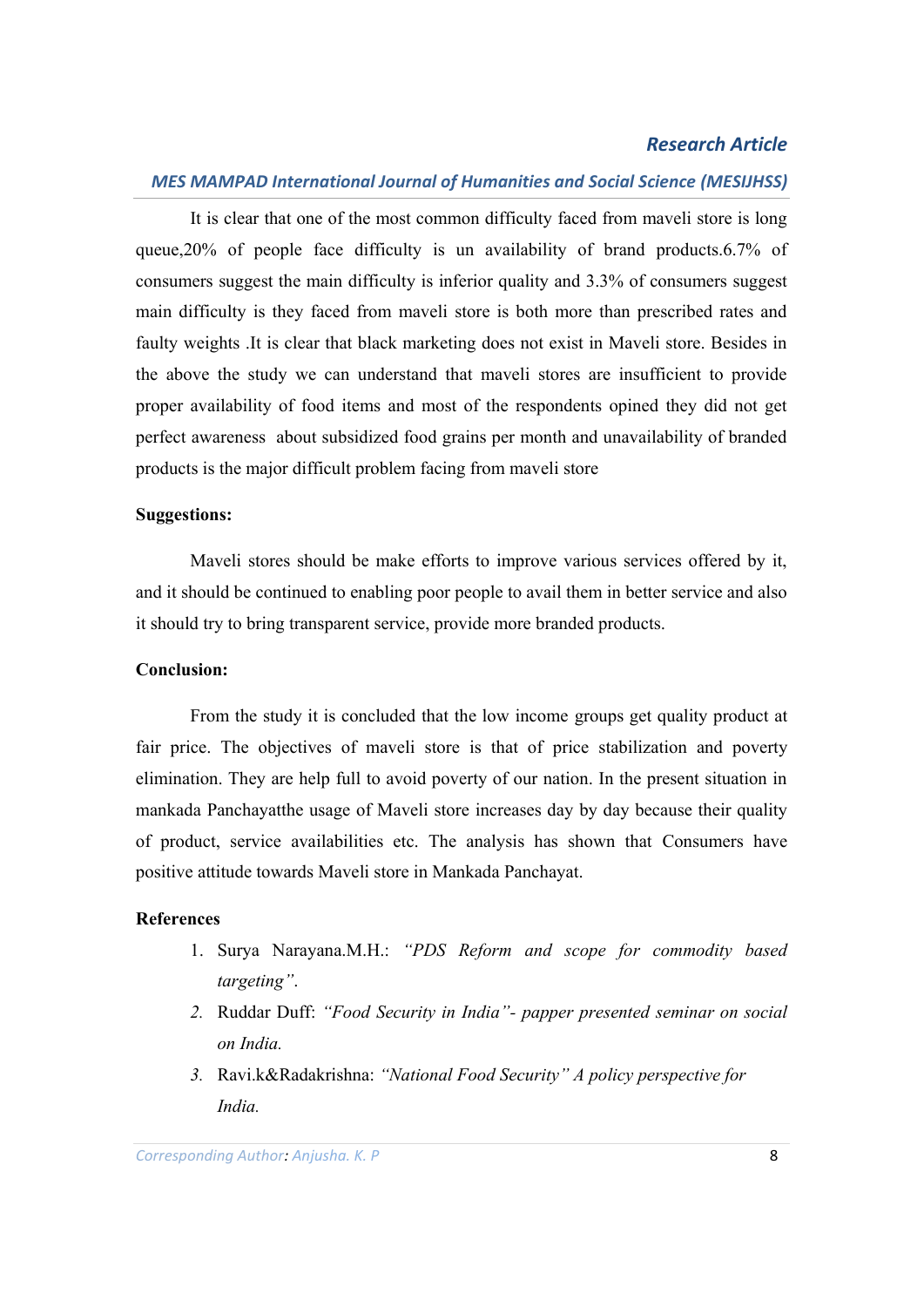It is clear that one of the most common difficulty faced from maveli store is long queue,20% of people face difficulty is un availability of brand products.6.7% of consumers suggest the main difficulty is inferior quality and 3.3% of consumers suggest main difficulty is they faced from maveli store is both more than prescribed rates and faulty weights .It is clear that black marketing does not exist in Maveli store. Besides in the above the study we can understand that maveli stores are insufficient to provide proper availability of food items and most of the respondents opined they did not get perfect awareness about subsidized food grains per month and unavailability of branded products is the major difficult problem facing from maveli store

**Suggestions:**

Maveli stores should be make efforts to improve various services offered by it, and it should be continued to enabling poor people to avail them in better service and also it should try to bring transparent service, provide more branded products.

**Conclusion:**

From the study it is concluded that the low income groups get quality product at fair price. The objectives of maveli store is that of price stabilization and poverty elimination. They are help full to avoid poverty of our nation. In the present situation in mankada Panchayatthe usage of Maveli store increases day by day because their quality of product, service availabilities etc. The analysis has shown that Consumers have positive attitude towards Maveli store in Mankada Panchayat.

**References**

1. Surya Narayana.M.H.: *"PDS Reform and scope for commodity based targeting"*.
2. Ruddar Duff: *"Food Security in India"- papper presented seminar on social on India.*
3. Ravi.k&Radakrishna: *"National Food Security" A policy perspective for India.*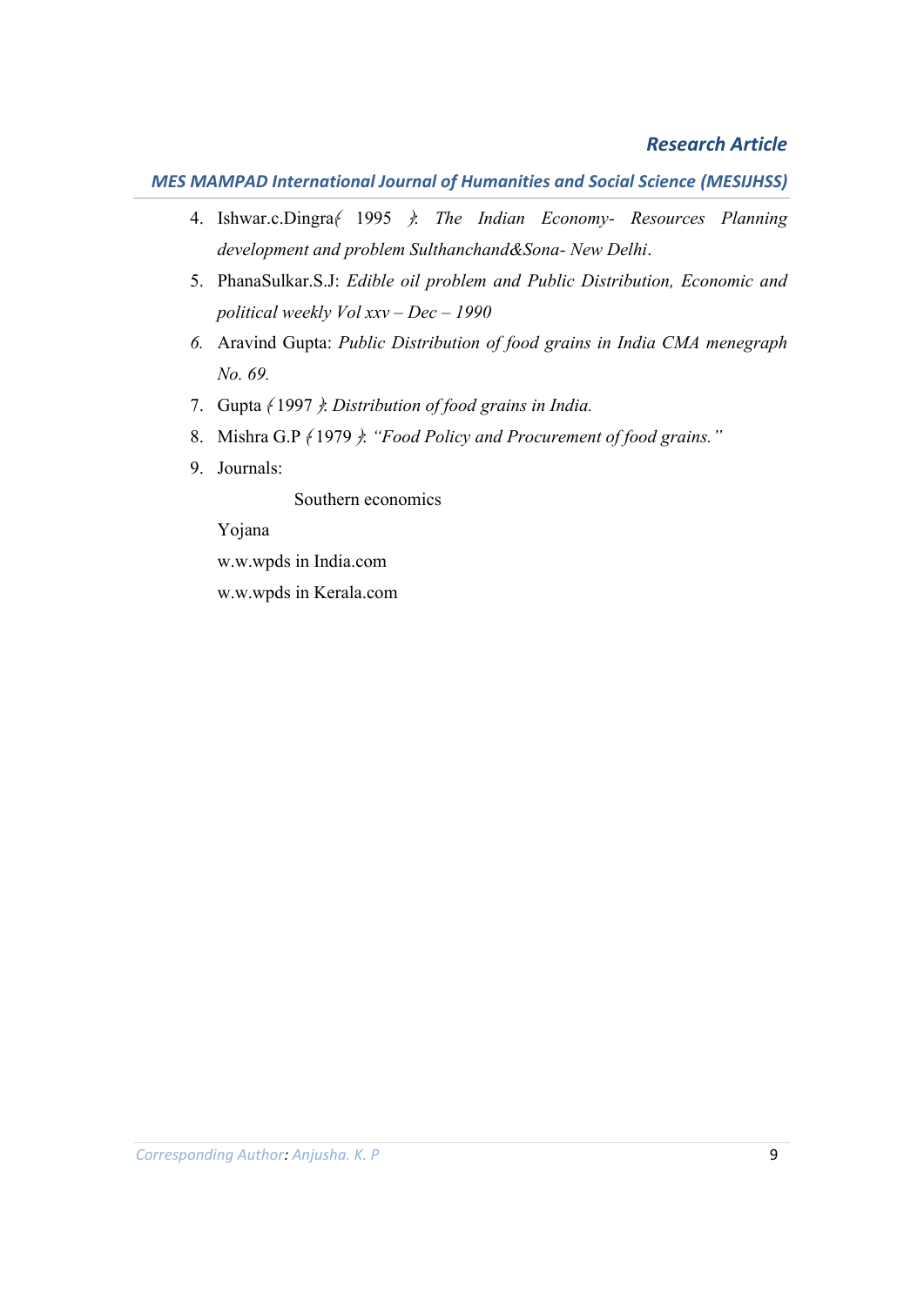4. Ishwar.c.Dingra( 1995 ): *The Indian Economy- Resources Planning development and problem Sulthanchand&Sona- New Delhi*.
5. PhanaSulkar.S.J: *Edible oil problem and Public Distribution, Economic and political weekly Vol xxv – Dec – 1990*
6. Aravind Gupta: *Public Distribution of food grains in India CMA menegraph No. 69.*
7. Gupta ( 1997 ): *Distribution of food grains in India.*
8. Mishra G.P ( 1979 ): *"Food Policy and Procurement of food grains."*
9. Journals:

   Southern economics

   Yojana

   w.w.wpds in India.com

   w.w.wpds in Kerala.com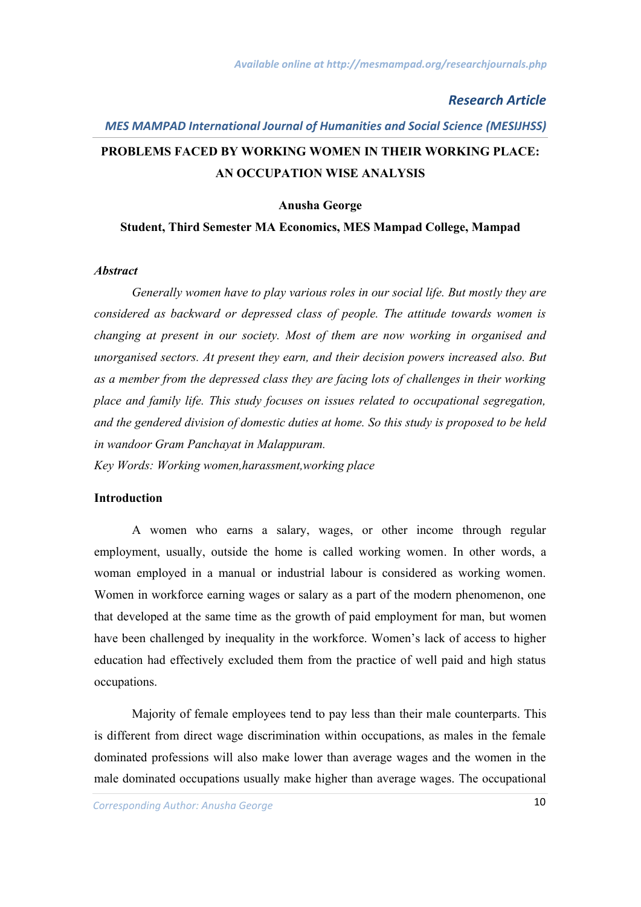*Research Article*

*MES MAMPAD International Journal of Humanities and Social Science (MESIJHSS)*

# PROBLEMS FACED BY WORKING WOMEN IN THEIR WORKING PLACE: AN OCCUPATION WISE ANALYSIS

**Anusha George**

**Student, Third Semester MA Economics, MES Mampad College, Mampad**

### *Abstract*

*Generally women have to play various roles in our social life. But mostly they are considered as backward or depressed class of people. The attitude towards women is changing at present in our society. Most of them are now working in organised and unorganised sectors. At present they earn, and their decision powers increased also. But as a member from the depressed class they are facing lots of challenges in their working place and family life. This study focuses on issues related to occupational segregation, and the gendered division of domestic duties at home. So this study is proposed to be held in wandoor Gram Panchayat in Malappuram.*

*Key Words: Working women,harassment,working place*

### Introduction

A women who earns a salary, wages, or other income through regular employment, usually, outside the home is called working women. In other words, a woman employed in a manual or industrial labour is considered as working women. Women in workforce earning wages or salary as a part of the modern phenomenon, one that developed at the same time as the growth of paid employment for man, but women have been challenged by inequality in the workforce. Women's lack of access to higher education had effectively excluded them from the practice of well paid and high status occupations.

Majority of female employees tend to pay less than their male counterparts. This is different from direct wage discrimination within occupations, as males in the female dominated professions will also make lower than average wages and the women in the male dominated occupations usually make higher than average wages. The occupational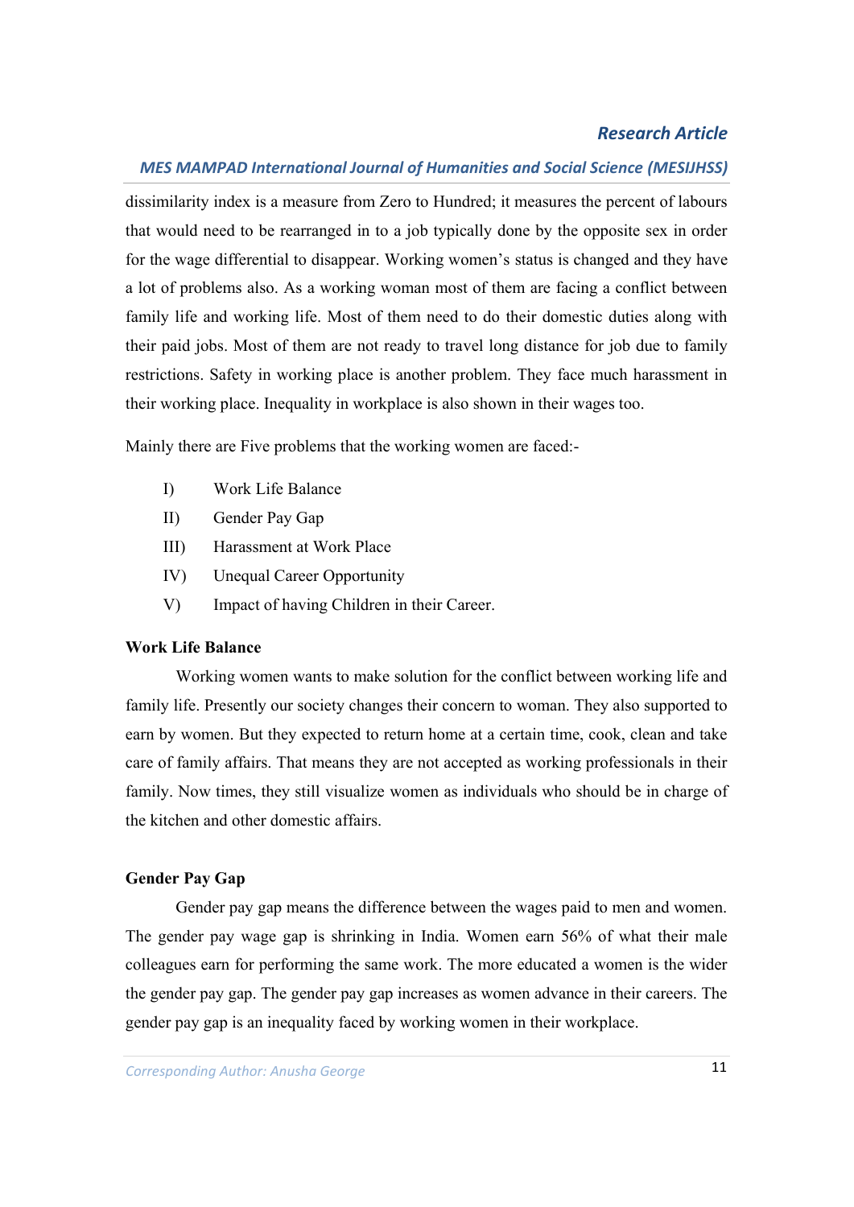dissimilarity index is a measure from Zero to Hundred; it measures the percent of labours that would need to be rearranged in to a job typically done by the opposite sex in order for the wage differential to disappear. Working women's status is changed and they have a lot of problems also. As a working woman most of them are facing a conflict between family life and working life. Most of them need to do their domestic duties along with their paid jobs. Most of them are not ready to travel long distance for job due to family restrictions. Safety in working place is another problem. They face much harassment in their working place. Inequality in workplace is also shown in their wages too.

Mainly there are Five problems that the working women are faced:-

I) Work Life Balance
II) Gender Pay Gap
III) Harassment at Work Place
IV) Unequal Career Opportunity
V) Impact of having Children in their Career.

**Work Life Balance**

Working women wants to make solution for the conflict between working life and family life. Presently our society changes their concern to woman. They also supported to earn by women. But they expected to return home at a certain time, cook, clean and take care of family affairs. That means they are not accepted as working professionals in their family. Now times, they still visualize women as individuals who should be in charge of the kitchen and other domestic affairs.

**Gender Pay Gap**

Gender pay gap means the difference between the wages paid to men and women. The gender pay wage gap is shrinking in India. Women earn 56% of what their male colleagues earn for performing the same work. The more educated a women is the wider the gender pay gap. The gender pay gap increases as women advance in their careers. The gender pay gap is an inequality faced by working women in their workplace.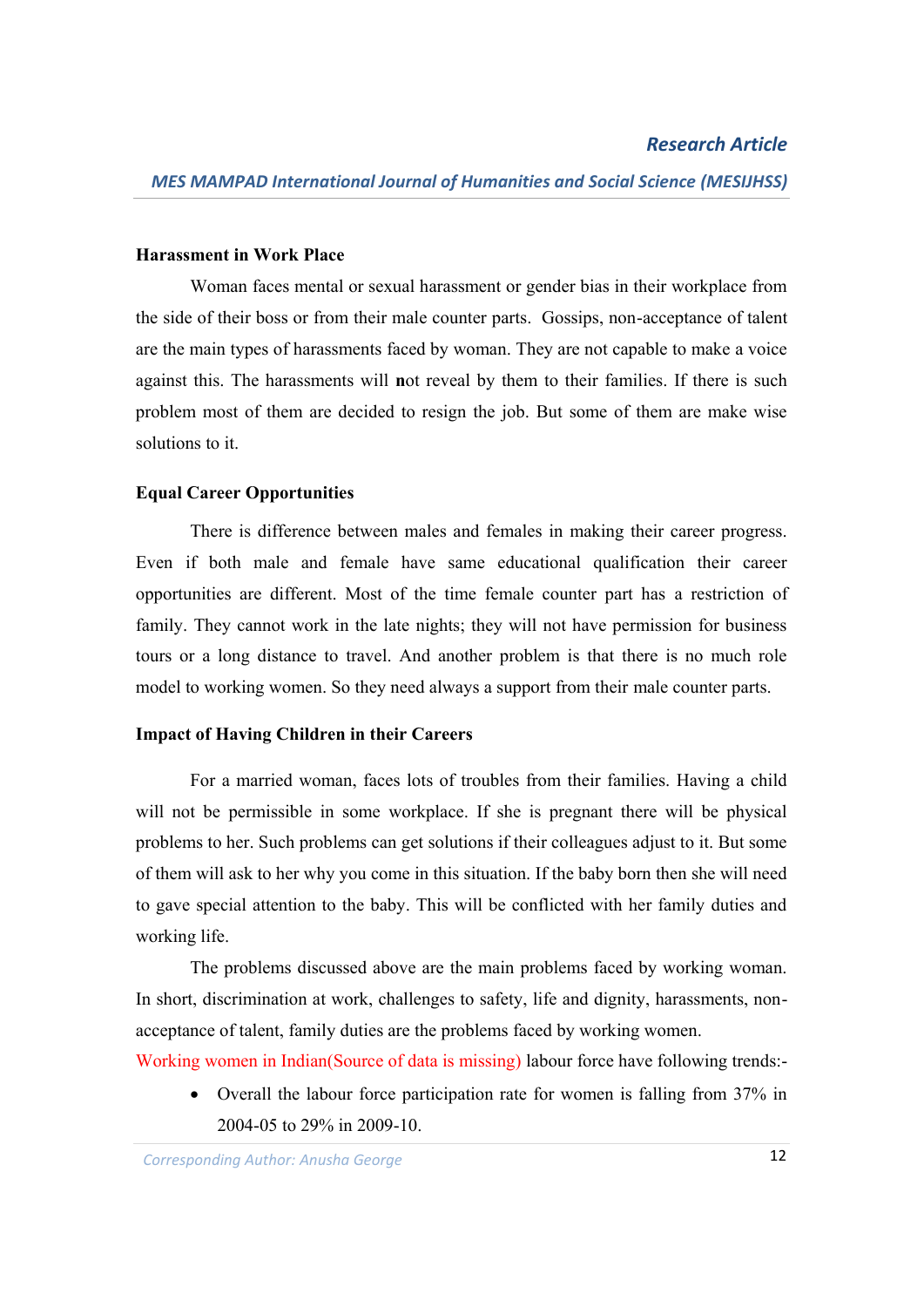**Harassment in Work Place**

Woman faces mental or sexual harassment or gender bias in their workplace from the side of their boss or from their male counter parts. Gossips, non-acceptance of talent are the main types of harassments faced by woman. They are not capable to make a voice against this. The harassments will **n**ot reveal by them to their families. If there is such problem most of them are decided to resign the job. But some of them are make wise solutions to it.

**Equal Career Opportunities**

There is difference between males and females in making their career progress. Even if both male and female have same educational qualification their career opportunities are different. Most of the time female counter part has a restriction of family. They cannot work in the late nights; they will not have permission for business tours or a long distance to travel. And another problem is that there is no much role model to working women. So they need always a support from their male counter parts.

**Impact of Having Children in their Careers**

For a married woman, faces lots of troubles from their families. Having a child will not be permissible in some workplace. If she is pregnant there will be physical problems to her. Such problems can get solutions if their colleagues adjust to it. But some of them will ask to her why you come in this situation. If the baby born then she will need to gave special attention to the baby. This will be conflicted with her family duties and working life.

The problems discussed above are the main problems faced by working woman. In short, discrimination at work, challenges to safety, life and dignity, harassments, non-acceptance of talent, family duties are the problems faced by working women.

Working women in Indian(Source of data is missing) labour force have following trends:-

- Overall the labour force participation rate for women is falling from 37% in 2004-05 to 29% in 2009-10.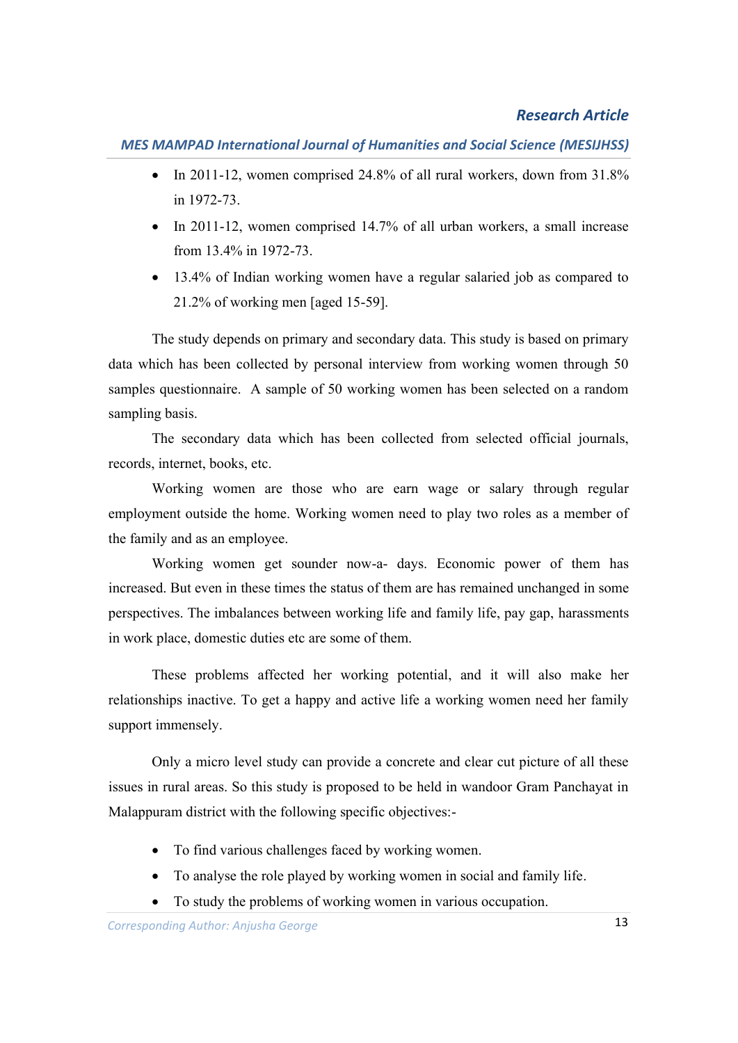- In 2011-12, women comprised 24.8% of all rural workers, down from 31.8% in 1972-73.
- In 2011-12, women comprised 14.7% of all urban workers, a small increase from 13.4% in 1972-73.
- 13.4% of Indian working women have a regular salaried job as compared to 21.2% of working men [aged 15-59].

The study depends on primary and secondary data. This study is based on primary data which has been collected by personal interview from working women through 50 samples questionnaire. A sample of 50 working women has been selected on a random sampling basis.

The secondary data which has been collected from selected official journals, records, internet, books, etc.

Working women are those who are earn wage or salary through regular employment outside the home. Working women need to play two roles as a member of the family and as an employee.

Working women get sounder now-a- days. Economic power of them has increased. But even in these times the status of them are has remained unchanged in some perspectives. The imbalances between working life and family life, pay gap, harassments in work place, domestic duties etc are some of them.

These problems affected her working potential, and it will also make her relationships inactive. To get a happy and active life a working women need her family support immensely.

Only a micro level study can provide a concrete and clear cut picture of all these issues in rural areas. So this study is proposed to be held in wandoor Gram Panchayat in Malappuram district with the following specific objectives:-

- To find various challenges faced by working women.
- To analyse the role played by working women in social and family life.
- To study the problems of working women in various occupation.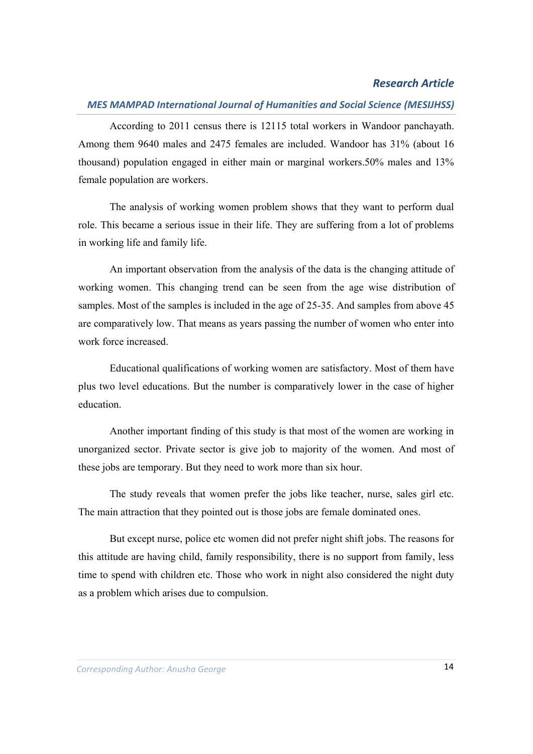According to 2011 census there is 12115 total workers in Wandoor panchayath. Among them 9640 males and 2475 females are included. Wandoor has 31% (about 16 thousand) population engaged in either main or marginal workers.50% males and 13% female population are workers.

The analysis of working women problem shows that they want to perform dual role. This became a serious issue in their life. They are suffering from a lot of problems in working life and family life.

An important observation from the analysis of the data is the changing attitude of working women. This changing trend can be seen from the age wise distribution of samples. Most of the samples is included in the age of 25-35. And samples from above 45 are comparatively low. That means as years passing the number of women who enter into work force increased.

Educational qualifications of working women are satisfactory. Most of them have plus two level educations. But the number is comparatively lower in the case of higher education.

Another important finding of this study is that most of the women are working in unorganized sector. Private sector is give job to majority of the women. And most of these jobs are temporary. But they need to work more than six hour.

The study reveals that women prefer the jobs like teacher, nurse, sales girl etc. The main attraction that they pointed out is those jobs are female dominated ones.

But except nurse, police etc women did not prefer night shift jobs. The reasons for this attitude are having child, family responsibility, there is no support from family, less time to spend with children etc. Those who work in night also considered the night duty as a problem which arises due to compulsion.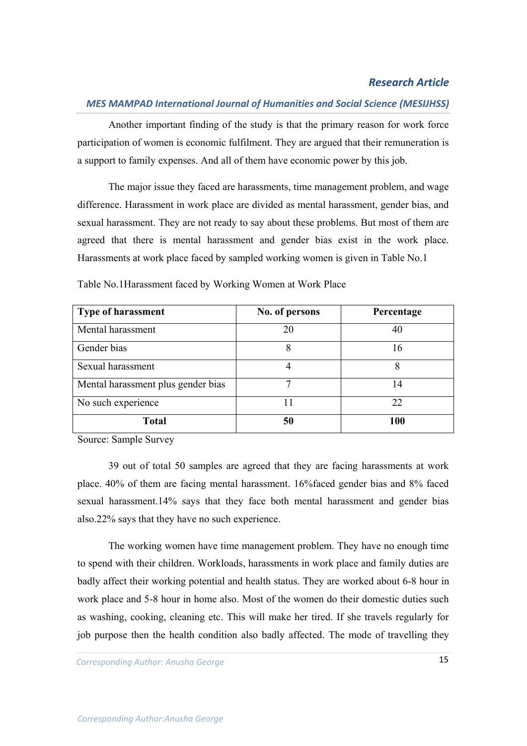Another important finding of the study is that the primary reason for work force participation of women is economic fulfilment. They are argued that their remuneration is a support to family expenses. And all of them have economic power by this job.

The major issue they faced are harassments, time management problem, and wage difference. Harassment in work place are divided as mental harassment, gender bias, and sexual harassment. They are not ready to say about these problems. But most of them are agreed that there is mental harassment and gender bias exist in the work place. Harassments at work place faced by sampled working women is given in Table No.1

Table No.1Harassment faced by Working Women at Work Place

| **Type of harassment** | **No. of persons** | **Percentage** |
|---|---|---|
| Mental harassment | 20 | 40 |
| Gender bias | 8 | 16 |
| Sexual harassment | 4 | 8 |
| Mental harassment plus gender bias | 7 | 14 |
| No such experience | 11 | 22 |
| **Total** | **50** | **100** |

Source: Sample Survey

39 out of total 50 samples are agreed that they are facing harassments at work place. 40% of them are facing mental harassment. 16%faced gender bias and 8% faced sexual harassment.14% says that they face both mental harassment and gender bias also.22% says that they have no such experience.

The working women have time management problem. They have no enough time to spend with their children. Workloads, harassments in work place and family duties are badly affect their working potential and health status. They are worked about 6-8 hour in work place and 5-8 hour in home also. Most of the women do their domestic duties such as washing, cooking, cleaning etc. This will make her tired. If she travels regularly for job purpose then the health condition also badly affected. The mode of travelling they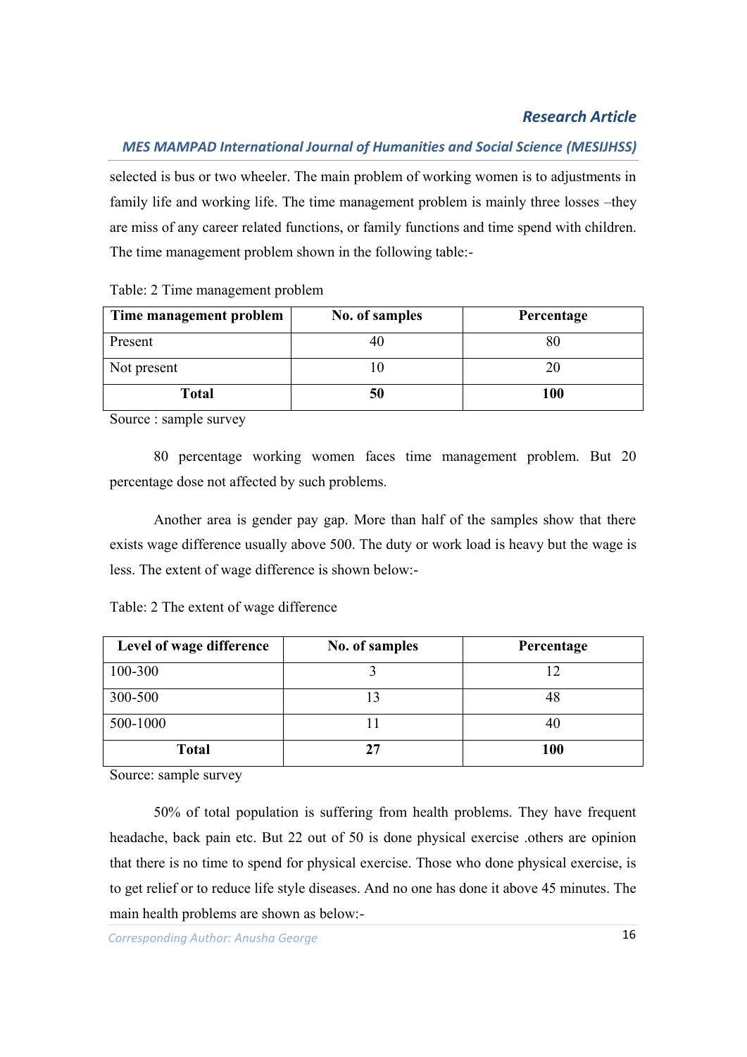selected is bus or two wheeler. The main problem of working women is to adjustments in family life and working life. The time management problem is mainly three losses –they are miss of any career related functions, or family functions and time spend with children. The time management problem shown in the following table:-

Table: 2 Time management problem

| Time management problem | No. of samples | Percentage |
|---|---|---|
| Present | 40 | 80 |
| Not present | 10 | 20 |
| **Total** | **50** | **100** |

Source : sample survey

80 percentage working women faces time management problem. But 20 percentage dose not affected by such problems.

Another area is gender pay gap. More than half of the samples show that there exists wage difference usually above 500. The duty or work load is heavy but the wage is less. The extent of wage difference is shown below:-

Table: 2 The extent of wage difference

| Level of wage difference | No. of samples | Percentage |
|---|---|---|
| 100-300 | 3 | 12 |
| 300-500 | 13 | 48 |
| 500-1000 | 11 | 40 |
| **Total** | **27** | **100** |

Source: sample survey

50% of total population is suffering from health problems. They have frequent headache, back pain etc. But 22 out of 50 is done physical exercise .others are opinion that there is no time to spend for physical exercise. Those who done physical exercise, is to get relief or to reduce life style diseases. And no one has done it above 45 minutes. The main health problems are shown as below:-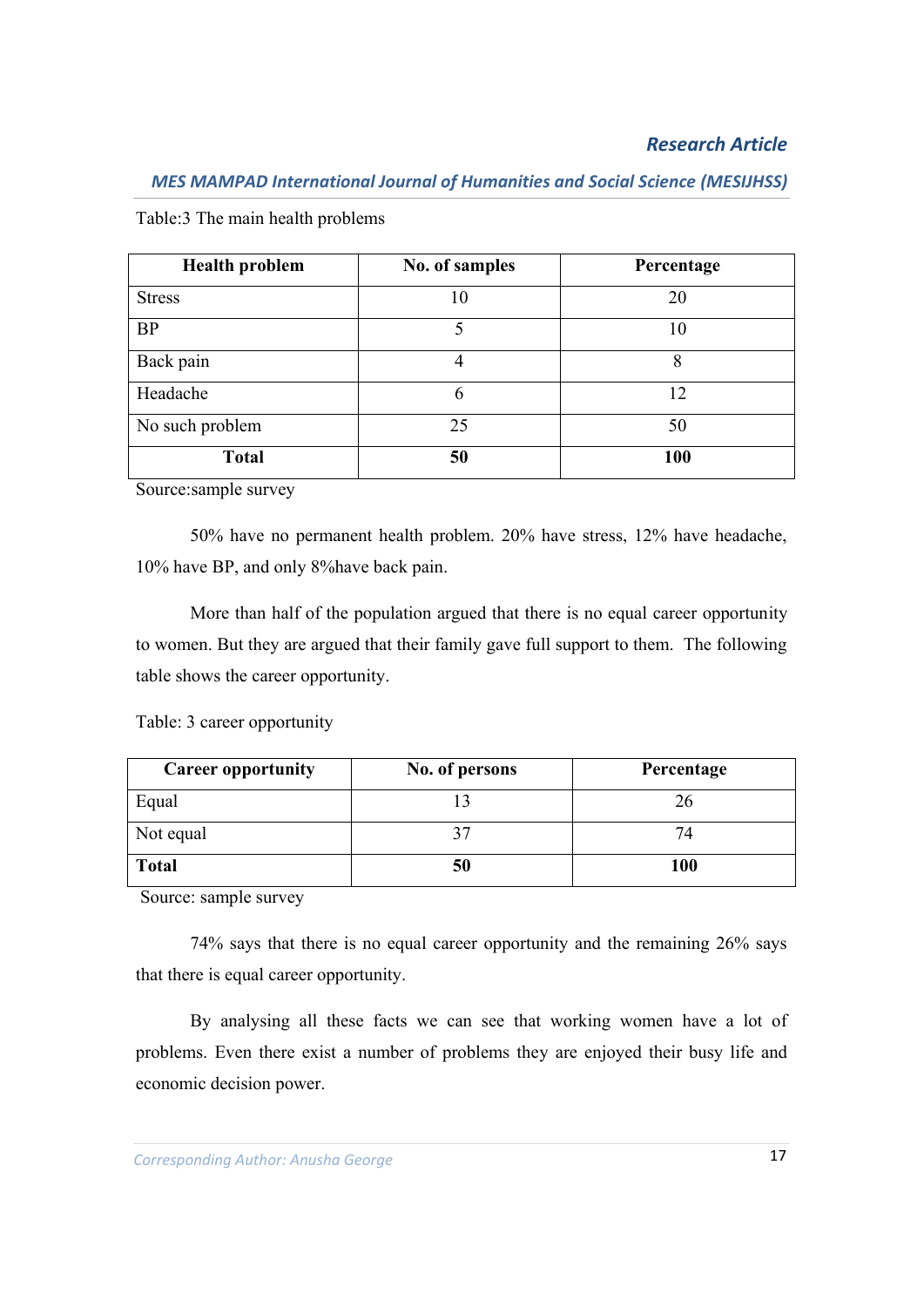Table:3 The main health problems

| Health problem | No. of samples | Percentage |
| --- | --- | --- |
| Stress | 10 | 20 |
| BP | 5 | 10 |
| Back pain | 4 | 8 |
| Headache | 6 | 12 |
| No such problem | 25 | 50 |
| **Total** | **50** | **100** |

Source:sample survey

50% have no permanent health problem. 20% have stress, 12% have headache, 10% have BP, and only 8%have back pain.

More than half of the population argued that there is no equal career opportunity to women. But they are argued that their family gave full support to them. The following table shows the career opportunity.

Table: 3 career opportunity

| Career opportunity | No. of persons | Percentage |
| --- | --- | --- |
| Equal | 13 | 26 |
| Not equal | 37 | 74 |
| **Total** | **50** | **100** |

Source: sample survey

74% says that there is no equal career opportunity and the remaining 26% says that there is equal career opportunity.

By analysing all these facts we can see that working women have a lot of problems. Even there exist a number of problems they are enjoyed their busy life and economic decision power.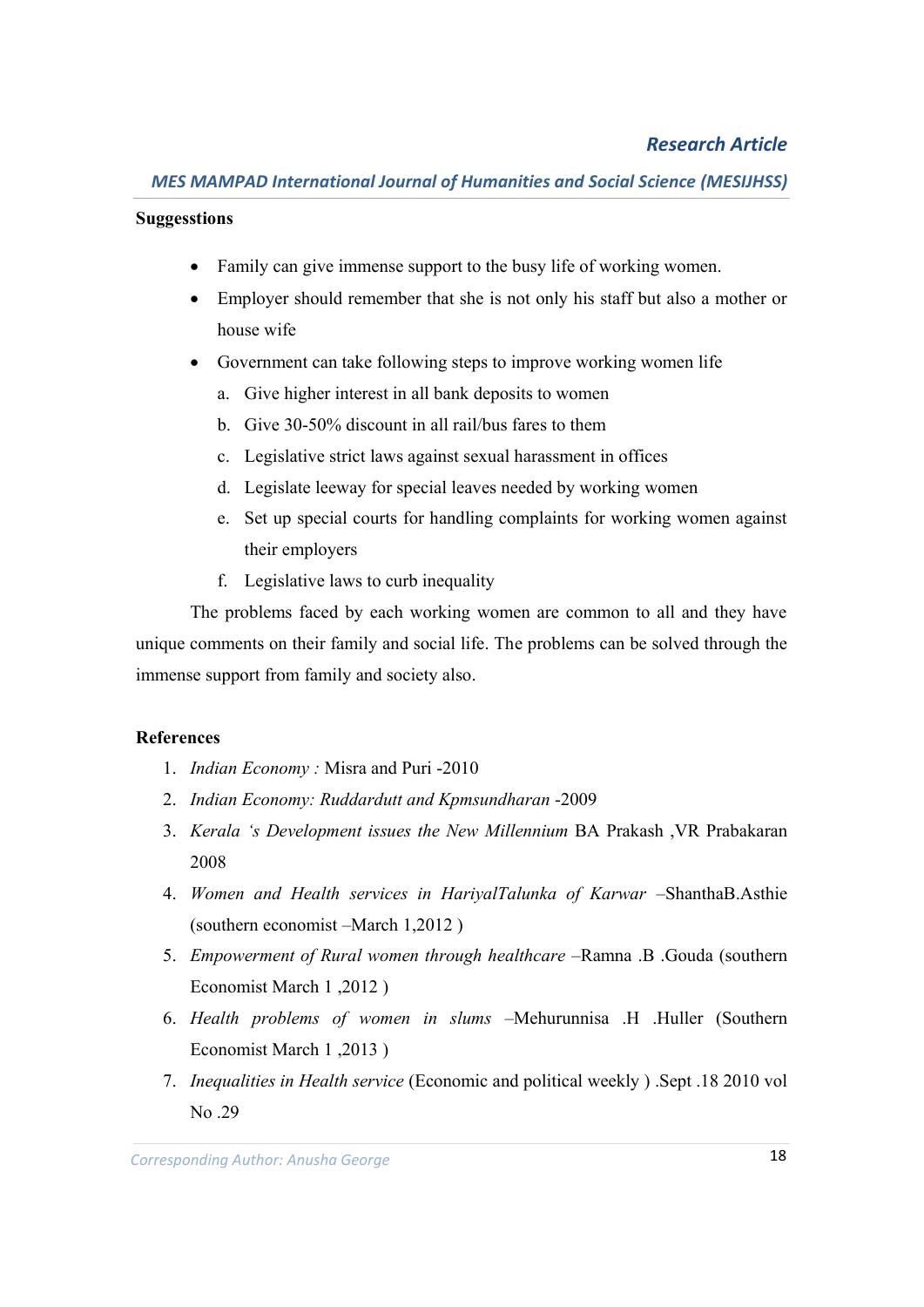**Suggesstions**

- Family can give immense support to the busy life of working women.
- Employer should remember that she is not only his staff but also a mother or house wife
- Government can take following steps to improve working women life
  a. Give higher interest in all bank deposits to women
  b. Give 30-50% discount in all rail/bus fares to them
  c. Legislative strict laws against sexual harassment in offices
  d. Legislate leeway for special leaves needed by working women
  e. Set up special courts for handling complaints for working women against their employers
  f. Legislative laws to curb inequality

The problems faced by each working women are common to all and they have unique comments on their family and social life. The problems can be solved through the immense support from family and society also.

**References**

1. *Indian Economy :* Misra and Puri -2010
2. *Indian Economy: Ruddardutt and Kpmsundharan* -2009
3. *Kerala 's Development issues the New Millennium* BA Prakash ,VR Prabakaran 2008
4. *Women and Health services in HariyalTalunka of Karwar* –ShanthaB.Asthie (southern economist –March 1,2012 )
5. *Empowerment of Rural women through healthcare* –Ramna .B .Gouda (southern Economist March 1 ,2012 )
6. *Health problems of women in slums* –Mehurunnisa .H .Huller (Southern Economist March 1 ,2013 )
7. *Inequalities in Health service* (Economic and political weekly ) .Sept .18 2010 vol No .29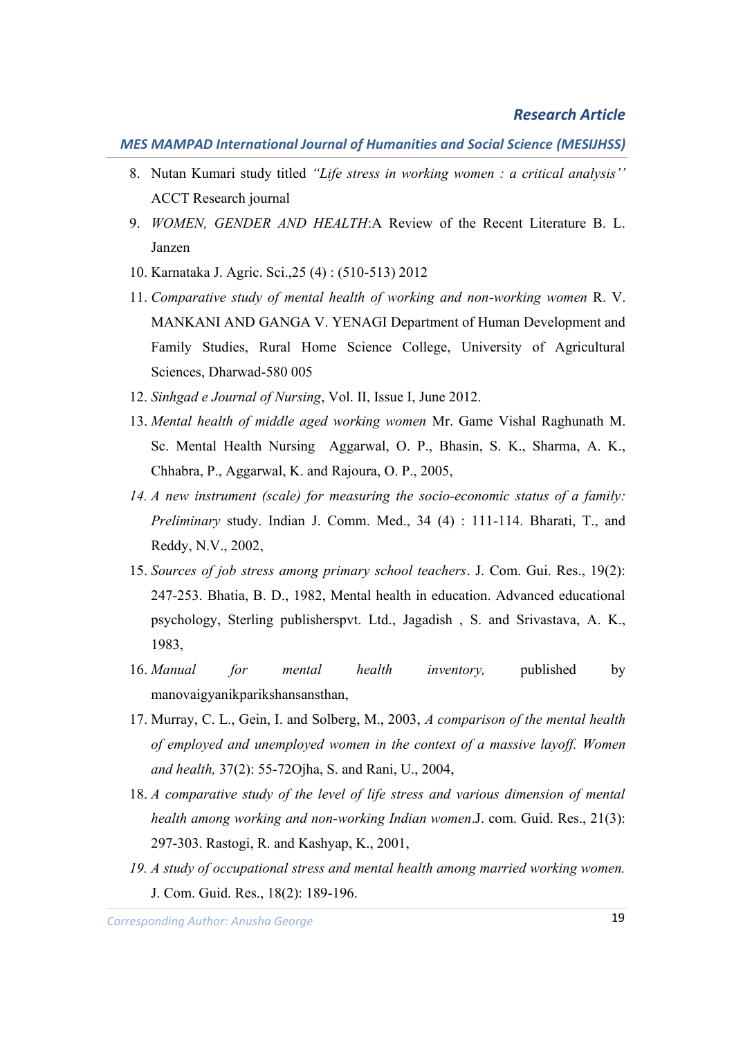8. Nutan Kumari study titled *"Life stress in working women : a critical analysis''* ACCT Research journal
9. *WOMEN, GENDER AND HEALTH*:A Review of the Recent Literature B. L. Janzen
10. Karnataka J. Agric. Sci.,25 (4) : (510-513) 2012
11. *Comparative study of mental health of working and non-working women* R. V. MANKANI AND GANGA V. YENAGI Department of Human Development and Family Studies, Rural Home Science College, University of Agricultural Sciences, Dharwad-580 005
12. *Sinhgad e Journal of Nursing*, Vol. II, Issue I, June 2012.
13. *Mental health of middle aged working women* Mr. Game Vishal Raghunath M. Sc. Mental Health Nursing Aggarwal, O. P., Bhasin, S. K., Sharma, A. K., Chhabra, P., Aggarwal, K. and Rajoura, O. P., 2005,
14. *A new instrument (scale) for measuring the socio-economic status of a family: Preliminary* study. Indian J. Comm. Med., 34 (4) : 111-114. Bharati, T., and Reddy, N.V., 2002,
15. *Sources of job stress among primary school teachers*. J. Com. Gui. Res., 19(2): 247-253. Bhatia, B. D., 1982, Mental health in education. Advanced educational psychology, Sterling publisherspvt. Ltd., Jagadish , S. and Srivastava, A. K., 1983,
16. *Manual for mental health inventory,* published by manovaigyanikparikshansansthan,
17. Murray, C. L., Gein, I. and Solberg, M., 2003, *A comparison of the mental health of employed and unemployed women in the context of a massive layoff. Women and health,* 37(2): 55-72Ojha, S. and Rani, U., 2004,
18. *A comparative study of the level of life stress and various dimension of mental health among working and non-working Indian women*.J. com. Guid. Res., 21(3): 297-303. Rastogi, R. and Kashyap, K., 2001,
19. *A study of occupational stress and mental health among married working women.* J. Com. Guid. Res., 18(2): 189-196.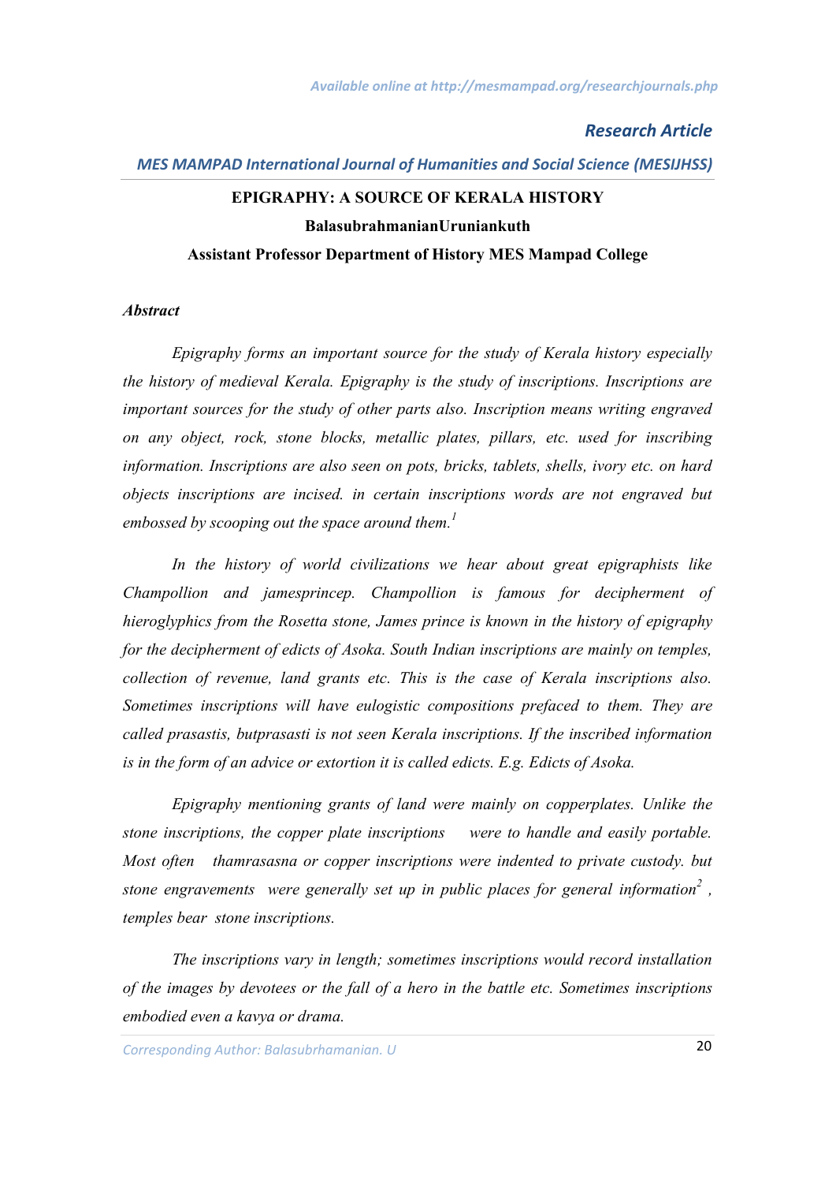**Research Article**

*MES MAMPAD International Journal of Humanities and Social Science (MESIJHSS)*

# EPIGRAPHY: A SOURCE OF KERALA HISTORY

**BalasubrahmanianUruniankuth**

**Assistant Professor Department of History MES Mampad College**

***Abstract***

*Epigraphy forms an important source for the study of Kerala history especially the history of medieval Kerala. Epigraphy is the study of inscriptions. Inscriptions are important sources for the study of other parts also. Inscription means writing engraved on any object, rock, stone blocks, metallic plates, pillars, etc. used for inscribing information. Inscriptions are also seen on pots, bricks, tablets, shells, ivory etc. on hard objects inscriptions are incised. in certain inscriptions words are not engraved but embossed by scooping out the space around them.*[1]

*In the history of world civilizations we hear about great epigraphists like Champollion and jamesprincep. Champollion is famous for decipherment of hieroglyphics from the Rosetta stone, James prince is known in the history of epigraphy for the decipherment of edicts of Asoka. South Indian inscriptions are mainly on temples, collection of revenue, land grants etc. This is the case of Kerala inscriptions also. Sometimes inscriptions will have eulogistic compositions prefaced to them. They are called prasastis, butprasasti is not seen Kerala inscriptions. If the inscribed information is in the form of an advice or extortion it is called edicts. E.g. Edicts of Asoka.*

*Epigraphy mentioning grants of land were mainly on copperplates. Unlike the stone inscriptions, the copper plate inscriptions were to handle and easily portable. Most often thamrasasna or copper inscriptions were indented to private custody. but stone engravements were generally set up in public places for general information*[2] *, temples bear stone inscriptions.*

*The inscriptions vary in length; sometimes inscriptions would record installation of the images by devotees or the fall of a hero in the battle etc. Sometimes inscriptions embodied even a kavya or drama.*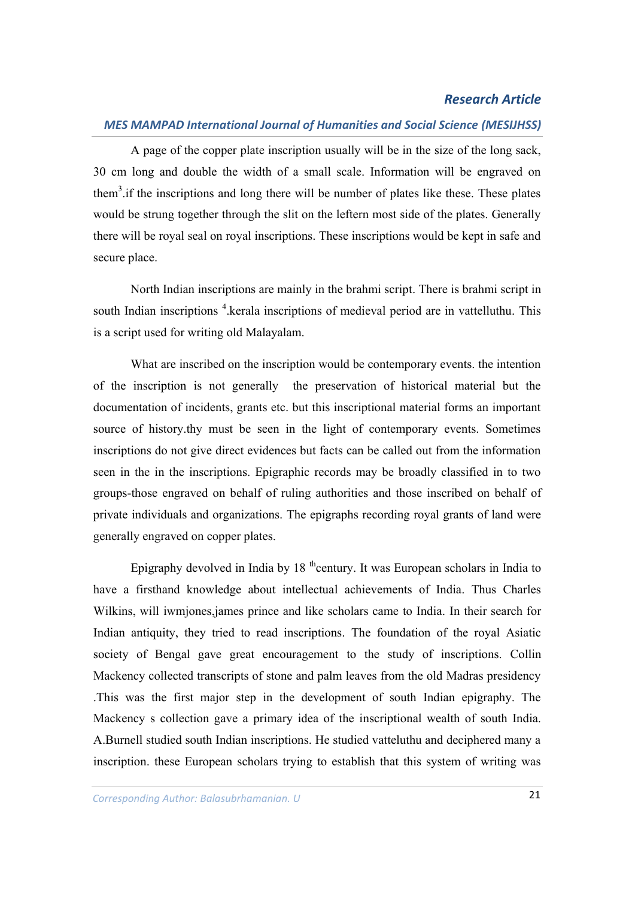A page of the copper plate inscription usually will be in the size of the long sack, 30 cm long and double the width of a small scale. Information will be engraved on them[3].if the inscriptions and long there will be number of plates like these. These plates would be strung together through the slit on the leftern most side of the plates. Generally there will be royal seal on royal inscriptions. These inscriptions would be kept in safe and secure place.

North Indian inscriptions are mainly in the brahmi script. There is brahmi script in south Indian inscriptions [4].kerala inscriptions of medieval period are in vattelluthu. This is a script used for writing old Malayalam.

What are inscribed on the inscription would be contemporary events. the intention of the inscription is not generally the preservation of historical material but the documentation of incidents, grants etc. but this inscriptional material forms an important source of history.thy must be seen in the light of contemporary events. Sometimes inscriptions do not give direct evidences but facts can be called out from the information seen in the in the inscriptions. Epigraphic records may be broadly classified in to two groups-those engraved on behalf of ruling authorities and those inscribed on behalf of private individuals and organizations. The epigraphs recording royal grants of land were generally engraved on copper plates.

Epigraphy devolved in India by 18 [th]century. It was European scholars in India to have a firsthand knowledge about intellectual achievements of India. Thus Charles Wilkins, will iwmjones,james prince and like scholars came to India. In their search for Indian antiquity, they tried to read inscriptions. The foundation of the royal Asiatic society of Bengal gave great encouragement to the study of inscriptions. Collin Mackency collected transcripts of stone and palm leaves from the old Madras presidency .This was the first major step in the development of south Indian epigraphy. The Mackency s collection gave a primary idea of the inscriptional wealth of south India. A.Burnell studied south Indian inscriptions. He studied vatteluthu and deciphered many a inscription. these European scholars trying to establish that this system of writing was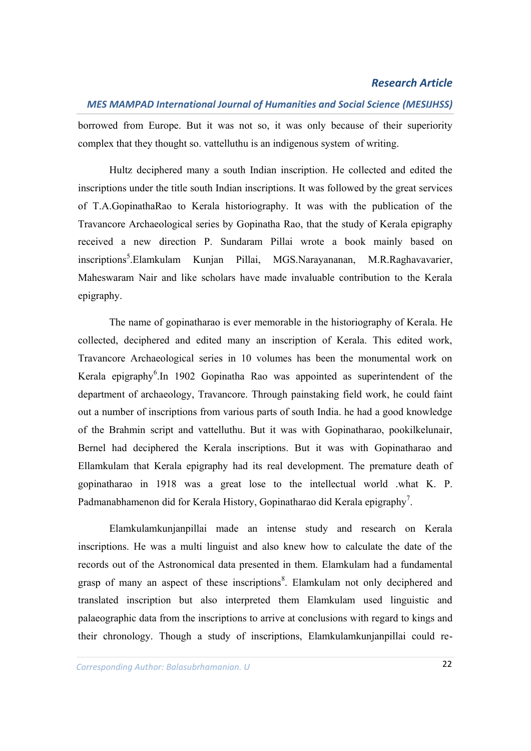borrowed from Europe. But it was not so, it was only because of their superiority complex that they thought so. vattelluthu is an indigenous system of writing.

Hultz deciphered many a south Indian inscription. He collected and edited the inscriptions under the title south Indian inscriptions. It was followed by the great services of T.A.GopinathaRao to Kerala historiography. It was with the publication of the Travancore Archaeological series by Gopinatha Rao, that the study of Kerala epigraphy received a new direction P. Sundaram Pillai wrote a book mainly based on inscriptions[5].Elamkulam Kunjan Pillai, MGS.Narayananan, M.R.Raghavavarier, Maheswaram Nair and like scholars have made invaluable contribution to the Kerala epigraphy.

The name of gopinatharao is ever memorable in the historiography of Kerala. He collected, deciphered and edited many an inscription of Kerala. This edited work, Travancore Archaeological series in 10 volumes has been the monumental work on Kerala epigraphy[6].In 1902 Gopinatha Rao was appointed as superintendent of the department of archaeology, Travancore. Through painstaking field work, he could faint out a number of inscriptions from various parts of south India. he had a good knowledge of the Brahmin script and vattelluthu. But it was with Gopinatharao, pookilkelunair, Bernel had deciphered the Kerala inscriptions. But it was with Gopinatharao and Ellamkulam that Kerala epigraphy had its real development. The premature death of gopinatharao in 1918 was a great lose to the intellectual world .what K. P. Padmanabhamenon did for Kerala History, Gopinatharao did Kerala epigraphy[7].

Elamkulamkunjanpillai made an intense study and research on Kerala inscriptions. He was a multi linguist and also knew how to calculate the date of the records out of the Astronomical data presented in them. Elamkulam had a fundamental grasp of many an aspect of these inscriptions[8]. Elamkulam not only deciphered and translated inscription but also interpreted them Elamkulam used linguistic and palaeographic data from the inscriptions to arrive at conclusions with regard to kings and their chronology. Though a study of inscriptions, Elamkulamkunjanpillai could re-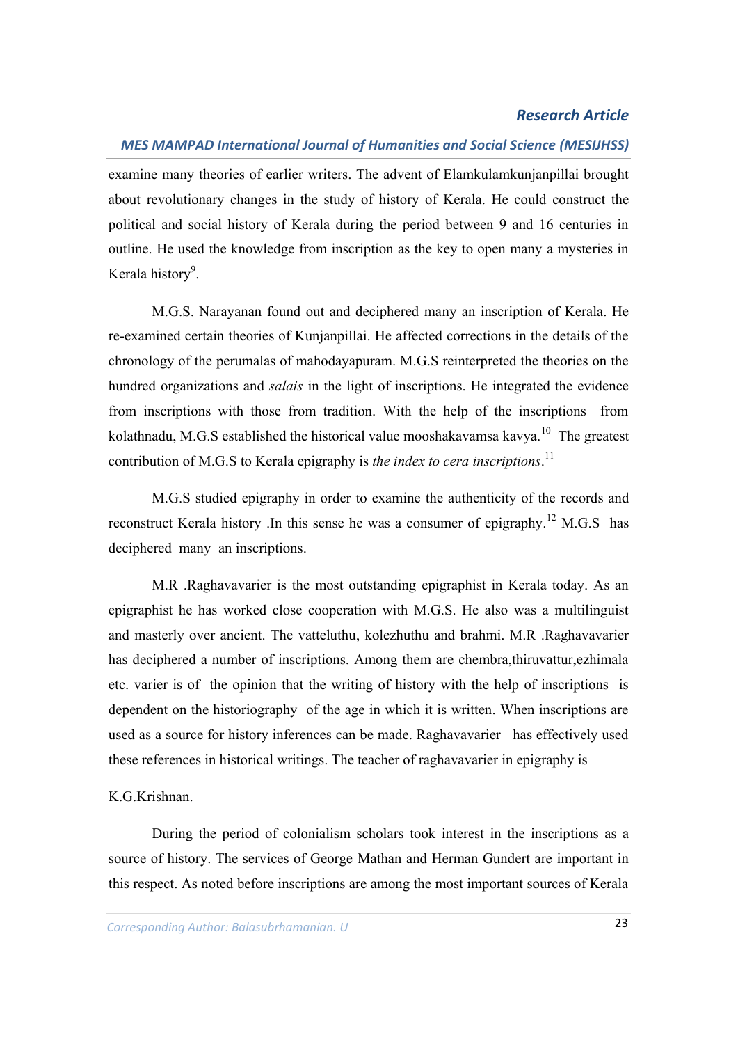examine many theories of earlier writers. The advent of Elamkulamkunjanpillai brought about revolutionary changes in the study of history of Kerala. He could construct the political and social history of Kerala during the period between 9 and 16 centuries in outline. He used the knowledge from inscription as the key to open many a mysteries in Kerala history[9].

M.G.S. Narayanan found out and deciphered many an inscription of Kerala. He re-examined certain theories of Kunjanpillai. He affected corrections in the details of the chronology of the perumalas of mahodayapuram. M.G.S reinterpreted the theories on the hundred organizations and *salais* in the light of inscriptions. He integrated the evidence from inscriptions with those from tradition. With the help of the inscriptions from kolathnadu, M.G.S established the historical value mooshakavamsa kavya.[10] The greatest contribution of M.G.S to Kerala epigraphy is *the index to cera inscriptions*.[11]

M.G.S studied epigraphy in order to examine the authenticity of the records and reconstruct Kerala history .In this sense he was a consumer of epigraphy.[12] M.G.S has deciphered many an inscriptions.

M.R .Raghavavarier is the most outstanding epigraphist in Kerala today. As an epigraphist he has worked close cooperation with M.G.S. He also was a multilinguist and masterly over ancient. The vatteluthu, kolezhuthu and brahmi. M.R .Raghavavarier has deciphered a number of inscriptions. Among them are chembra,thiruvattur,ezhimala etc. varier is of the opinion that the writing of history with the help of inscriptions is dependent on the historiography of the age in which it is written. When inscriptions are used as a source for history inferences can be made. Raghavavarier has effectively used these references in historical writings. The teacher of raghavavarier in epigraphy is

K.G.Krishnan.

During the period of colonialism scholars took interest in the inscriptions as a source of history. The services of George Mathan and Herman Gundert are important in this respect. As noted before inscriptions are among the most important sources of Kerala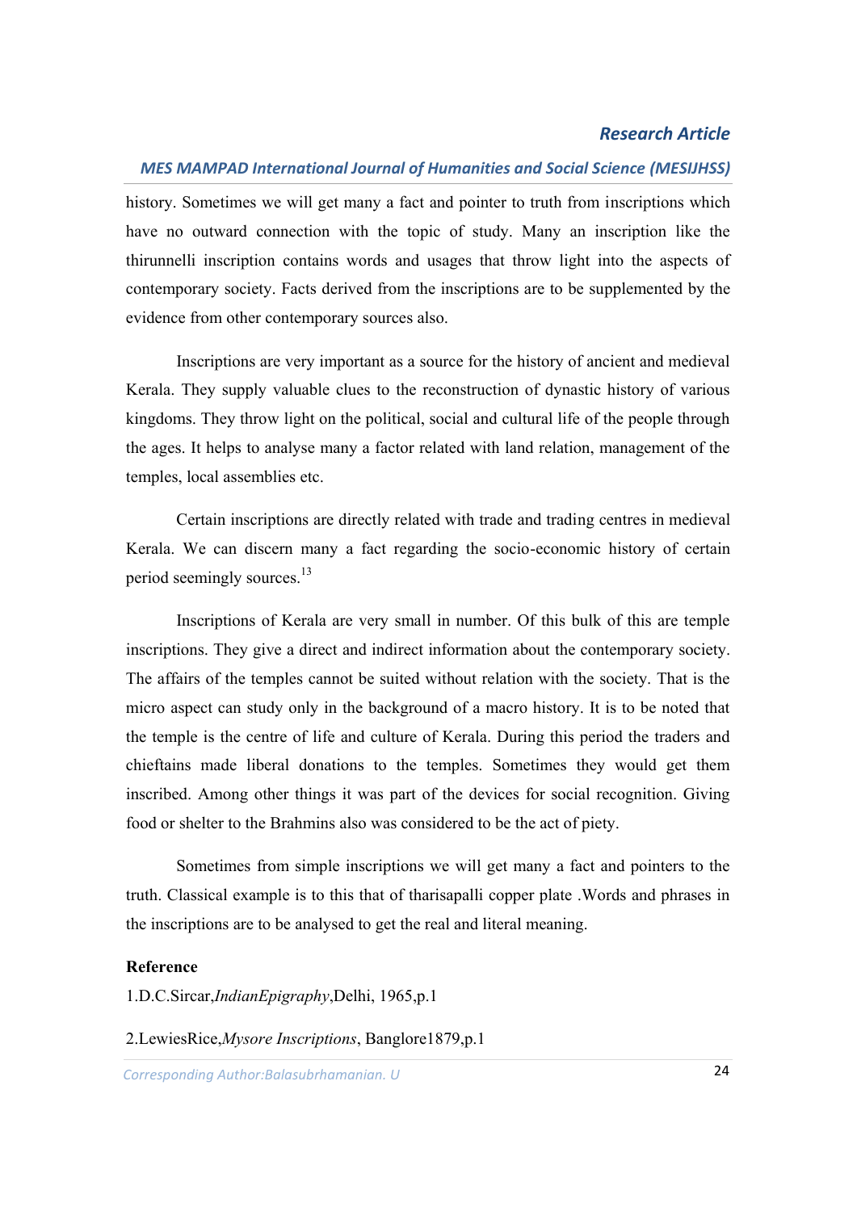history. Sometimes we will get many a fact and pointer to truth from inscriptions which have no outward connection with the topic of study. Many an inscription like the thirunnelli inscription contains words and usages that throw light into the aspects of contemporary society. Facts derived from the inscriptions are to be supplemented by the evidence from other contemporary sources also.

Inscriptions are very important as a source for the history of ancient and medieval Kerala. They supply valuable clues to the reconstruction of dynastic history of various kingdoms. They throw light on the political, social and cultural life of the people through the ages. It helps to analyse many a factor related with land relation, management of the temples, local assemblies etc.

Certain inscriptions are directly related with trade and trading centres in medieval Kerala. We can discern many a fact regarding the socio-economic history of certain period seemingly sources.[13]

Inscriptions of Kerala are very small in number. Of this bulk of this are temple inscriptions. They give a direct and indirect information about the contemporary society. The affairs of the temples cannot be suited without relation with the society. That is the micro aspect can study only in the background of a macro history. It is to be noted that the temple is the centre of life and culture of Kerala. During this period the traders and chieftains made liberal donations to the temples. Sometimes they would get them inscribed. Among other things it was part of the devices for social recognition. Giving food or shelter to the Brahmins also was considered to be the act of piety.

Sometimes from simple inscriptions we will get many a fact and pointers to the truth. Classical example is to this that of tharisapalli copper plate .Words and phrases in the inscriptions are to be analysed to get the real and literal meaning.

**Reference**

1.D.C.Sircar,*IndianEpigraphy*,Delhi, 1965,p.1

2.LewiesRice,*Mysore Inscriptions*, Banglore1879,p.1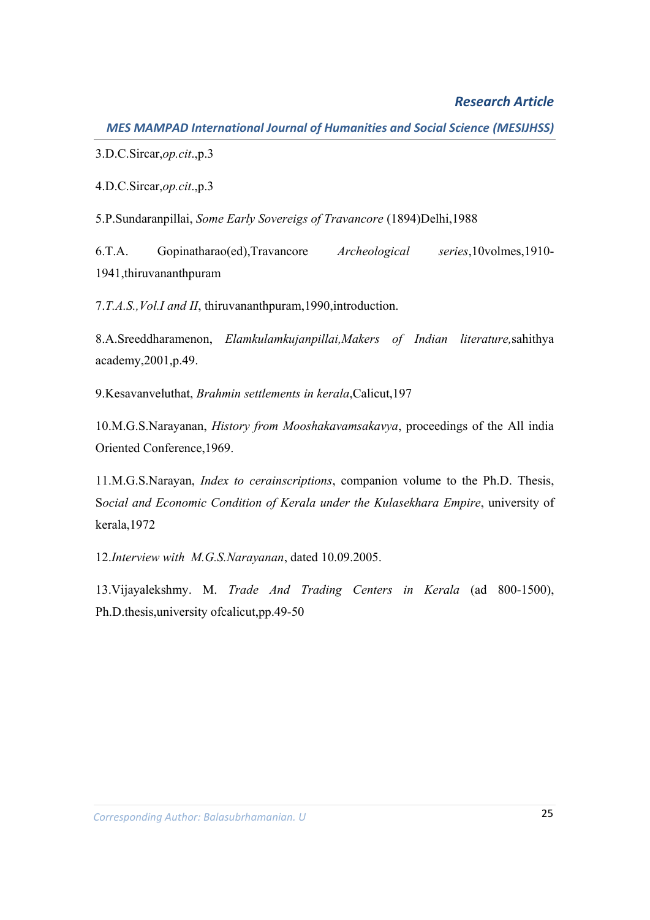3.D.C.Sircar,*op.cit*.,p.3

4.D.C.Sircar,*op.cit*.,p.3

5.P.Sundaranpillai, *Some Early Sovereigs of Travancore* (1894)Delhi,1988

6.T.A. Gopinatharao(ed),Travancore *Archeological series*,10volmes,1910-1941,thiruvananthpuram

7.*T.A.S.,Vol.I and II*, thiruvananthpuram,1990,introduction.

8.A.Sreeddharamenon, *Elamkulamkujanpillai,Makers of Indian literature,*sahithya academy,2001,p.49.

9.Kesavanveluthat, *Brahmin settlements in kerala*,Calicut,197

10.M.G.S.Narayanan, *History from Mooshakavamsakavya*, proceedings of the All india Oriented Conference,1969.

11.M.G.S.Narayan, *Index to cerainscriptions*, companion volume to the Ph.D. Thesis, S*ocial and Economic Condition of Kerala under the Kulasekhara Empire*, university of kerala,1972

12.*Interview with M.G.S.Narayanan*, dated 10.09.2005.

13.Vijayalekshmy. M. *Trade And Trading Centers in Kerala* (ad 800-1500), Ph.D.thesis,university ofcalicut,pp.49-50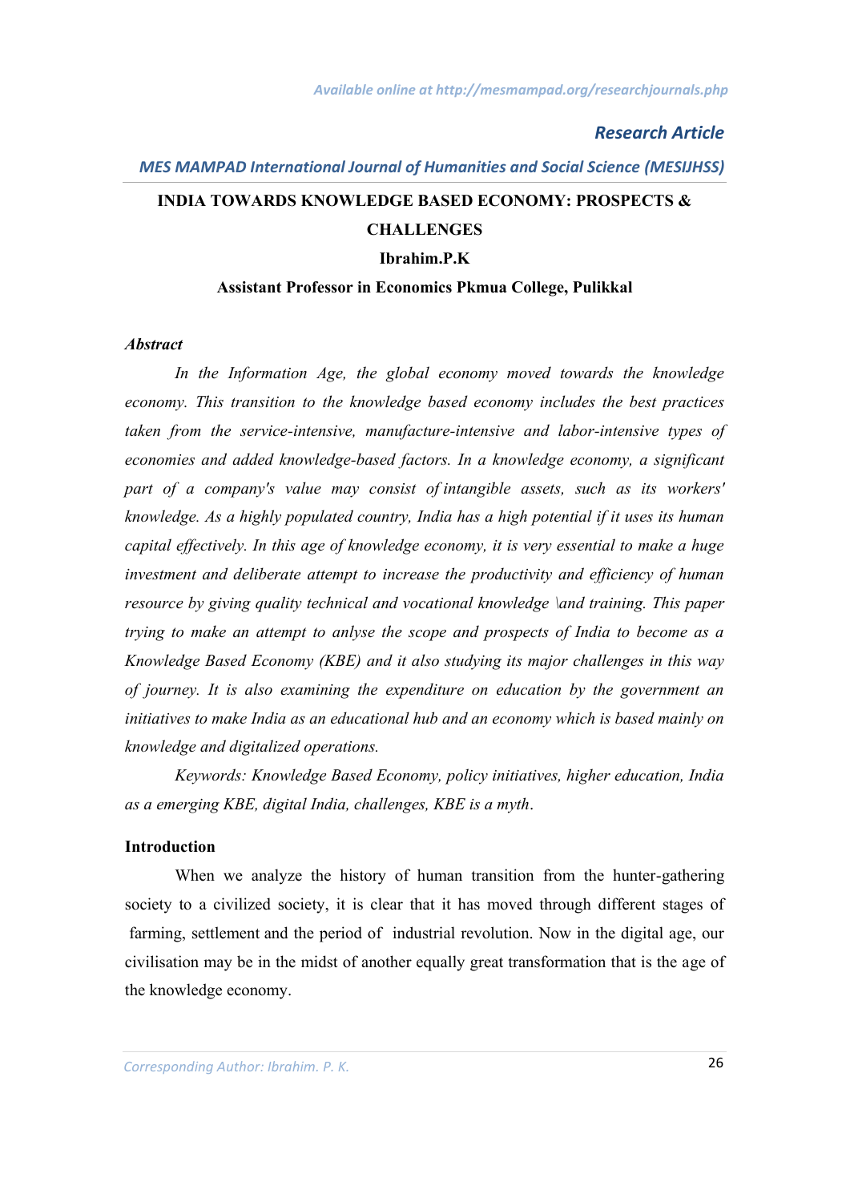*Research Article*

*MES MAMPAD International Journal of Humanities and Social Science (MESIJHSS)*

# INDIA TOWARDS KNOWLEDGE BASED ECONOMY: PROSPECTS & CHALLENGES

**Ibrahim.P.K**

**Assistant Professor in Economics Pkmua College, Pulikkal**

***Abstract***

*In the Information Age, the global economy moved towards the knowledge economy. This transition to the knowledge based economy includes the best practices taken from the service-intensive, manufacture-intensive and labor-intensive types of economies and added knowledge-based factors. In a knowledge economy, a significant part of a company's value may consist of intangible assets, such as its workers' knowledge. As a highly populated country, India has a high potential if it uses its human capital effectively. In this age of knowledge economy, it is very essential to make a huge investment and deliberate attempt to increase the productivity and efficiency of human resource by giving quality technical and vocational knowledge \and training. This paper trying to make an attempt to anlyse the scope and prospects of India to become as a Knowledge Based Economy (KBE) and it also studying its major challenges in this way of journey. It is also examining the expenditure on education by the government an initiatives to make India as an educational hub and an economy which is based mainly on knowledge and digitalized operations.*

*Keywords: Knowledge Based Economy, policy initiatives, higher education, India as a emerging KBE, digital India, challenges, KBE is a myth*.

**Introduction**

When we analyze the history of human transition from the hunter-gathering society to a civilized society, it is clear that it has moved through different stages of farming, settlement and the period of industrial revolution. Now in the digital age, our civilisation may be in the midst of another equally great transformation that is the age of the knowledge economy.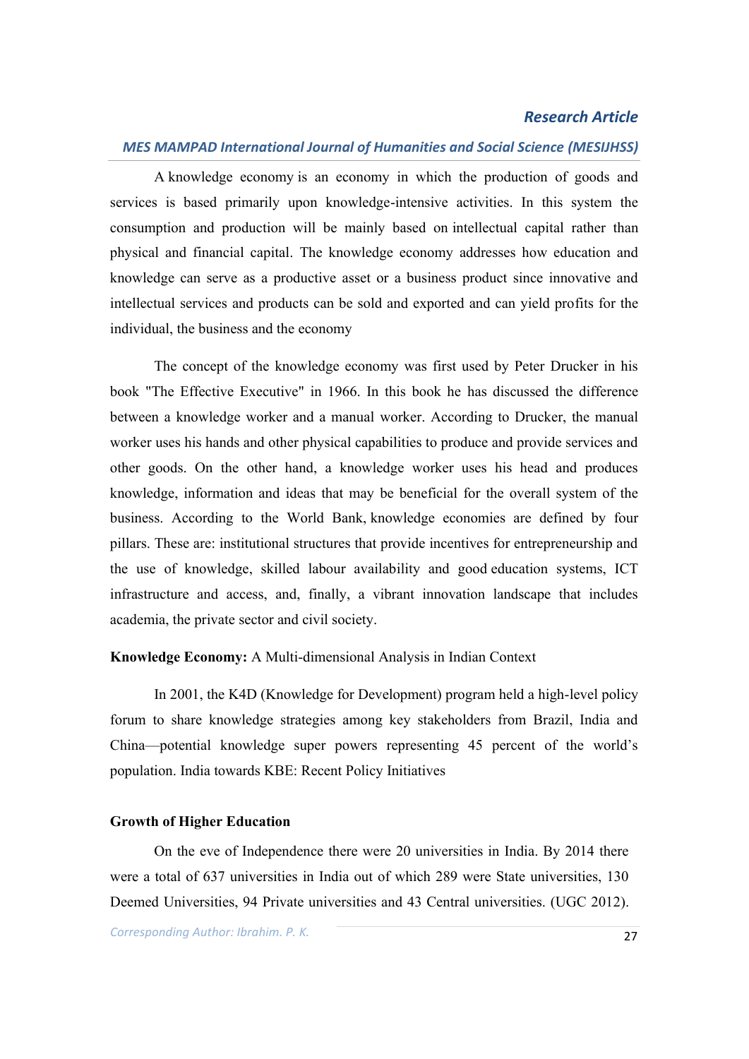A knowledge economy is an economy in which the production of goods and services is based primarily upon knowledge-intensive activities. In this system the consumption and production will be mainly based on intellectual capital rather than physical and financial capital. The knowledge economy addresses how education and knowledge can serve as a productive asset or a business product since innovative and intellectual services and products can be sold and exported and can yield profits for the individual, the business and the economy

The concept of the knowledge economy was first used by Peter Drucker in his book "The Effective Executive" in 1966. In this book he has discussed the difference between a knowledge worker and a manual worker. According to Drucker, the manual worker uses his hands and other physical capabilities to produce and provide services and other goods. On the other hand, a knowledge worker uses his head and produces knowledge, information and ideas that may be beneficial for the overall system of the business. According to the World Bank, knowledge economies are defined by four pillars. These are: institutional structures that provide incentives for entrepreneurship and the use of knowledge, skilled labour availability and good education systems, ICT infrastructure and access, and, finally, a vibrant innovation landscape that includes academia, the private sector and civil society.

**Knowledge Economy:** A Multi-dimensional Analysis in Indian Context

In 2001, the K4D (Knowledge for Development) program held a high-level policy forum to share knowledge strategies among key stakeholders from Brazil, India and China—potential knowledge super powers representing 45 percent of the world's population. India towards KBE: Recent Policy Initiatives

**Growth of Higher Education**

On the eve of Independence there were 20 universities in India. By 2014 there were a total of 637 universities in India out of which 289 were State universities, 130 Deemed Universities, 94 Private universities and 43 Central universities. (UGC 2012).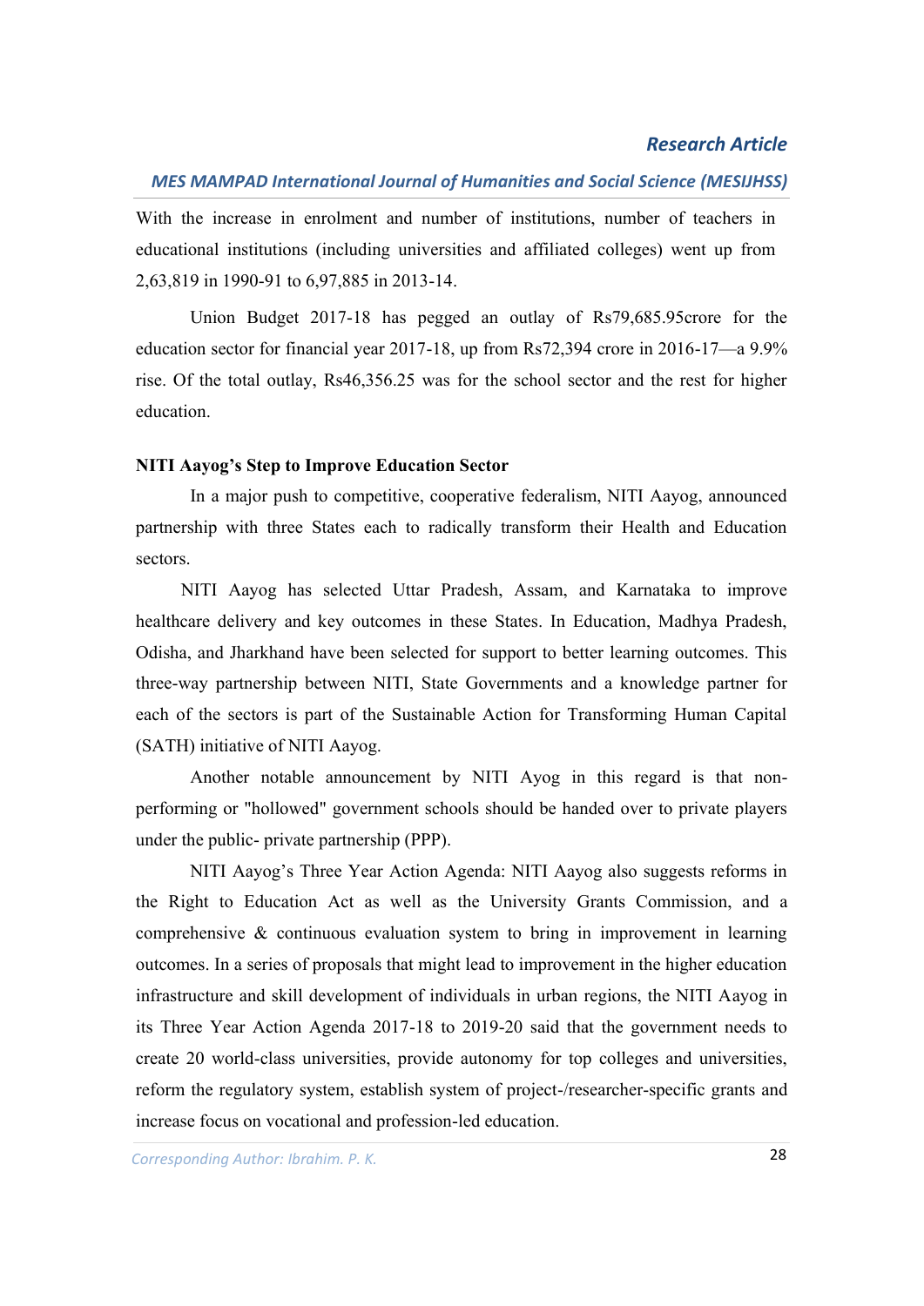With the increase in enrolment and number of institutions, number of teachers in educational institutions (including universities and affiliated colleges) went up from 2,63,819 in 1990-91 to 6,97,885 in 2013-14.

Union Budget 2017-18 has pegged an outlay of Rs79,685.95crore for the education sector for financial year 2017-18, up from Rs72,394 crore in 2016-17—a 9.9% rise. Of the total outlay, Rs46,356.25 was for the school sector and the rest for higher education.

**NITI Aayog's Step to Improve Education Sector**

In a major push to competitive, cooperative federalism, NITI Aayog, announced partnership with three States each to radically transform their Health and Education sectors.

NITI Aayog has selected Uttar Pradesh, Assam, and Karnataka to improve healthcare delivery and key outcomes in these States. In Education, Madhya Pradesh, Odisha, and Jharkhand have been selected for support to better learning outcomes. This three-way partnership between NITI, State Governments and a knowledge partner for each of the sectors is part of the Sustainable Action for Transforming Human Capital (SATH) initiative of NITI Aayog.

Another notable announcement by NITI Ayog in this regard is that non-performing or "hollowed" government schools should be handed over to private players under the public- private partnership (PPP).

NITI Aayog's Three Year Action Agenda: NITI Aayog also suggests reforms in the Right to Education Act as well as the University Grants Commission, and a comprehensive & continuous evaluation system to bring in improvement in learning outcomes. In a series of proposals that might lead to improvement in the higher education infrastructure and skill development of individuals in urban regions, the NITI Aayog in its Three Year Action Agenda 2017-18 to 2019-20 said that the government needs to create 20 world-class universities, provide autonomy for top colleges and universities, reform the regulatory system, establish system of project-/researcher-specific grants and increase focus on vocational and profession-led education.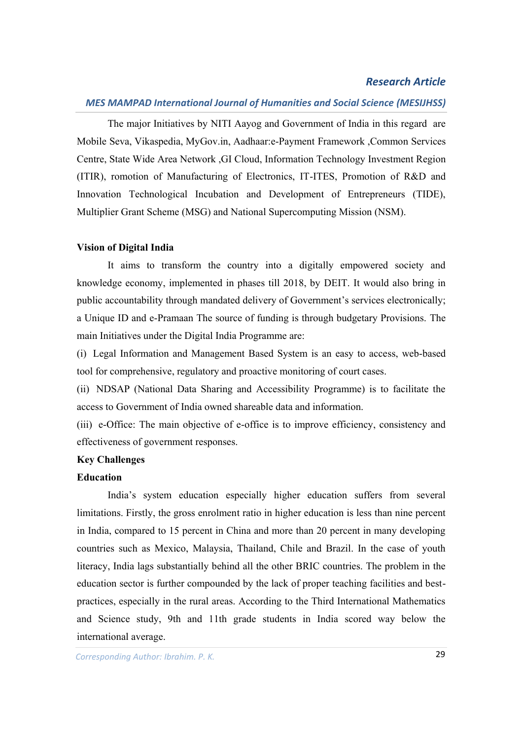The major Initiatives by NITI Aayog and Government of India in this regard are Mobile Seva, Vikaspedia, MyGov.in, Aadhaar:e-Payment Framework ,Common Services Centre, State Wide Area Network ,GI Cloud, Information Technology Investment Region (ITIR), romotion of Manufacturing of Electronics, IT-ITES, Promotion of R&D and Innovation Technological Incubation and Development of Entrepreneurs (TIDE), Multiplier Grant Scheme (MSG) and National Supercomputing Mission (NSM).

**Vision of Digital India**

It aims to transform the country into a digitally empowered society and knowledge economy, implemented in phases till 2018, by DEIT. It would also bring in public accountability through mandated delivery of Government's services electronically; a Unique ID and e-Pramaan The source of funding is through budgetary Provisions. The main Initiatives under the Digital India Programme are:

(i) Legal Information and Management Based System is an easy to access, web-based tool for comprehensive, regulatory and proactive monitoring of court cases.

(ii) NDSAP (National Data Sharing and Accessibility Programme) is to facilitate the access to Government of India owned shareable data and information.

(iii) e-Office: The main objective of e-office is to improve efficiency, consistency and effectiveness of government responses.

**Key Challenges**

**Education**

India's system education especially higher education suffers from several limitations. Firstly, the gross enrolment ratio in higher education is less than nine percent in India, compared to 15 percent in China and more than 20 percent in many developing countries such as Mexico, Malaysia, Thailand, Chile and Brazil. In the case of youth literacy, India lags substantially behind all the other BRIC countries. The problem in the education sector is further compounded by the lack of proper teaching facilities and best-practices, especially in the rural areas. According to the Third International Mathematics and Science study, 9th and 11th grade students in India scored way below the international average.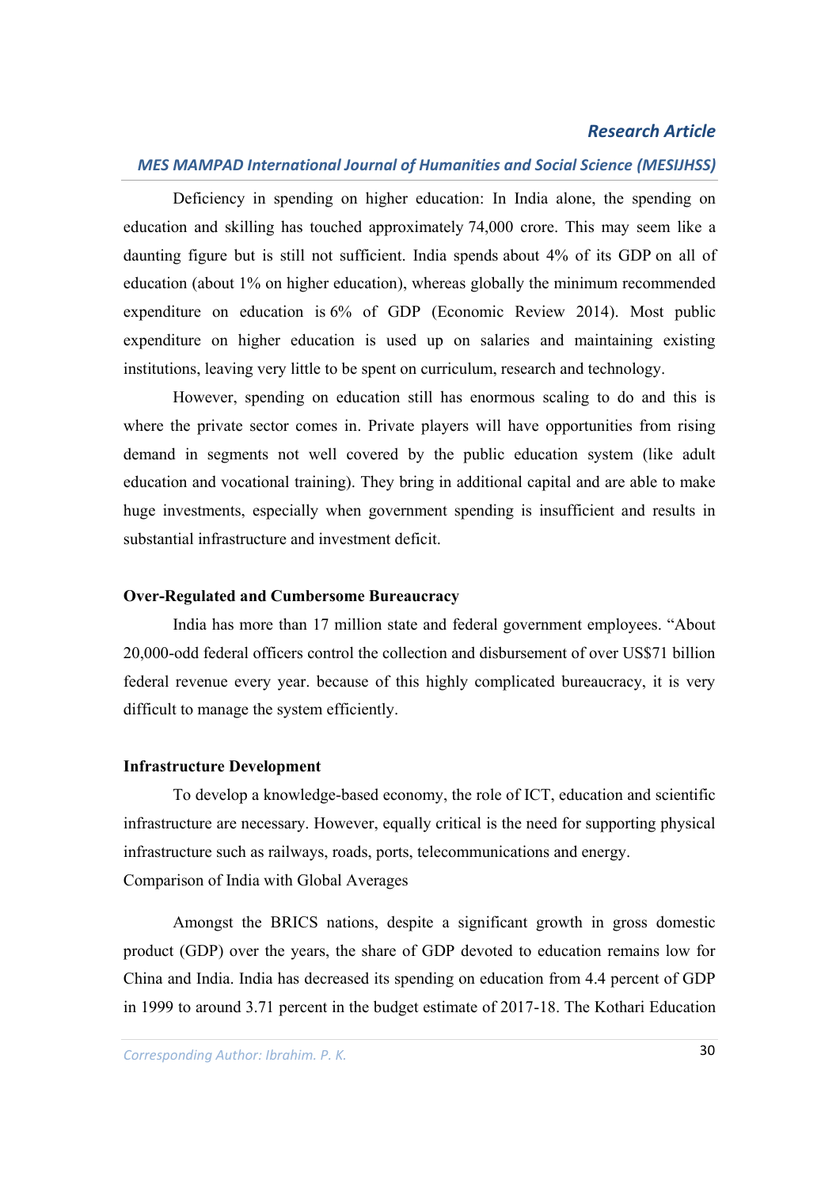Deficiency in spending on higher education: In India alone, the spending on education and skilling has touched approximately 74,000 crore. This may seem like a daunting figure but is still not sufficient. India spends about 4% of its GDP on all of education (about 1% on higher education), whereas globally the minimum recommended expenditure on education is 6% of GDP (Economic Review 2014). Most public expenditure on higher education is used up on salaries and maintaining existing institutions, leaving very little to be spent on curriculum, research and technology.

However, spending on education still has enormous scaling to do and this is where the private sector comes in. Private players will have opportunities from rising demand in segments not well covered by the public education system (like adult education and vocational training). They bring in additional capital and are able to make huge investments, especially when government spending is insufficient and results in substantial infrastructure and investment deficit.

**Over-Regulated and Cumbersome Bureaucracy**

India has more than 17 million state and federal government employees. "About 20,000-odd federal officers control the collection and disbursement of over US$71 billion federal revenue every year. because of this highly complicated bureaucracy, it is very difficult to manage the system efficiently.

**Infrastructure Development**

To develop a knowledge-based economy, the role of ICT, education and scientific infrastructure are necessary. However, equally critical is the need for supporting physical infrastructure such as railways, roads, ports, telecommunications and energy.

Comparison of India with Global Averages

Amongst the BRICS nations, despite a significant growth in gross domestic product (GDP) over the years, the share of GDP devoted to education remains low for China and India. India has decreased its spending on education from 4.4 percent of GDP in 1999 to around 3.71 percent in the budget estimate of 2017-18. The Kothari Education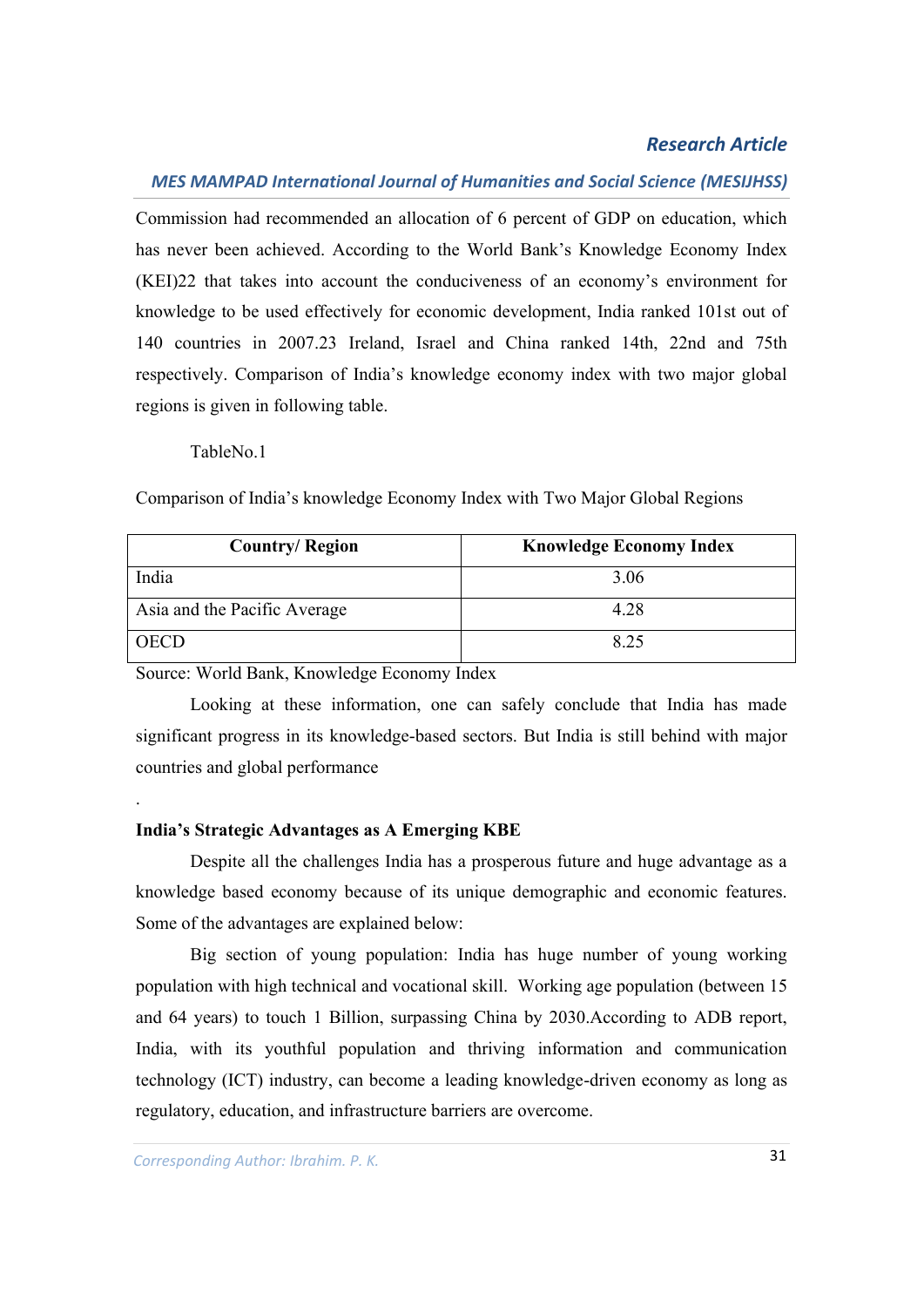Commission had recommended an allocation of 6 percent of GDP on education, which has never been achieved. According to the World Bank's Knowledge Economy Index (KEI)22 that takes into account the conduciveness of an economy's environment for knowledge to be used effectively for economic development, India ranked 101st out of 140 countries in 2007.23 Ireland, Israel and China ranked 14th, 22nd and 75th respectively. Comparison of India's knowledge economy index with two major global regions is given in following table.

TableNo.1

Comparison of India's knowledge Economy Index with Two Major Global Regions

| Country/ Region | Knowledge Economy Index |
|---|---|
| India | 3.06 |
| Asia and the Pacific Average | 4.28 |
| OECD | 8.25 |

Source: World Bank, Knowledge Economy Index

Looking at these information, one can safely conclude that India has made significant progress in its knowledge-based sectors. But India is still behind with major countries and global performance

.

**India's Strategic Advantages as A Emerging KBE**

Despite all the challenges India has a prosperous future and huge advantage as a knowledge based economy because of its unique demographic and economic features. Some of the advantages are explained below:

Big section of young population: India has huge number of young working population with high technical and vocational skill. Working age population (between 15 and 64 years) to touch 1 Billion, surpassing China by 2030.According to ADB report, India, with its youthful population and thriving information and communication technology (ICT) industry, can become a leading knowledge-driven economy as long as regulatory, education, and infrastructure barriers are overcome.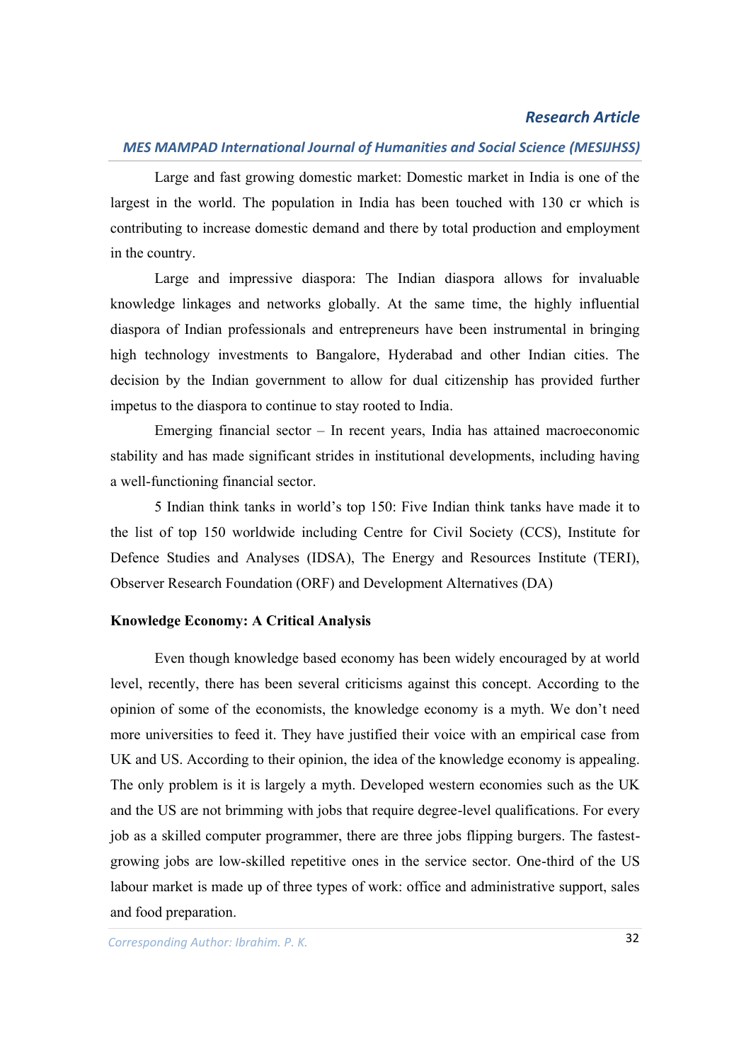Large and fast growing domestic market: Domestic market in India is one of the largest in the world. The population in India has been touched with 130 cr which is contributing to increase domestic demand and there by total production and employment in the country.

Large and impressive diaspora: The Indian diaspora allows for invaluable knowledge linkages and networks globally. At the same time, the highly influential diaspora of Indian professionals and entrepreneurs have been instrumental in bringing high technology investments to Bangalore, Hyderabad and other Indian cities. The decision by the Indian government to allow for dual citizenship has provided further impetus to the diaspora to continue to stay rooted to India.

Emerging financial sector – In recent years, India has attained macroeconomic stability and has made significant strides in institutional developments, including having a well-functioning financial sector.

5 Indian think tanks in world's top 150: Five Indian think tanks have made it to the list of top 150 worldwide including Centre for Civil Society (CCS), Institute for Defence Studies and Analyses (IDSA), The Energy and Resources Institute (TERI), Observer Research Foundation (ORF) and Development Alternatives (DA)

**Knowledge Economy: A Critical Analysis**

Even though knowledge based economy has been widely encouraged by at world level, recently, there has been several criticisms against this concept. According to the opinion of some of the economists, the knowledge economy is a myth. We don't need more universities to feed it. They have justified their voice with an empirical case from UK and US. According to their opinion, the idea of the knowledge economy is appealing. The only problem is it is largely a myth. Developed western economies such as the UK and the US are not brimming with jobs that require degree-level qualifications. For every job as a skilled computer programmer, there are three jobs flipping burgers. The fastest-growing jobs are low-skilled repetitive ones in the service sector. One-third of the US labour market is made up of three types of work: office and administrative support, sales and food preparation.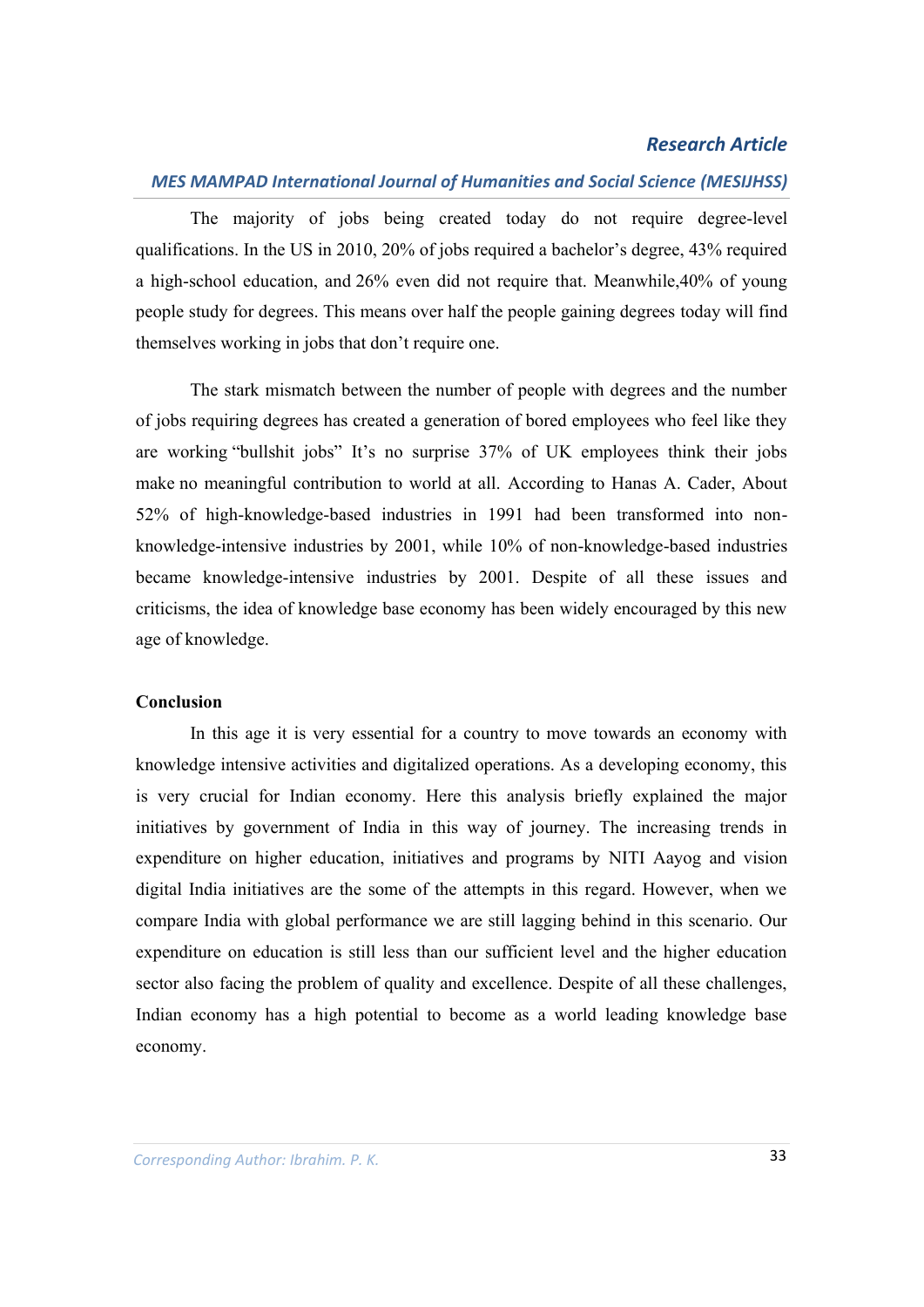The majority of jobs being created today do not require degree-level qualifications. In the US in 2010, 20% of jobs required a bachelor's degree, 43% required a high-school education, and 26% even did not require that. Meanwhile,40% of young people study for degrees. This means over half the people gaining degrees today will find themselves working in jobs that don't require one.

The stark mismatch between the number of people with degrees and the number of jobs requiring degrees has created a generation of bored employees who feel like they are working "bullshit jobs" It's no surprise 37% of UK employees think their jobs make no meaningful contribution to world at all. According to Hanas A. Cader, About 52% of high-knowledge-based industries in 1991 had been transformed into non-knowledge-intensive industries by 2001, while 10% of non-knowledge-based industries became knowledge-intensive industries by 2001. Despite of all these issues and criticisms, the idea of knowledge base economy has been widely encouraged by this new age of knowledge.

**Conclusion**

In this age it is very essential for a country to move towards an economy with knowledge intensive activities and digitalized operations. As a developing economy, this is very crucial for Indian economy. Here this analysis briefly explained the major initiatives by government of India in this way of journey. The increasing trends in expenditure on higher education, initiatives and programs by NITI Aayog and vision digital India initiatives are the some of the attempts in this regard. However, when we compare India with global performance we are still lagging behind in this scenario. Our expenditure on education is still less than our sufficient level and the higher education sector also facing the problem of quality and excellence. Despite of all these challenges, Indian economy has a high potential to become as a world leading knowledge base economy.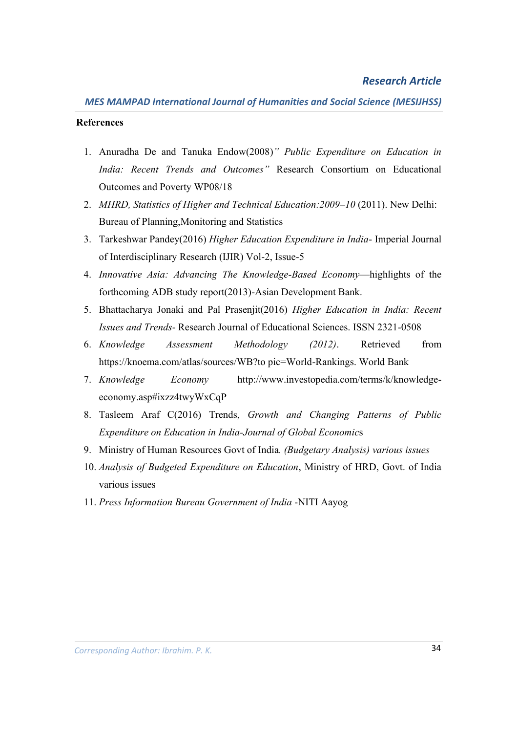**References**

1. Anuradha De and Tanuka Endow(2008)*" Public Expenditure on Education in India: Recent Trends and Outcomes"* Research Consortium on Educational Outcomes and Poverty WP08/18
2. *MHRD, Statistics of Higher and Technical Education:2009–10* (2011). New Delhi: Bureau of Planning,Monitoring and Statistics
3. Tarkeshwar Pandey(2016) *Higher Education Expenditure in India*- Imperial Journal of Interdisciplinary Research (IJIR) Vol-2, Issue-5
4. *Innovative Asia: Advancing The Knowledge-Based Economy*—highlights of the forthcoming ADB study report(2013)-Asian Development Bank.
5. Bhattacharya Jonaki and Pal Prasenjit(2016) *Higher Education in India: Recent Issues and Trends*- Research Journal of Educational Sciences. ISSN 2321-0508
6. *Knowledge Assessment Methodology (2012)*. Retrieved from https://knoema.com/atlas/sources/WB?to pic=World-Rankings. World Bank
7. *Knowledge Economy* http://www.investopedia.com/terms/k/knowledge-economy.asp#ixzz4twyWxCqP
8. Tasleem Araf C(2016) Trends, *Growth and Changing Patterns of Public Expenditure on Education in India-Journal of Global Economic*s
9. Ministry of Human Resources Govt of India*. (Budgetary Analysis) various issues*
10. *Analysis of Budgeted Expenditure on Education*, Ministry of HRD, Govt. of India various issues
11. *Press Information Bureau Government of India* -NITI Aayog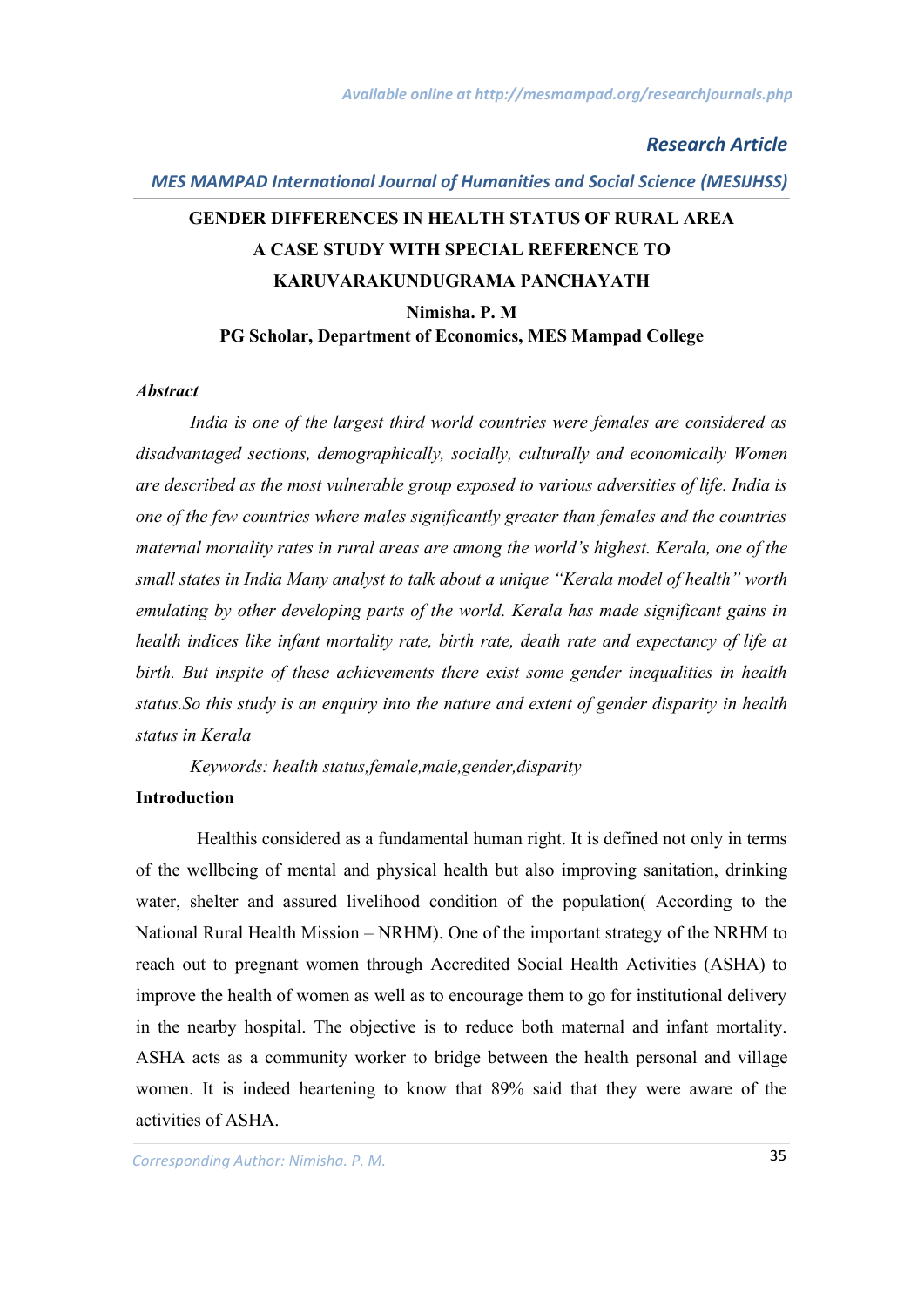# GENDER DIFFERENCES IN HEALTH STATUS OF RURAL AREA A CASE STUDY WITH SPECIAL REFERENCE TO KARUVARAKUNDUGRAMA PANCHAYATH

**Nimisha. P. M**
**PG Scholar, Department of Economics, MES Mampad College**

### *Abstract*

*India is one of the largest third world countries were females are considered as disadvantaged sections, demographically, socially, culturally and economically Women are described as the most vulnerable group exposed to various adversities of life. India is one of the few countries where males significantly greater than females and the countries maternal mortality rates in rural areas are among the world's highest. Kerala, one of the small states in India Many analyst to talk about a unique "Kerala model of health" worth emulating by other developing parts of the world. Kerala has made significant gains in health indices like infant mortality rate, birth rate, death rate and expectancy of life at birth. But inspite of these achievements there exist some gender inequalities in health status.So this study is an enquiry into the nature and extent of gender disparity in health status in Kerala*

*Keywords: health status,female,male,gender,disparity*

### Introduction

Healthis considered as a fundamental human right. It is defined not only in terms of the wellbeing of mental and physical health but also improving sanitation, drinking water, shelter and assured livelihood condition of the population( According to the National Rural Health Mission – NRHM). One of the important strategy of the NRHM to reach out to pregnant women through Accredited Social Health Activities (ASHA) to improve the health of women as well as to encourage them to go for institutional delivery in the nearby hospital. The objective is to reduce both maternal and infant mortality. ASHA acts as a community worker to bridge between the health personal and village women. It is indeed heartening to know that 89% said that they were aware of the activities of ASHA.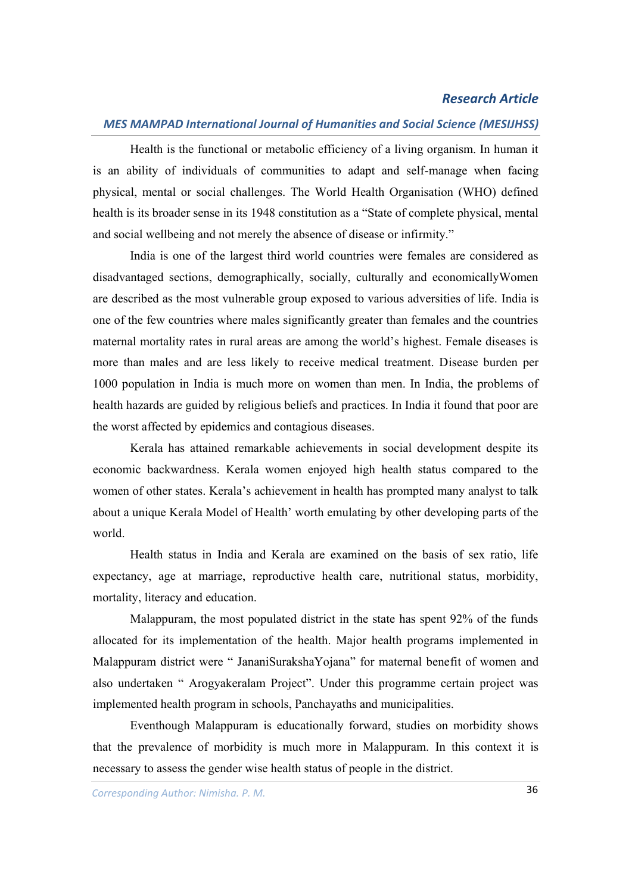Health is the functional or metabolic efficiency of a living organism. In human it is an ability of individuals of communities to adapt and self-manage when facing physical, mental or social challenges. The World Health Organisation (WHO) defined health is its broader sense in its 1948 constitution as a "State of complete physical, mental and social wellbeing and not merely the absence of disease or infirmity."

India is one of the largest third world countries were females are considered as disadvantaged sections, demographically, socially, culturally and economicallyWomen are described as the most vulnerable group exposed to various adversities of life. India is one of the few countries where males significantly greater than females and the countries maternal mortality rates in rural areas are among the world's highest. Female diseases is more than males and are less likely to receive medical treatment. Disease burden per 1000 population in India is much more on women than men. In India, the problems of health hazards are guided by religious beliefs and practices. In India it found that poor are the worst affected by epidemics and contagious diseases.

Kerala has attained remarkable achievements in social development despite its economic backwardness. Kerala women enjoyed high health status compared to the women of other states. Kerala's achievement in health has prompted many analyst to talk about a unique Kerala Model of Health' worth emulating by other developing parts of the world.

Health status in India and Kerala are examined on the basis of sex ratio, life expectancy, age at marriage, reproductive health care, nutritional status, morbidity, mortality, literacy and education.

Malappuram, the most populated district in the state has spent 92% of the funds allocated for its implementation of the health. Major health programs implemented in Malappuram district were " JananiSurakshaYojana" for maternal benefit of women and also undertaken " Arogyakeralam Project". Under this programme certain project was implemented health program in schools, Panchayaths and municipalities.

Eventhough Malappuram is educationally forward, studies on morbidity shows that the prevalence of morbidity is much more in Malappuram. In this context it is necessary to assess the gender wise health status of people in the district.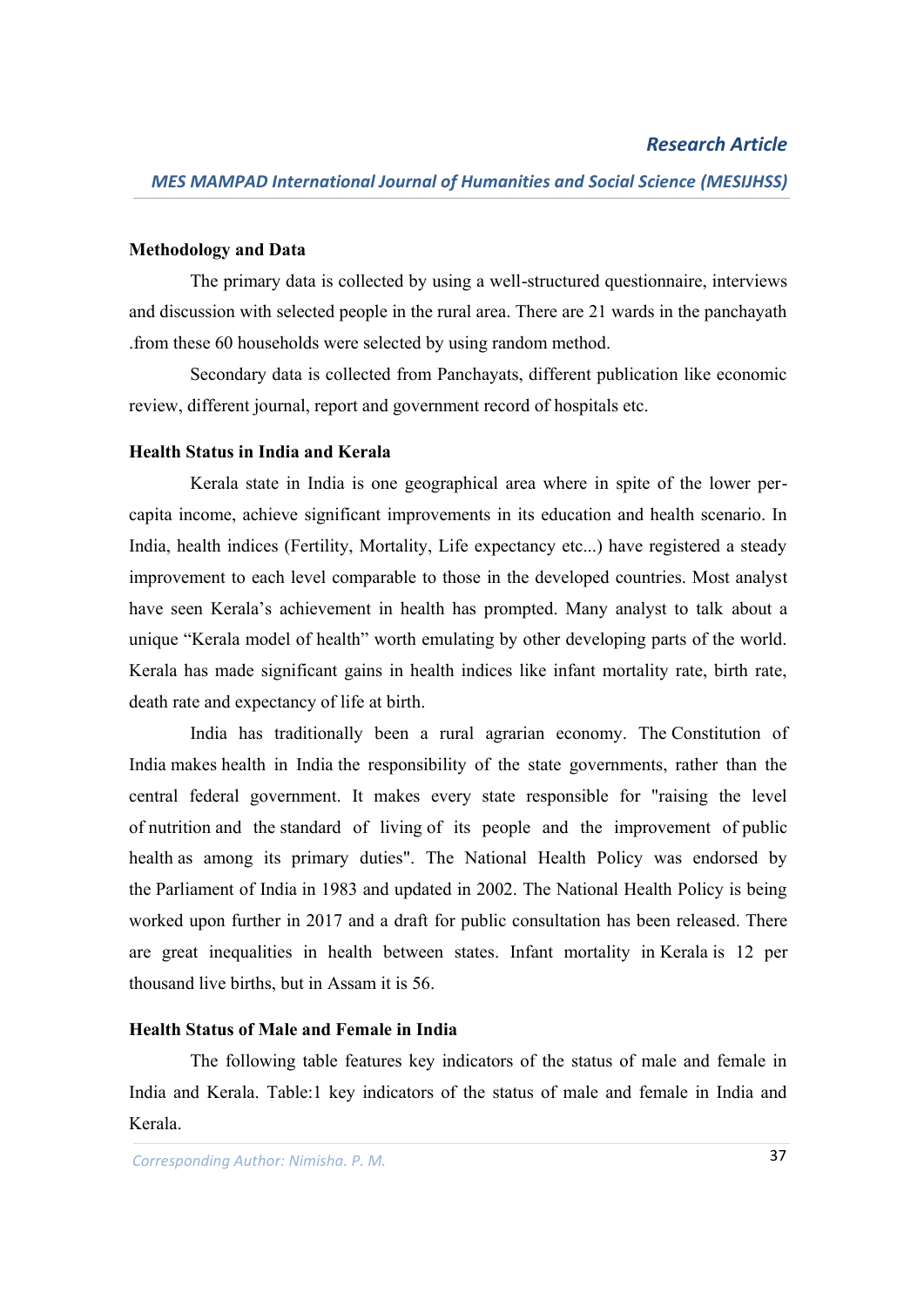**Methodology and Data**

The primary data is collected by using a well-structured questionnaire, interviews and discussion with selected people in the rural area. There are 21 wards in the panchayath .from these 60 households were selected by using random method.

Secondary data is collected from Panchayats, different publication like economic review, different journal, report and government record of hospitals etc.

**Health Status in India and Kerala**

Kerala state in India is one geographical area where in spite of the lower per-capita income, achieve significant improvements in its education and health scenario. In India, health indices (Fertility, Mortality, Life expectancy etc...) have registered a steady improvement to each level comparable to those in the developed countries. Most analyst have seen Kerala's achievement in health has prompted. Many analyst to talk about a unique "Kerala model of health" worth emulating by other developing parts of the world. Kerala has made significant gains in health indices like infant mortality rate, birth rate, death rate and expectancy of life at birth.

India has traditionally been a rural agrarian economy. The Constitution of India makes health in India the responsibility of the state governments, rather than the central federal government. It makes every state responsible for "raising the level of nutrition and the standard of living of its people and the improvement of public health as among its primary duties". The National Health Policy was endorsed by the Parliament of India in 1983 and updated in 2002. The National Health Policy is being worked upon further in 2017 and a draft for public consultation has been released. There are great inequalities in health between states. Infant mortality in Kerala is 12 per thousand live births, but in Assam it is 56.

**Health Status of Male and Female in India**

The following table features key indicators of the status of male and female in India and Kerala. Table:1 key indicators of the status of male and female in India and Kerala.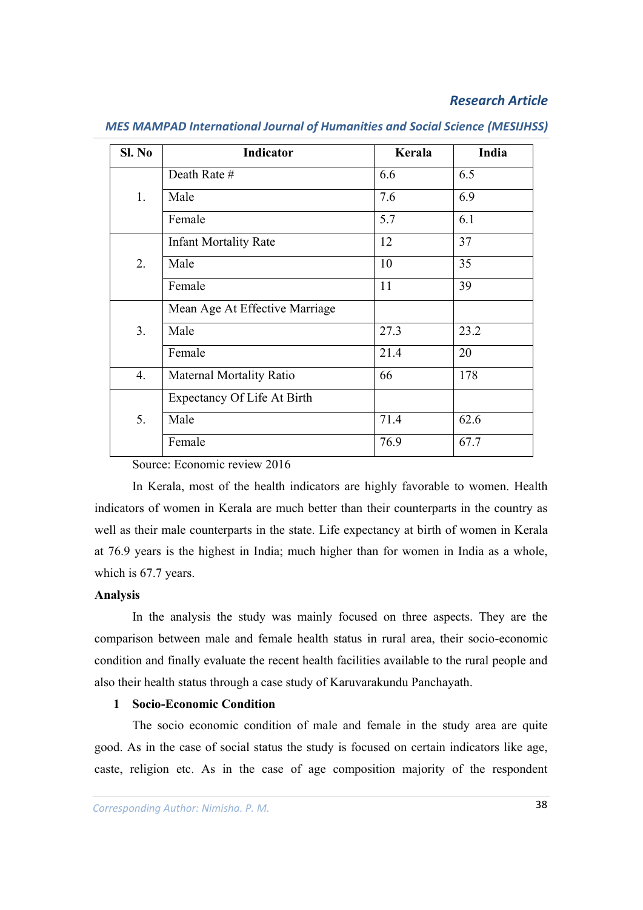| Sl. No | Indicator | Kerala | India |
|---|---|---|---|
| 1. | Death Rate # | 6.6 | 6.5 |
| | Male | 7.6 | 6.9 |
| | Female | 5.7 | 6.1 |
| 2. | Infant Mortality Rate | 12 | 37 |
| | Male | 10 | 35 |
| | Female | 11 | 39 |
| 3. | Mean Age At Effective Marriage | | |
| | Male | 27.3 | 23.2 |
| | Female | 21.4 | 20 |
| 4. | Maternal Mortality Ratio | 66 | 178 |
| 5. | Expectancy Of Life At Birth | | |
| | Male | 71.4 | 62.6 |
| | Female | 76.9 | 67.7 |

Source: Economic review 2016

In Kerala, most of the health indicators are highly favorable to women. Health indicators of women in Kerala are much better than their counterparts in the country as well as their male counterparts in the state. Life expectancy at birth of women in Kerala at 76.9 years is the highest in India; much higher than for women in India as a whole, which is 67.7 years.

**Analysis**

In the analysis the study was mainly focused on three aspects. They are the comparison between male and female health status in rural area, their socio-economic condition and finally evaluate the recent health facilities available to the rural people and also their health status through a case study of Karuvarakundu Panchayath.

**1 Socio-Economic Condition**

The socio economic condition of male and female in the study area are quite good. As in the case of social status the study is focused on certain indicators like age, caste, religion etc. As in the case of age composition majority of the respondent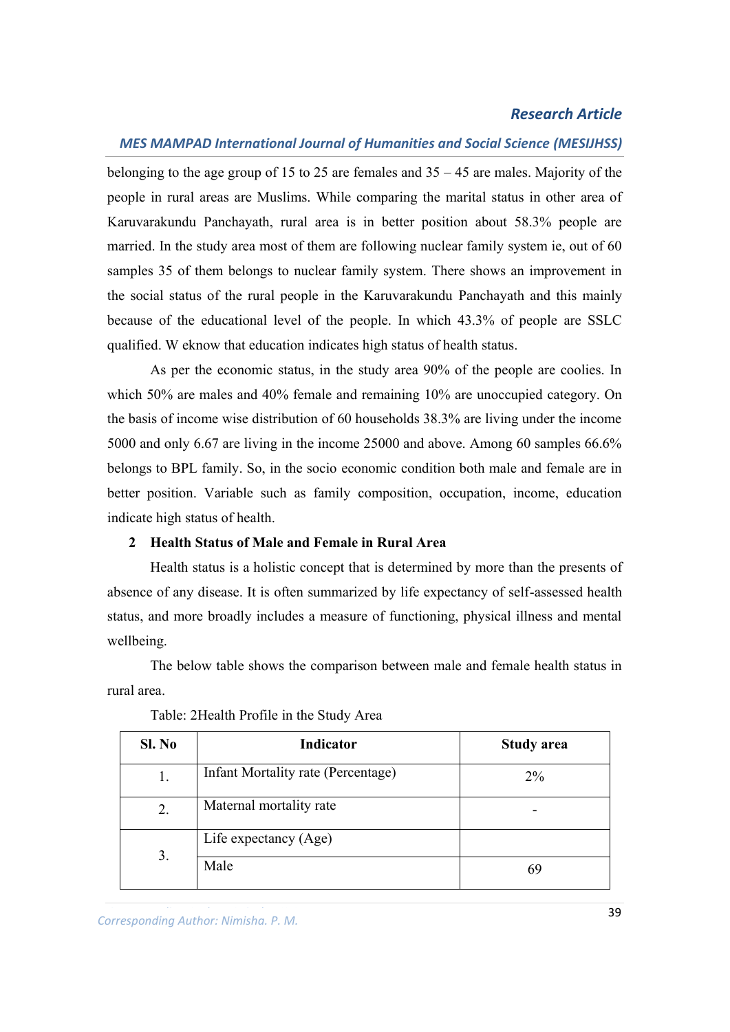belonging to the age group of 15 to 25 are females and 35 – 45 are males. Majority of the people in rural areas are Muslims. While comparing the marital status in other area of Karuvarakundu Panchayath, rural area is in better position about 58.3% people are married. In the study area most of them are following nuclear family system ie, out of 60 samples 35 of them belongs to nuclear family system. There shows an improvement in the social status of the rural people in the Karuvarakundu Panchayath and this mainly because of the educational level of the people. In which 43.3% of people are SSLC qualified. W eknow that education indicates high status of health status.

As per the economic status, in the study area 90% of the people are coolies. In which 50% are males and 40% female and remaining 10% are unoccupied category. On the basis of income wise distribution of 60 households 38.3% are living under the income 5000 and only 6.67 are living in the income 25000 and above. Among 60 samples 66.6% belongs to BPL family. So, in the socio economic condition both male and female are in better position. Variable such as family composition, occupation, income, education indicate high status of health.

**2 Health Status of Male and Female in Rural Area**

Health status is a holistic concept that is determined by more than the presents of absence of any disease. It is often summarized by life expectancy of self-assessed health status, and more broadly includes a measure of functioning, physical illness and mental wellbeing.

The below table shows the comparison between male and female health status in rural area.

Table: 2Health Profile in the Study Area

| Sl. No | Indicator | Study area |
|---|---|---|
| 1. | Infant Mortality rate (Percentage) | 2% |
| 2. | Maternal mortality rate | - |
| 3. | Life expectancy (Age) | |
| | Male | 69 |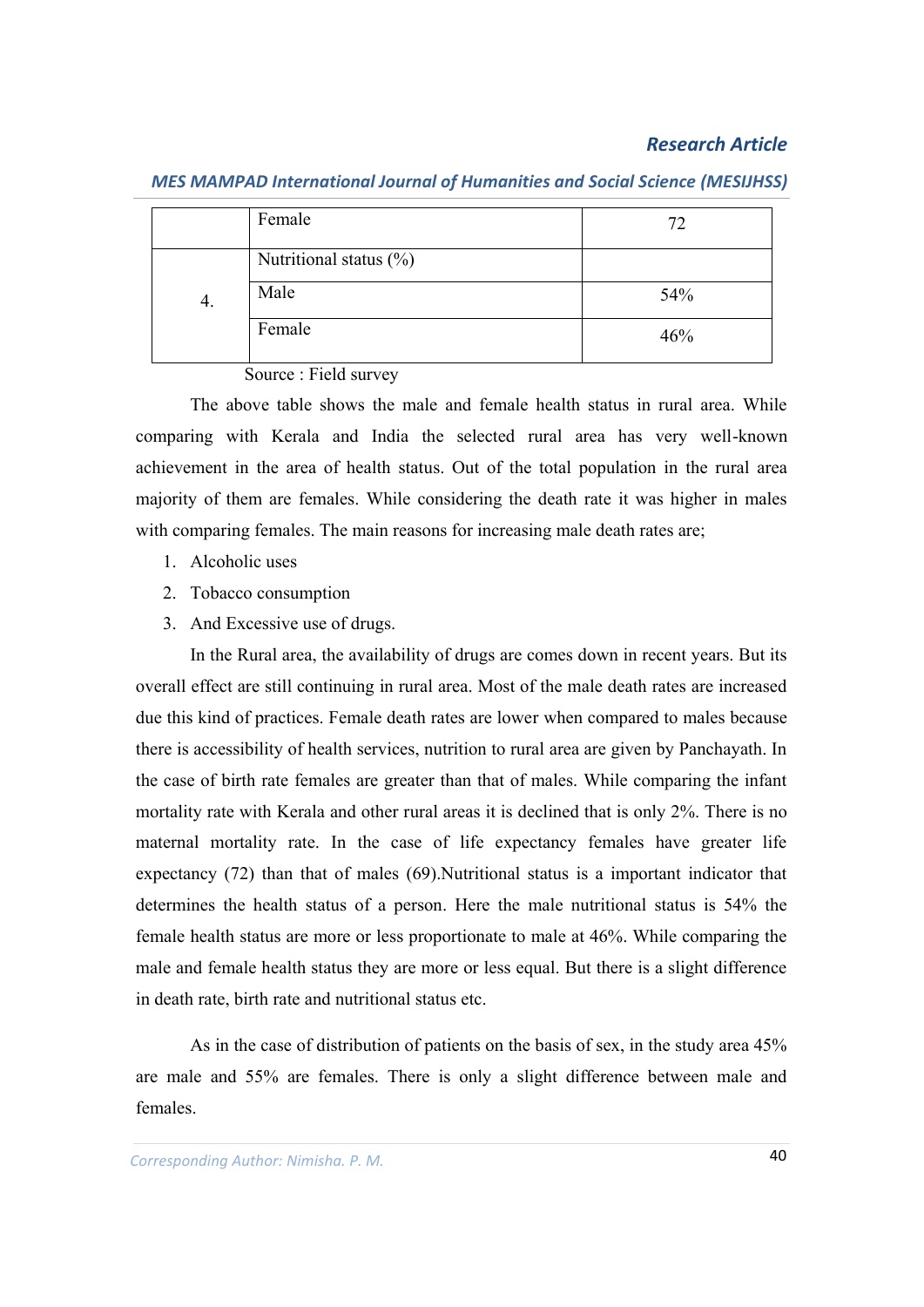|  | Female | 72 |
|---|---|---|
| 4. | Nutritional status (%) |  |
|  | Male | 54% |
|  | Female | 46% |

Source : Field survey

The above table shows the male and female health status in rural area. While comparing with Kerala and India the selected rural area has very well-known achievement in the area of health status. Out of the total population in the rural area majority of them are females. While considering the death rate it was higher in males with comparing females. The main reasons for increasing male death rates are;

1. Alcoholic uses
2. Tobacco consumption
3. And Excessive use of drugs.

In the Rural area, the availability of drugs are comes down in recent years. But its overall effect are still continuing in rural area. Most of the male death rates are increased due this kind of practices. Female death rates are lower when compared to males because there is accessibility of health services, nutrition to rural area are given by Panchayath. In the case of birth rate females are greater than that of males. While comparing the infant mortality rate with Kerala and other rural areas it is declined that is only 2%. There is no maternal mortality rate. In the case of life expectancy females have greater life expectancy (72) than that of males (69).Nutritional status is a important indicator that determines the health status of a person. Here the male nutritional status is 54% the female health status are more or less proportionate to male at 46%. While comparing the male and female health status they are more or less equal. But there is a slight difference in death rate, birth rate and nutritional status etc.

As in the case of distribution of patients on the basis of sex, in the study area 45% are male and 55% are females. There is only a slight difference between male and females.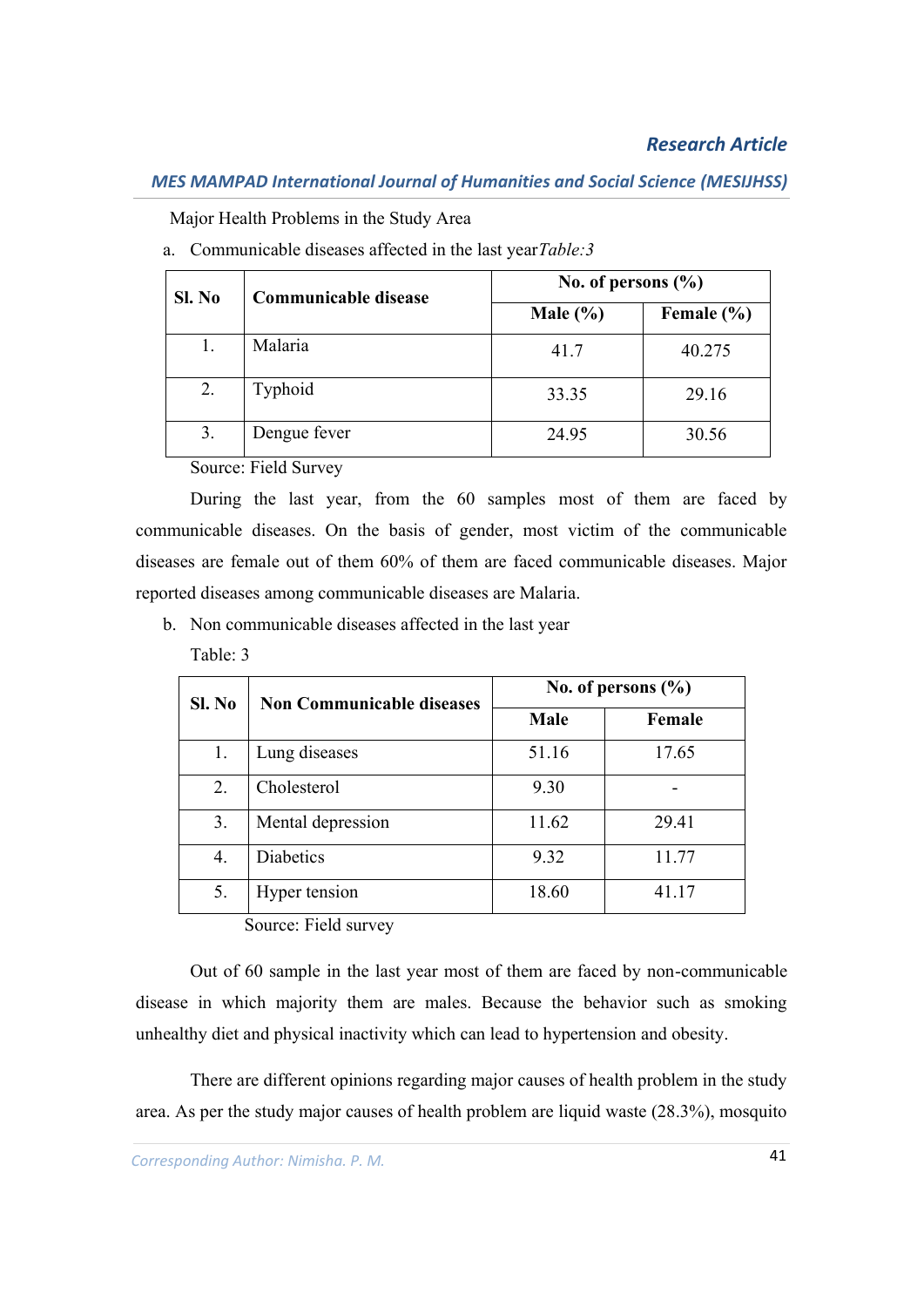Major Health Problems in the Study Area

a. Communicable diseases affected in the last year*Table:3*

| Sl. No | Communicable disease | No. of persons (%) | |
|---|---|---|---|
| | | Male (%) | Female (%) |
| 1. | Malaria | 41.7 | 40.275 |
| 2. | Typhoid | 33.35 | 29.16 |
| 3. | Dengue fever | 24.95 | 30.56 |

Source: Field Survey

During the last year, from the 60 samples most of them are faced by communicable diseases. On the basis of gender, most victim of the communicable diseases are female out of them 60% of them are faced communicable diseases. Major reported diseases among communicable diseases are Malaria.

b. Non communicable diseases affected in the last year

Table: 3

| Sl. No | Non Communicable diseases | No. of persons (%) | |
|---|---|---|---|
| | | Male | Female |
| 1. | Lung diseases | 51.16 | 17.65 |
| 2. | Cholesterol | 9.30 | - |
| 3. | Mental depression | 11.62 | 29.41 |
| 4. | Diabetics | 9.32 | 11.77 |
| 5. | Hyper tension | 18.60 | 41.17 |

Source: Field survey

Out of 60 sample in the last year most of them are faced by non-communicable disease in which majority them are males. Because the behavior such as smoking unhealthy diet and physical inactivity which can lead to hypertension and obesity.

There are different opinions regarding major causes of health problem in the study area. As per the study major causes of health problem are liquid waste (28.3%), mosquito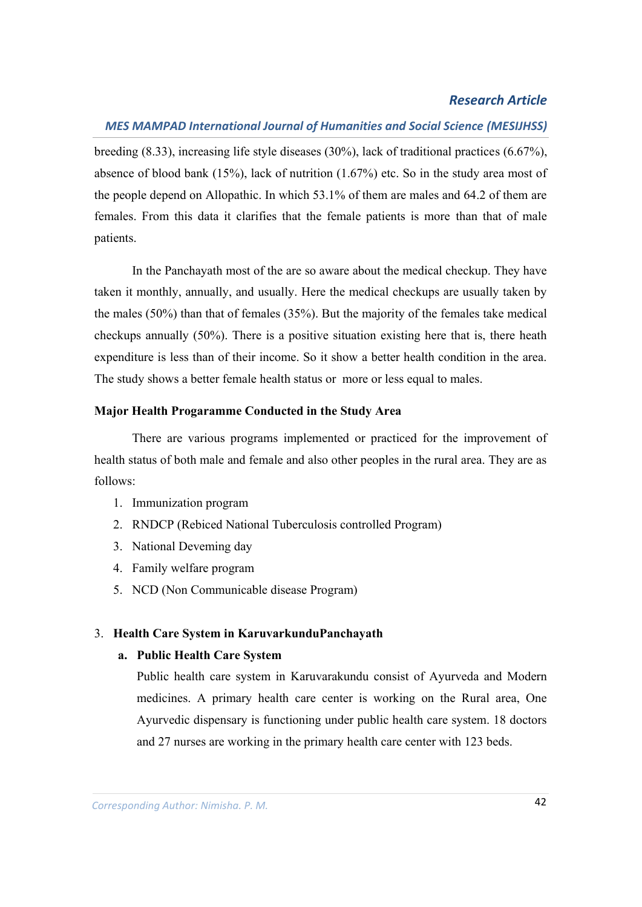breeding (8.33), increasing life style diseases (30%), lack of traditional practices (6.67%), absence of blood bank (15%), lack of nutrition (1.67%) etc. So in the study area most of the people depend on Allopathic. In which 53.1% of them are males and 64.2 of them are females. From this data it clarifies that the female patients is more than that of male patients.

In the Panchayath most of the are so aware about the medical checkup. They have taken it monthly, annually, and usually. Here the medical checkups are usually taken by the males (50%) than that of females (35%). But the majority of the females take medical checkups annually (50%). There is a positive situation existing here that is, there heath expenditure is less than of their income. So it show a better health condition in the area. The study shows a better female health status or more or less equal to males.

**Major Health Progaramme Conducted in the Study Area**

There are various programs implemented or practiced for the improvement of health status of both male and female and also other peoples in the rural area. They are as follows:

1. Immunization program
2. RNDCP (Rebiced National Tuberculosis controlled Program)
3. National Deveming day
4. Family welfare program
5. NCD (Non Communicable disease Program)

3. **Health Care System in KaruvarkunduPanchayath**

   a. **Public Health Care System**

   Public health care system in Karuvarakundu consist of Ayurveda and Modern medicines. A primary health care center is working on the Rural area, One Ayurvedic dispensary is functioning under public health care system. 18 doctors and 27 nurses are working in the primary health care center with 123 beds.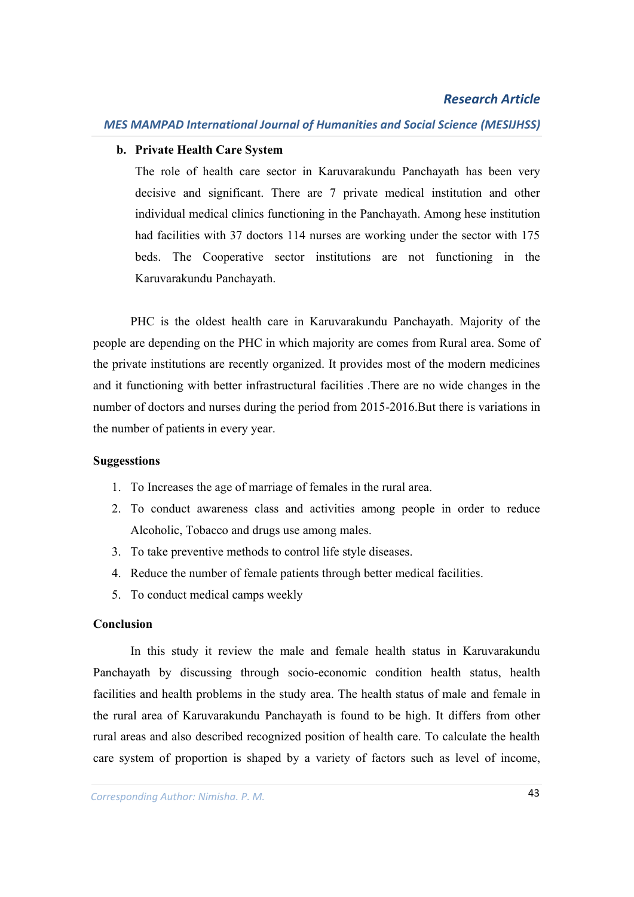**b. Private Health Care System**

The role of health care sector in Karuvarakundu Panchayath has been very decisive and significant. There are 7 private medical institution and other individual medical clinics functioning in the Panchayath. Among hese institution had facilities with 37 doctors 114 nurses are working under the sector with 175 beds. The Cooperative sector institutions are not functioning in the Karuvarakundu Panchayath.

PHC is the oldest health care in Karuvarakundu Panchayath. Majority of the people are depending on the PHC in which majority are comes from Rural area. Some of the private institutions are recently organized. It provides most of the modern medicines and it functioning with better infrastructural facilities .There are no wide changes in the number of doctors and nurses during the period from 2015-2016.But there is variations in the number of patients in every year.

### Suggesstions

1. To Increases the age of marriage of females in the rural area.
2. To conduct awareness class and activities among people in order to reduce Alcoholic, Tobacco and drugs use among males.
3. To take preventive methods to control life style diseases.
4. Reduce the number of female patients through better medical facilities.
5. To conduct medical camps weekly

### Conclusion

In this study it review the male and female health status in Karuvarakundu Panchayath by discussing through socio-economic condition health status, health facilities and health problems in the study area. The health status of male and female in the rural area of Karuvarakundu Panchayath is found to be high. It differs from other rural areas and also described recognized position of health care. To calculate the health care system of proportion is shaped by a variety of factors such as level of income,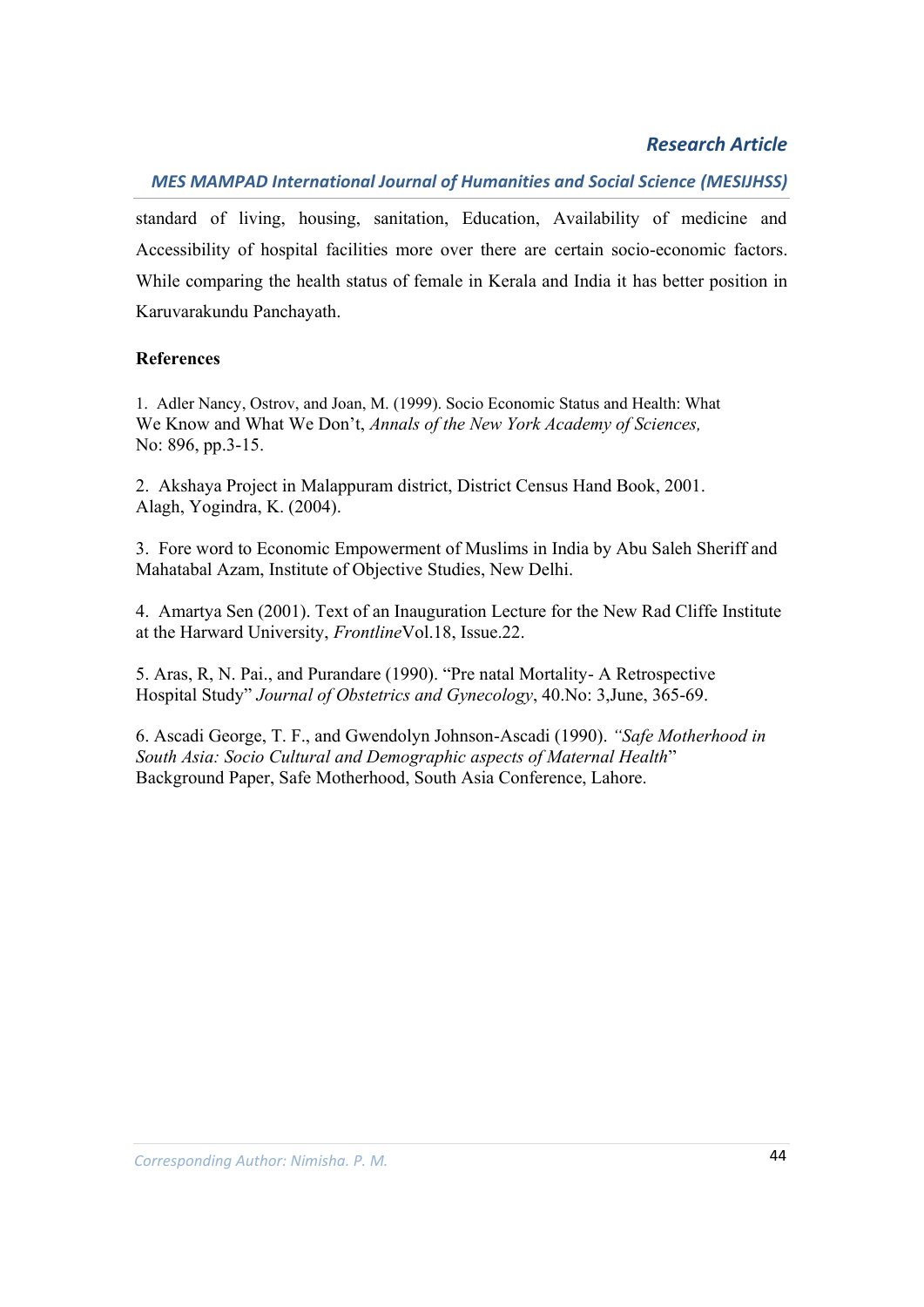standard of living, housing, sanitation, Education, Availability of medicine and Accessibility of hospital facilities more over there are certain socio-economic factors. While comparing the health status of female in Kerala and India it has better position in Karuvarakundu Panchayath.

**References**

1. Adler Nancy, Ostrov, and Joan, M. (1999). Socio Economic Status and Health: What We Know and What We Don't, *Annals of the New York Academy of Sciences,* No: 896, pp.3-15.

2. Akshaya Project in Malappuram district, District Census Hand Book, 2001. Alagh, Yogindra, K. (2004).

3. Fore word to Economic Empowerment of Muslims in India by Abu Saleh Sheriff and Mahatabal Azam, Institute of Objective Studies, New Delhi.

4. Amartya Sen (2001). Text of an Inauguration Lecture for the New Rad Cliffe Institute at the Harward University, *Frontline*Vol.18, Issue.22.

5. Aras, R, N. Pai., and Purandare (1990). "Pre natal Mortality- A Retrospective Hospital Study" *Journal of Obstetrics and Gynecology*, 40.No: 3,June, 365-69.

6. Ascadi George, T. F., and Gwendolyn Johnson-Ascadi (1990). *"Safe Motherhood in South Asia: Socio Cultural and Demographic aspects of Maternal Health*" Background Paper, Safe Motherhood, South Asia Conference, Lahore.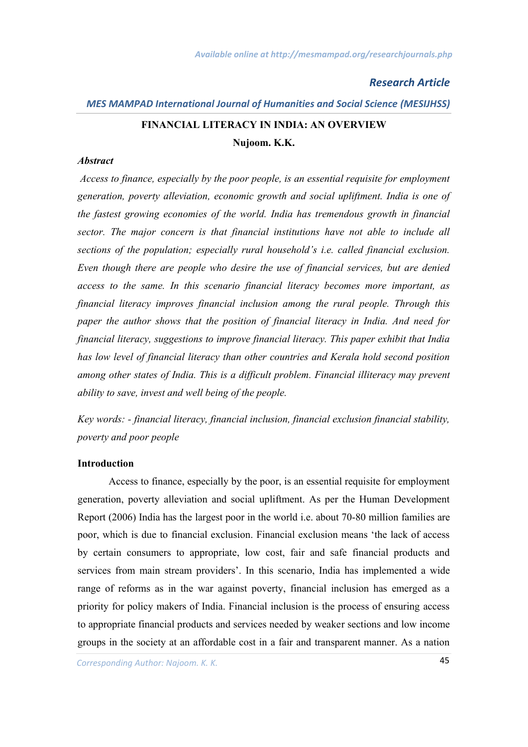# FINANCIAL LITERACY IN INDIA: AN OVERVIEW

**Nujoom. K.K.**

***Abstract***

*Access to finance, especially by the poor people, is an essential requisite for employment generation, poverty alleviation, economic growth and social upliftment. India is one of the fastest growing economies of the world. India has tremendous growth in financial sector. The major concern is that financial institutions have not able to include all sections of the population; especially rural household's i.e. called financial exclusion. Even though there are people who desire the use of financial services, but are denied access to the same. In this scenario financial literacy becomes more important, as financial literacy improves financial inclusion among the rural people. Through this paper the author shows that the position of financial literacy in India. And need for financial literacy, suggestions to improve financial literacy. This paper exhibit that India has low level of financial literacy than other countries and Kerala hold second position among other states of India. This is a difficult problem. Financial illiteracy may prevent ability to save, invest and well being of the people.*

*Key words: - financial literacy, financial inclusion, financial exclusion financial stability, poverty and poor people*

## Introduction

Access to finance, especially by the poor, is an essential requisite for employment generation, poverty alleviation and social upliftment. As per the Human Development Report (2006) India has the largest poor in the world i.e. about 70-80 million families are poor, which is due to financial exclusion. Financial exclusion means 'the lack of access by certain consumers to appropriate, low cost, fair and safe financial products and services from main stream providers'. In this scenario, India has implemented a wide range of reforms as in the war against poverty, financial inclusion has emerged as a priority for policy makers of India. Financial inclusion is the process of ensuring access to appropriate financial products and services needed by weaker sections and low income groups in the society at an affordable cost in a fair and transparent manner. As a nation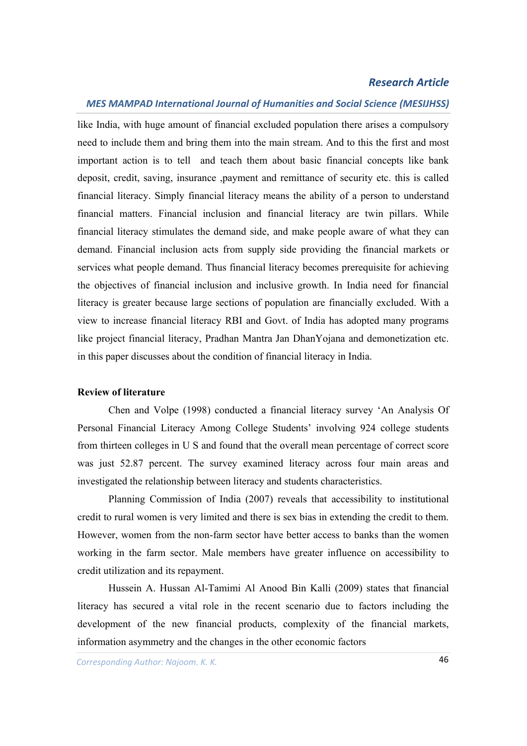like India, with huge amount of financial excluded population there arises a compulsory need to include them and bring them into the main stream. And to this the first and most important action is to tell  and teach them about basic financial concepts like bank deposit, credit, saving, insurance ,payment and remittance of security etc. this is called financial literacy. Simply financial literacy means the ability of a person to understand financial matters. Financial inclusion and financial literacy are twin pillars. While financial literacy stimulates the demand side, and make people aware of what they can demand. Financial inclusion acts from supply side providing the financial markets or services what people demand. Thus financial literacy becomes prerequisite for achieving the objectives of financial inclusion and inclusive growth. In India need for financial literacy is greater because large sections of population are financially excluded. With a view to increase financial literacy RBI and Govt. of India has adopted many programs like project financial literacy, Pradhan Mantra Jan DhanYojana and demonetization etc. in this paper discusses about the condition of financial literacy in India.

**Review of literature**

Chen and Volpe (1998) conducted a financial literacy survey 'An Analysis Of Personal Financial Literacy Among College Students' involving 924 college students from thirteen colleges in U S and found that the overall mean percentage of correct score was just 52.87 percent. The survey examined literacy across four main areas and investigated the relationship between literacy and students characteristics.

Planning Commission of India (2007) reveals that accessibility to institutional credit to rural women is very limited and there is sex bias in extending the credit to them. However, women from the non-farm sector have better access to banks than the women working in the farm sector. Male members have greater influence on accessibility to credit utilization and its repayment.

Hussein A. Hussan Al-Tamimi Al Anood Bin Kalli (2009) states that financial literacy has secured a vital role in the recent scenario due to factors including the development of the new financial products, complexity of the financial markets, information asymmetry and the changes in the other economic factors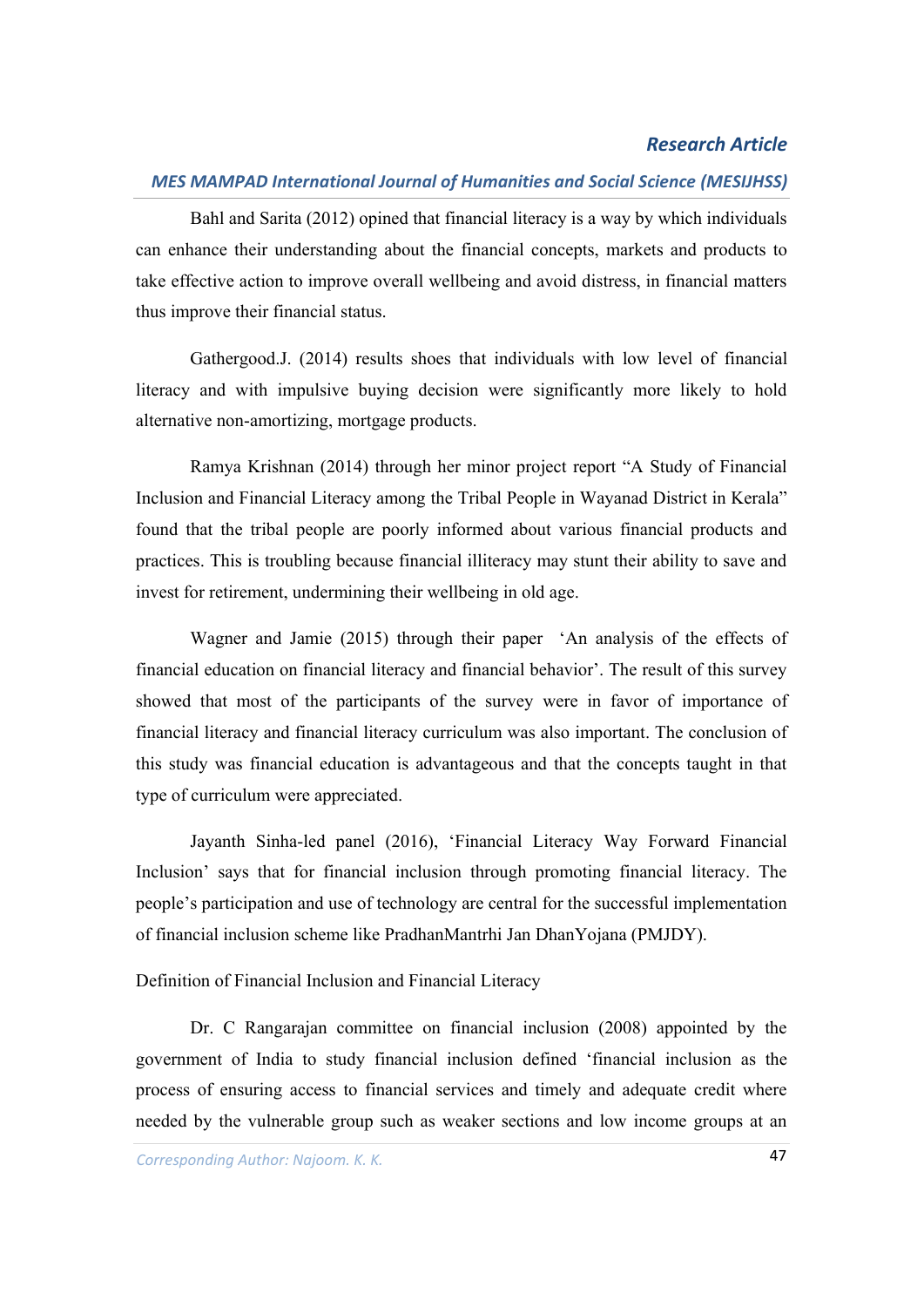Bahl and Sarita (2012) opined that financial literacy is a way by which individuals can enhance their understanding about the financial concepts, markets and products to take effective action to improve overall wellbeing and avoid distress, in financial matters thus improve their financial status.

Gathergood.J. (2014) results shoes that individuals with low level of financial literacy and with impulsive buying decision were significantly more likely to hold alternative non-amortizing, mortgage products.

Ramya Krishnan (2014) through her minor project report "A Study of Financial Inclusion and Financial Literacy among the Tribal People in Wayanad District in Kerala" found that the tribal people are poorly informed about various financial products and practices. This is troubling because financial illiteracy may stunt their ability to save and invest for retirement, undermining their wellbeing in old age.

Wagner and Jamie (2015) through their paper 'An analysis of the effects of financial education on financial literacy and financial behavior'. The result of this survey showed that most of the participants of the survey were in favor of importance of financial literacy and financial literacy curriculum was also important. The conclusion of this study was financial education is advantageous and that the concepts taught in that type of curriculum were appreciated.

Jayanth Sinha-led panel (2016), 'Financial Literacy Way Forward Financial Inclusion' says that for financial inclusion through promoting financial literacy. The people's participation and use of technology are central for the successful implementation of financial inclusion scheme like PradhanMantrhi Jan DhanYojana (PMJDY).

Definition of Financial Inclusion and Financial Literacy

Dr. C Rangarajan committee on financial inclusion (2008) appointed by the government of India to study financial inclusion defined 'financial inclusion as the process of ensuring access to financial services and timely and adequate credit where needed by the vulnerable group such as weaker sections and low income groups at an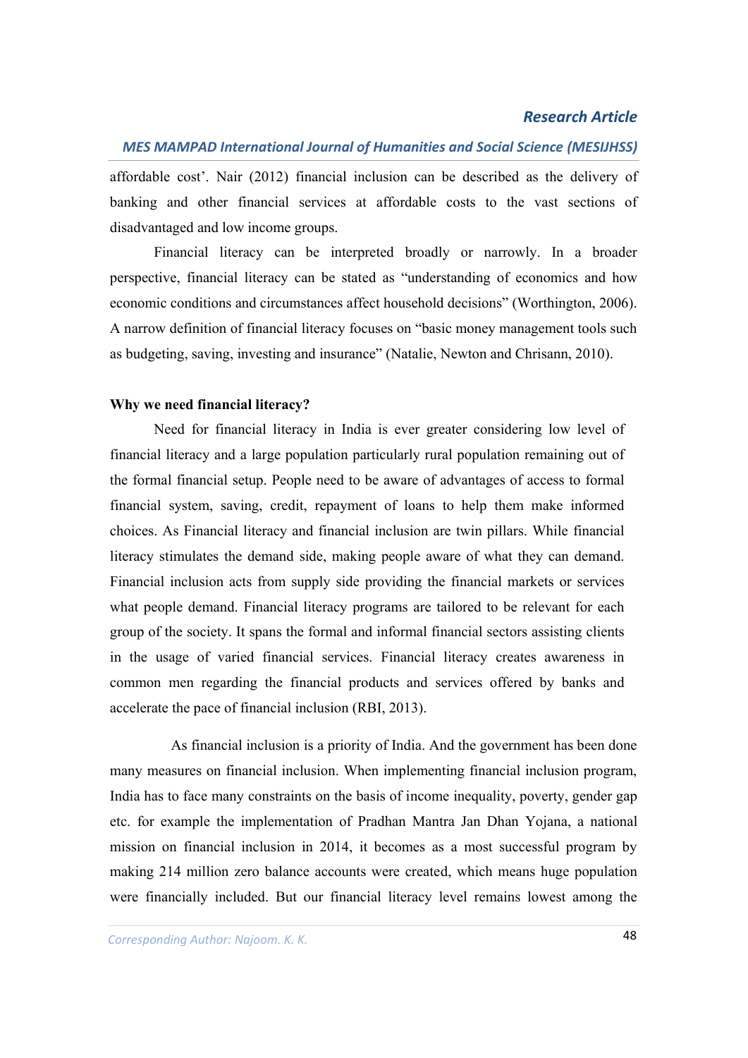affordable cost'. Nair (2012) financial inclusion can be described as the delivery of banking and other financial services at affordable costs to the vast sections of disadvantaged and low income groups.

Financial literacy can be interpreted broadly or narrowly. In a broader perspective, financial literacy can be stated as "understanding of economics and how economic conditions and circumstances affect household decisions" (Worthington, 2006). A narrow definition of financial literacy focuses on "basic money management tools such as budgeting, saving, investing and insurance" (Natalie, Newton and Chrisann, 2010).

**Why we need financial literacy?**

Need for financial literacy in India is ever greater considering low level of financial literacy and a large population particularly rural population remaining out of the formal financial setup. People need to be aware of advantages of access to formal financial system, saving, credit, repayment of loans to help them make informed choices. As Financial literacy and financial inclusion are twin pillars. While financial literacy stimulates the demand side, making people aware of what they can demand. Financial inclusion acts from supply side providing the financial markets or services what people demand. Financial literacy programs are tailored to be relevant for each group of the society. It spans the formal and informal financial sectors assisting clients in the usage of varied financial services. Financial literacy creates awareness in common men regarding the financial products and services offered by banks and accelerate the pace of financial inclusion (RBI, 2013).

As financial inclusion is a priority of India. And the government has been done many measures on financial inclusion. When implementing financial inclusion program, India has to face many constraints on the basis of income inequality, poverty, gender gap etc. for example the implementation of Pradhan Mantra Jan Dhan Yojana, a national mission on financial inclusion in 2014, it becomes as a most successful program by making 214 million zero balance accounts were created, which means huge population were financially included. But our financial literacy level remains lowest among the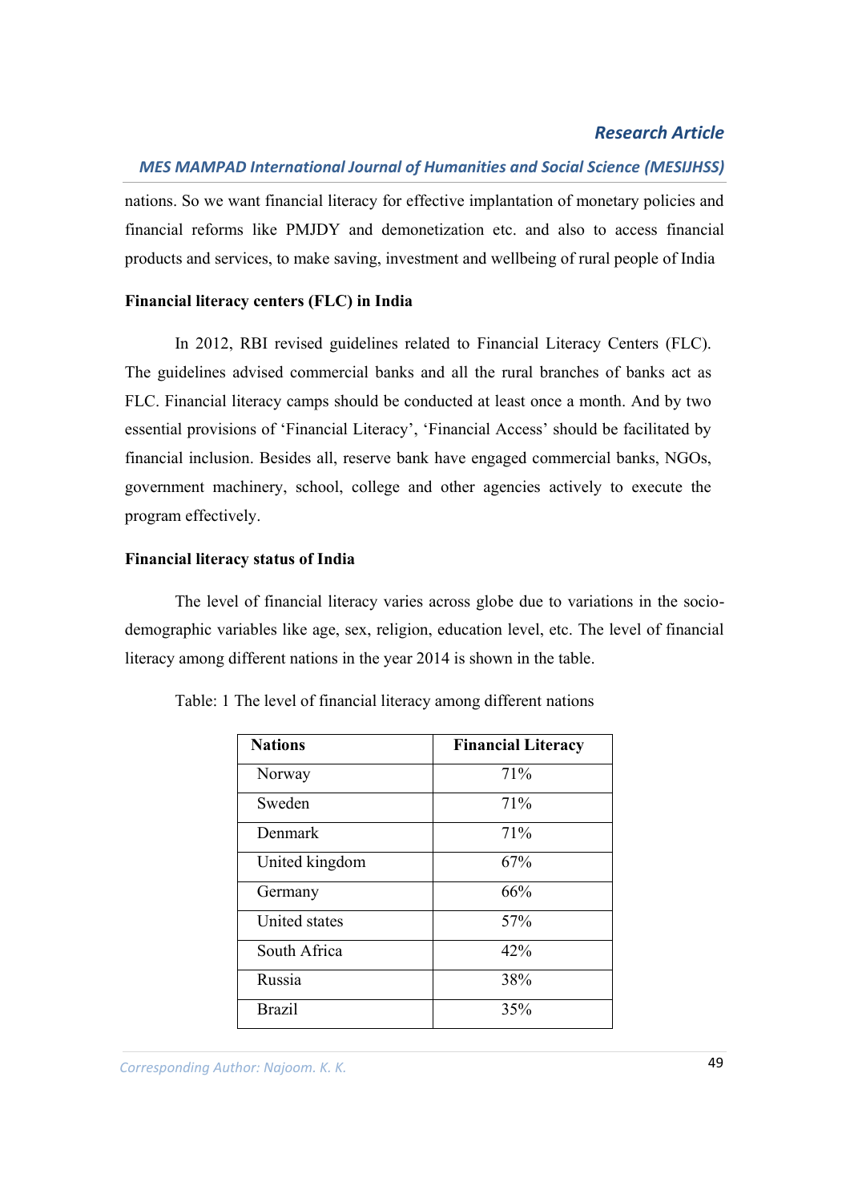nations. So we want financial literacy for effective implantation of monetary policies and financial reforms like PMJDY and demonetization etc. and also to access financial products and services, to make saving, investment and wellbeing of rural people of India

**Financial literacy centers (FLC) in India**

In 2012, RBI revised guidelines related to Financial Literacy Centers (FLC). The guidelines advised commercial banks and all the rural branches of banks act as FLC. Financial literacy camps should be conducted at least once a month. And by two essential provisions of 'Financial Literacy', 'Financial Access' should be facilitated by financial inclusion. Besides all, reserve bank have engaged commercial banks, NGOs, government machinery, school, college and other agencies actively to execute the program effectively.

**Financial literacy status of India**

The level of financial literacy varies across globe due to variations in the socio-demographic variables like age, sex, religion, education level, etc. The level of financial literacy among different nations in the year 2014 is shown in the table.

Table: 1 The level of financial literacy among different nations

| **Nations** | **Financial Literacy** |
|---|---|
| Norway | 71% |
| Sweden | 71% |
| Denmark | 71% |
| United kingdom | 67% |
| Germany | 66% |
| United states | 57% |
| South Africa | 42% |
| Russia | 38% |
| Brazil | 35% |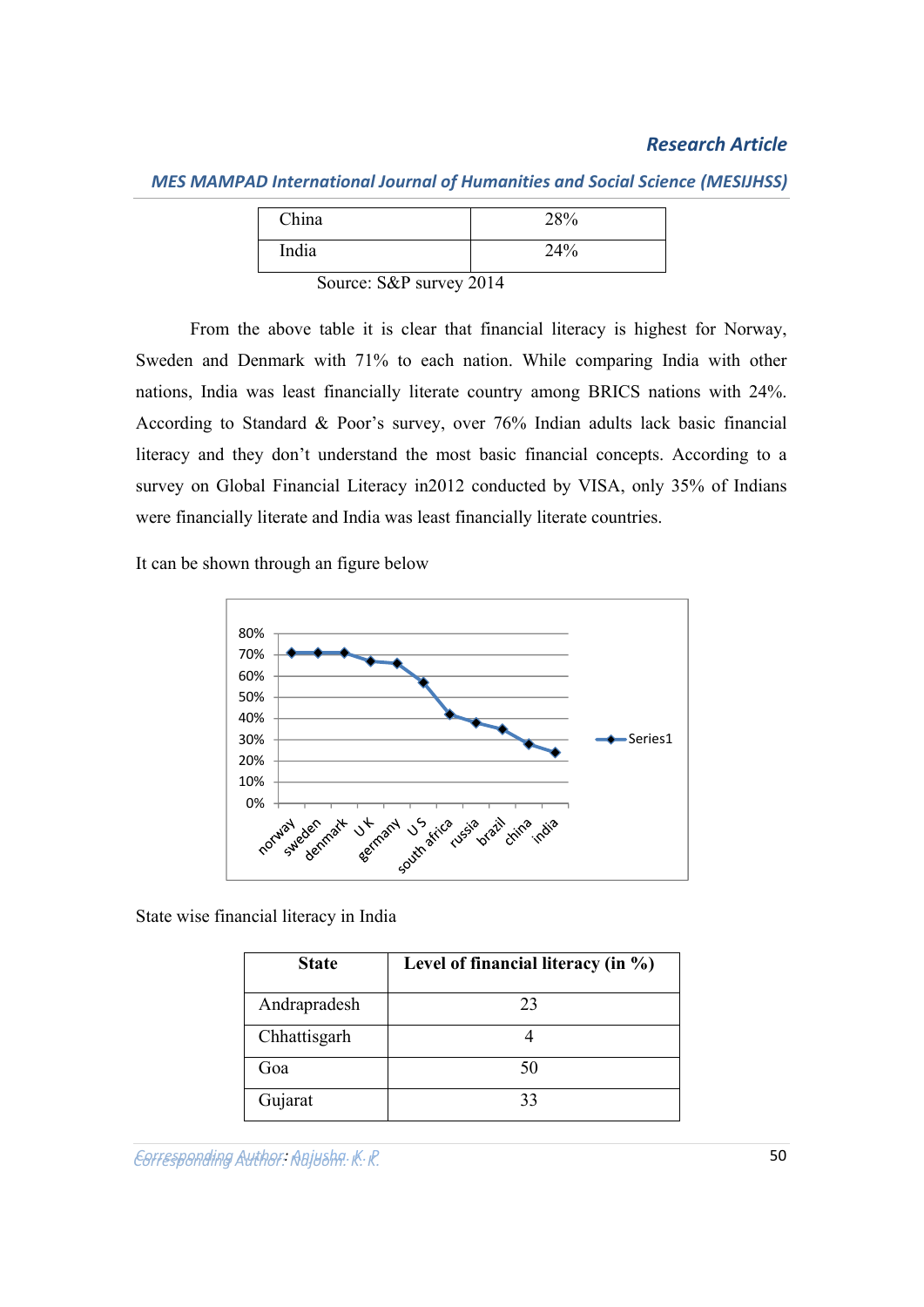| China | 28% |
|---|---|
| India | 24% |

Source: S&P survey 2014

From the above table it is clear that financial literacy is highest for Norway, Sweden and Denmark with 71% to each nation. While comparing India with other nations, India was least financially literate country among BRICS nations with 24%. According to Standard & Poor's survey, over 76% Indian adults lack basic financial literacy and they don't understand the most basic financial concepts. According to a survey on Global Financial Literacy in2012 conducted by VISA, only 35% of Indians were financially literate and India was least financially literate countries.

It can be shown through an figure below

State wise financial literacy in India

| State | Level of financial literacy (in %) |
|---|---|
| Andrapradesh | 23 |
| Chhattisgarh | 4 |
| Goa | 50 |
| Gujarat | 33 |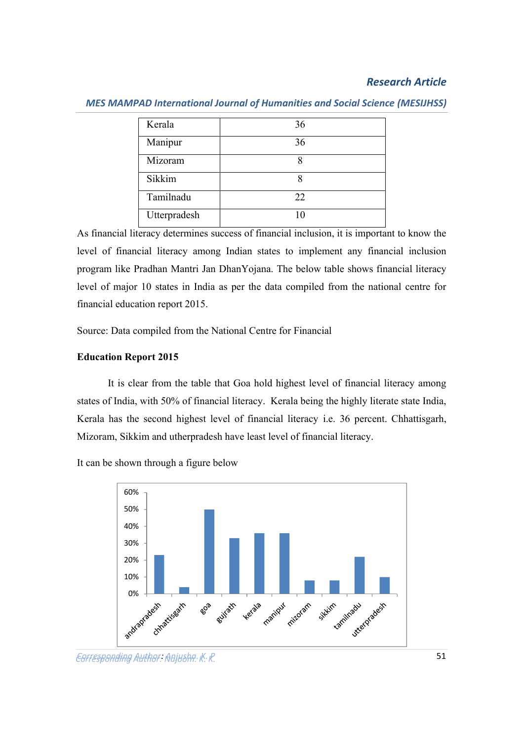| Kerala | 36 |
| --- | --- |
| Manipur | 36 |
| Mizoram | 8 |
| Sikkim | 8 |
| Tamilnadu | 22 |
| Utterpradesh | 10 |

As financial literacy determines success of financial inclusion, it is important to know the level of financial literacy among Indian states to implement any financial inclusion program like Pradhan Mantri Jan DhanYojana. The below table shows financial literacy level of major 10 states in India as per the data compiled from the national centre for financial education report 2015.

Source: Data compiled from the National Centre for Financial

**Education Report 2015**

It is clear from the table that Goa hold highest level of financial literacy among states of India, with 50% of financial literacy. Kerala being the highly literate state India, Kerala has the second highest level of financial literacy i.e. 36 percent. Chhattisgarh, Mizoram, Sikkim and utherpradesh have least level of financial literacy.

It can be shown through a figure below

| State | Financial literacy |
| --- | --- |
| andrapradesh | 23% |
| chhattisgarh | 4% |
| goa | 50% |
| gujrath | 33% |
| kerala | 36% |
| manipur | 36% |
| mizoram | 8% |
| sikkim | 8% |
| tamilnadu | 22% |
| utterpradesh | 10% |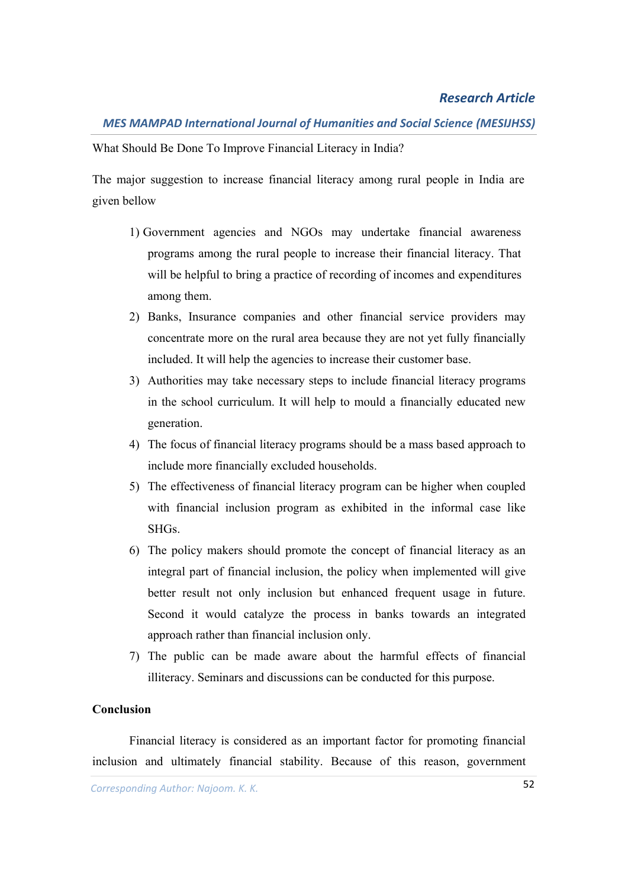What Should Be Done To Improve Financial Literacy in India?

The major suggestion to increase financial literacy among rural people in India are given bellow

1) Government agencies and NGOs may undertake financial awareness programs among the rural people to increase their financial literacy. That will be helpful to bring a practice of recording of incomes and expenditures among them.
2) Banks, Insurance companies and other financial service providers may concentrate more on the rural area because they are not yet fully financially included. It will help the agencies to increase their customer base.
3) Authorities may take necessary steps to include financial literacy programs in the school curriculum. It will help to mould a financially educated new generation.
4) The focus of financial literacy programs should be a mass based approach to include more financially excluded households.
5) The effectiveness of financial literacy program can be higher when coupled with financial inclusion program as exhibited in the informal case like SHGs.
6) The policy makers should promote the concept of financial literacy as an integral part of financial inclusion, the policy when implemented will give better result not only inclusion but enhanced frequent usage in future. Second it would catalyze the process in banks towards an integrated approach rather than financial inclusion only.
7) The public can be made aware about the harmful effects of financial illiteracy. Seminars and discussions can be conducted for this purpose.

**Conclusion**

Financial literacy is considered as an important factor for promoting financial inclusion and ultimately financial stability. Because of this reason, government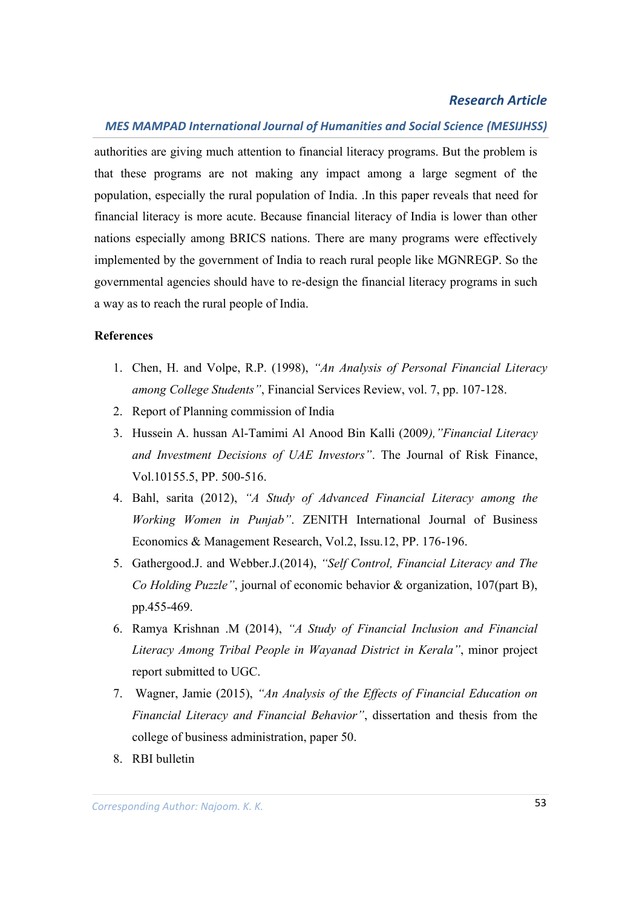authorities are giving much attention to financial literacy programs. But the problem is that these programs are not making any impact among a large segment of the population, especially the rural population of India. .In this paper reveals that need for financial literacy is more acute. Because financial literacy of India is lower than other nations especially among BRICS nations. There are many programs were effectively implemented by the government of India to reach rural people like MGNREGP. So the governmental agencies should have to re-design the financial literacy programs in such a way as to reach the rural people of India.

**References**

1. Chen, H. and Volpe, R.P. (1998), *"An Analysis of Personal Financial Literacy among College Students"*, Financial Services Review, vol. 7, pp. 107-128.
2. Report of Planning commission of India
3. Hussein A. hussan Al-Tamimi Al Anood Bin Kalli (2009*),"Financial Literacy and Investment Decisions of UAE Investors"*. The Journal of Risk Finance, Vol.10155.5, PP. 500-516.
4. Bahl, sarita (2012), *"A Study of Advanced Financial Literacy among the Working Women in Punjab"*. ZENITH International Journal of Business Economics & Management Research, Vol.2, Issu.12, PP. 176-196.
5. Gathergood.J. and Webber.J.(2014), *"Self Control, Financial Literacy and The Co Holding Puzzle"*, journal of economic behavior & organization, 107(part B), pp.455-469.
6. Ramya Krishnan .M (2014), *"A Study of Financial Inclusion and Financial Literacy Among Tribal People in Wayanad District in Kerala"*, minor project report submitted to UGC.
7. Wagner, Jamie (2015), *"An Analysis of the Effects of Financial Education on Financial Literacy and Financial Behavior"*, dissertation and thesis from the college of business administration, paper 50.
8. RBI bulletin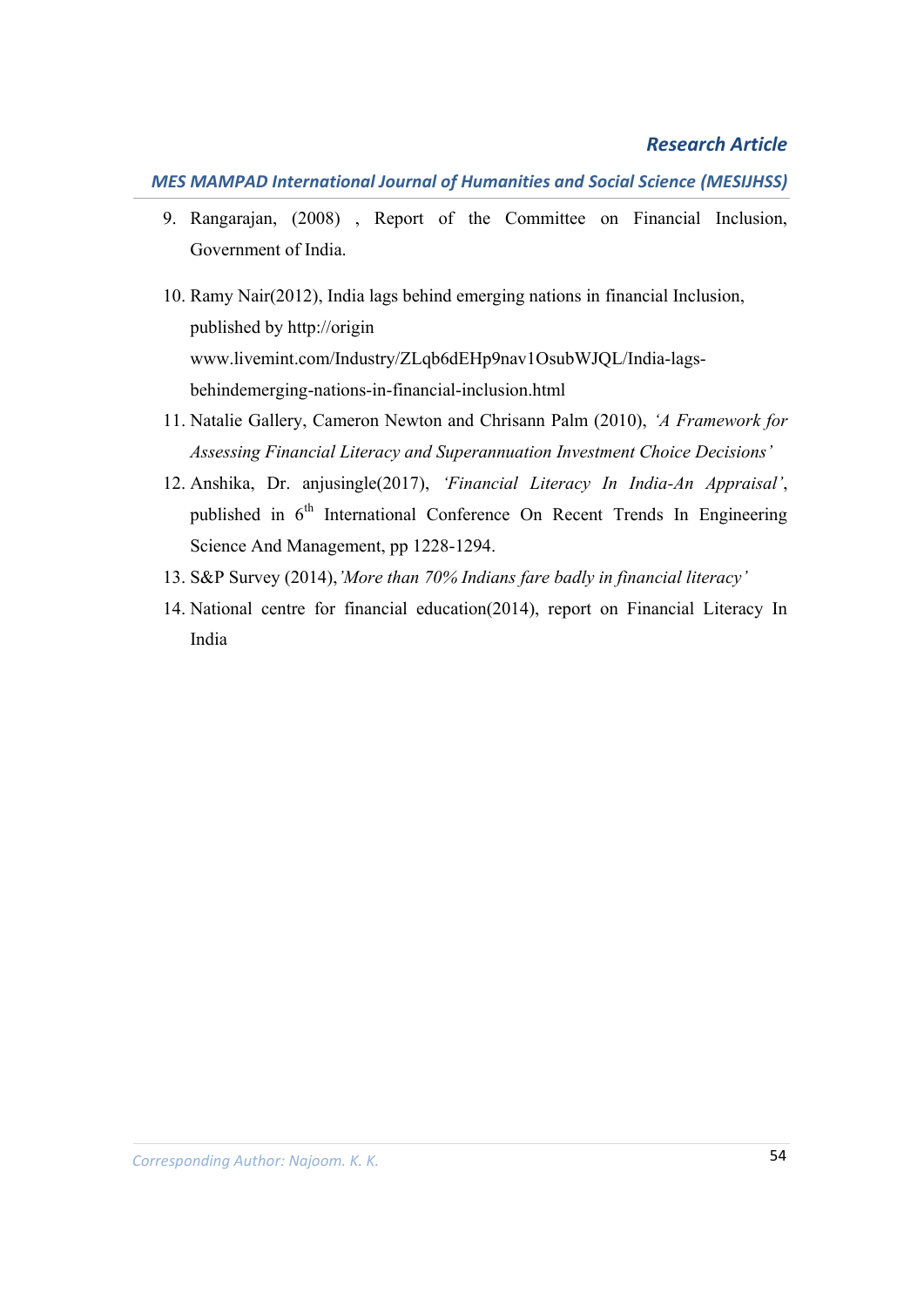9. Rangarajan, (2008) , Report of the Committee on Financial Inclusion, Government of India.

10. Ramy Nair(2012), India lags behind emerging nations in financial Inclusion, published by http://origin www.livemint.com/Industry/ZLqb6dEHp9nav1OsubWJQL/India-lags-behindemerging-nations-in-financial-inclusion.html

11. Natalie Gallery, Cameron Newton and Chrisann Palm (2010), *'A Framework for Assessing Financial Literacy and Superannuation Investment Choice Decisions'*

12. Anshika, Dr. anjusingle(2017), *'Financial Literacy In India-An Appraisal'*, published in 6th International Conference On Recent Trends In Engineering Science And Management, pp 1228-1294.

13. S&P Survey (2014),*'More than 70% Indians fare badly in financial literacy'*

14. National centre for financial education(2014), report on Financial Literacy In India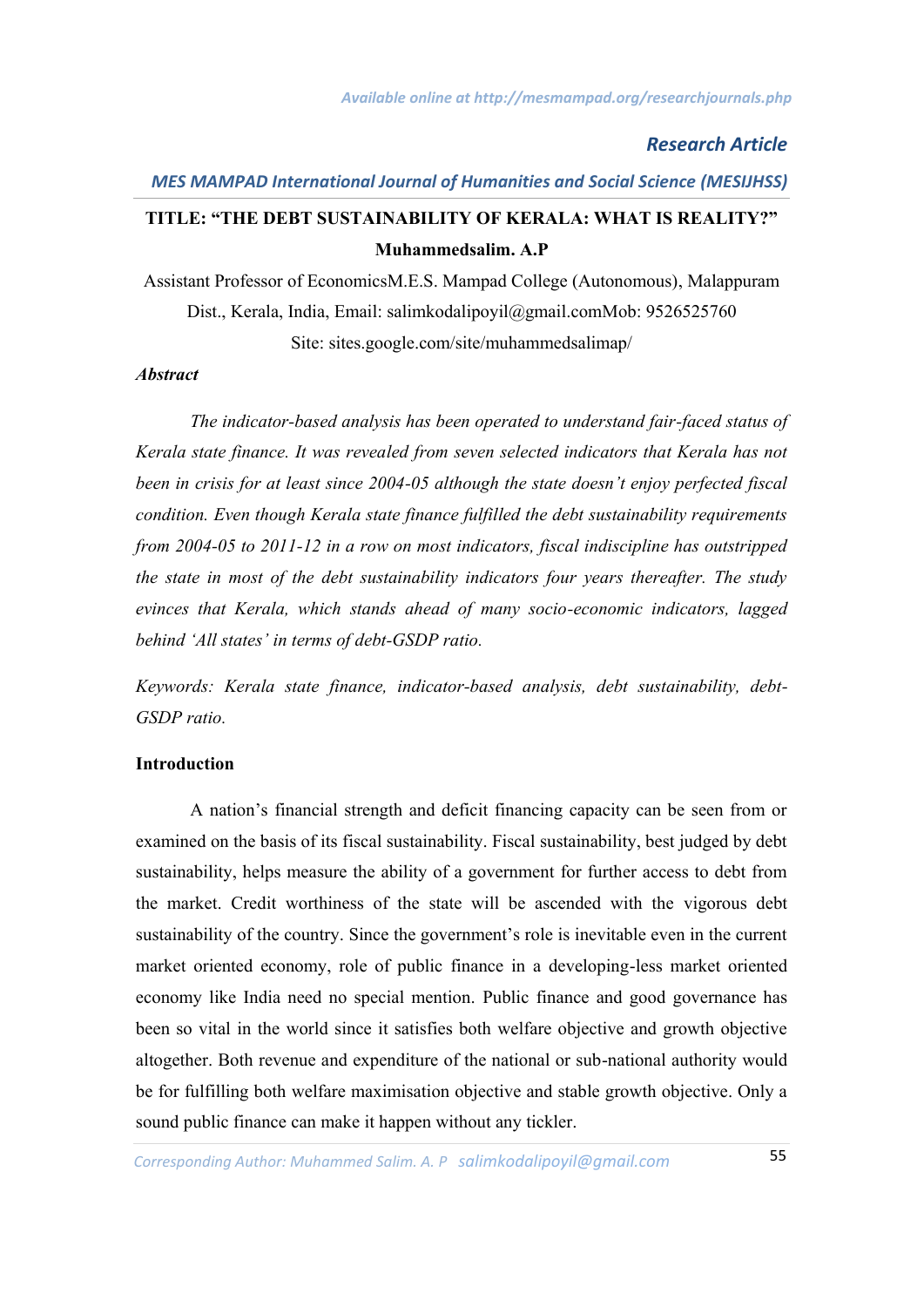# TITLE: "THE DEBT SUSTAINABILITY OF KERALA: WHAT IS REALITY?"

**Muhammedsalim. A.P**

Assistant Professor of EconomicsM.E.S. Mampad College (Autonomous), Malappuram Dist., Kerala, India, Email: salimkodalipoyil@gmail.comMob: 9526525760

Site: sites.google.com/site/muhammedsalimap/

***Abstract***

*The indicator-based analysis has been operated to understand fair-faced status of Kerala state finance. It was revealed from seven selected indicators that Kerala has not been in crisis for at least since 2004-05 although the state doesn't enjoy perfected fiscal condition. Even though Kerala state finance fulfilled the debt sustainability requirements from 2004-05 to 2011-12 in a row on most indicators, fiscal indiscipline has outstripped the state in most of the debt sustainability indicators four years thereafter. The study evinces that Kerala, which stands ahead of many socio-economic indicators, lagged behind 'All states' in terms of debt-GSDP ratio.*

*Keywords: Kerala state finance, indicator-based analysis, debt sustainability, debt-GSDP ratio.*

## Introduction

A nation's financial strength and deficit financing capacity can be seen from or examined on the basis of its fiscal sustainability. Fiscal sustainability, best judged by debt sustainability, helps measure the ability of a government for further access to debt from the market. Credit worthiness of the state will be ascended with the vigorous debt sustainability of the country. Since the government's role is inevitable even in the current market oriented economy, role of public finance in a developing-less market oriented economy like India need no special mention. Public finance and good governance has been so vital in the world since it satisfies both welfare objective and growth objective altogether. Both revenue and expenditure of the national or sub-national authority would be for fulfilling both welfare maximisation objective and stable growth objective. Only a sound public finance can make it happen without any tickler.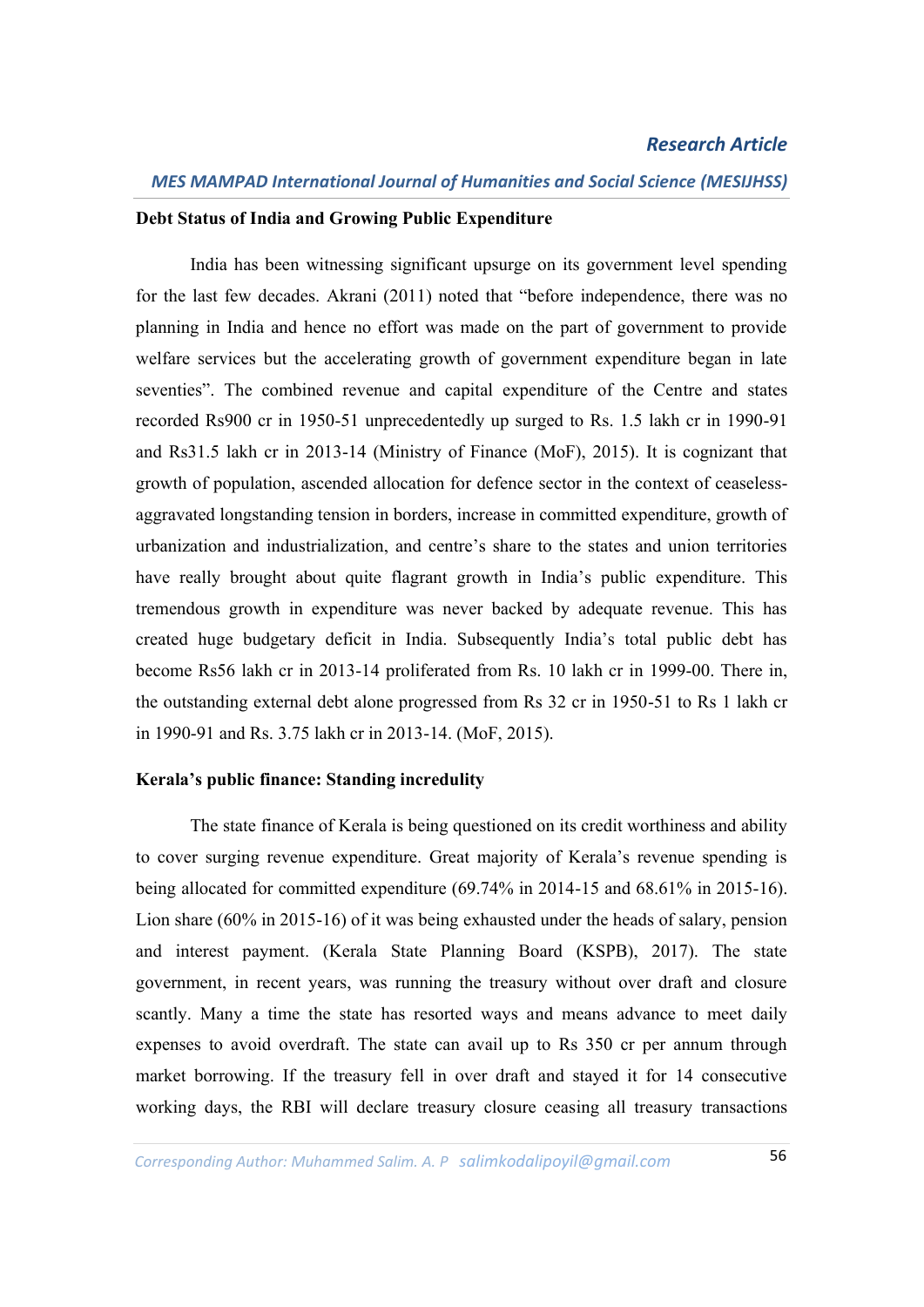## Debt Status of India and Growing Public Expenditure

India has been witnessing significant upsurge on its government level spending for the last few decades. Akrani (2011) noted that "before independence, there was no planning in India and hence no effort was made on the part of government to provide welfare services but the accelerating growth of government expenditure began in late seventies". The combined revenue and capital expenditure of the Centre and states recorded Rs900 cr in 1950-51 unprecedentedly up surged to Rs. 1.5 lakh cr in 1990-91 and Rs31.5 lakh cr in 2013-14 (Ministry of Finance (MoF), 2015). It is cognizant that growth of population, ascended allocation for defence sector in the context of ceaseless-aggravated longstanding tension in borders, increase in committed expenditure, growth of urbanization and industrialization, and centre's share to the states and union territories have really brought about quite flagrant growth in India's public expenditure. This tremendous growth in expenditure was never backed by adequate revenue. This has created huge budgetary deficit in India. Subsequently India's total public debt has become Rs56 lakh cr in 2013-14 proliferated from Rs. 10 lakh cr in 1999-00. There in, the outstanding external debt alone progressed from Rs 32 cr in 1950-51 to Rs 1 lakh cr in 1990-91 and Rs. 3.75 lakh cr in 2013-14. (MoF, 2015).

## Kerala's public finance: Standing incredulity

The state finance of Kerala is being questioned on its credit worthiness and ability to cover surging revenue expenditure. Great majority of Kerala's revenue spending is being allocated for committed expenditure (69.74% in 2014-15 and 68.61% in 2015-16). Lion share (60% in 2015-16) of it was being exhausted under the heads of salary, pension and interest payment. (Kerala State Planning Board (KSPB), 2017). The state government, in recent years, was running the treasury without over draft and closure scantly. Many a time the state has resorted ways and means advance to meet daily expenses to avoid overdraft. The state can avail up to Rs 350 cr per annum through market borrowing. If the treasury fell in over draft and stayed it for 14 consecutive working days, the RBI will declare treasury closure ceasing all treasury transactions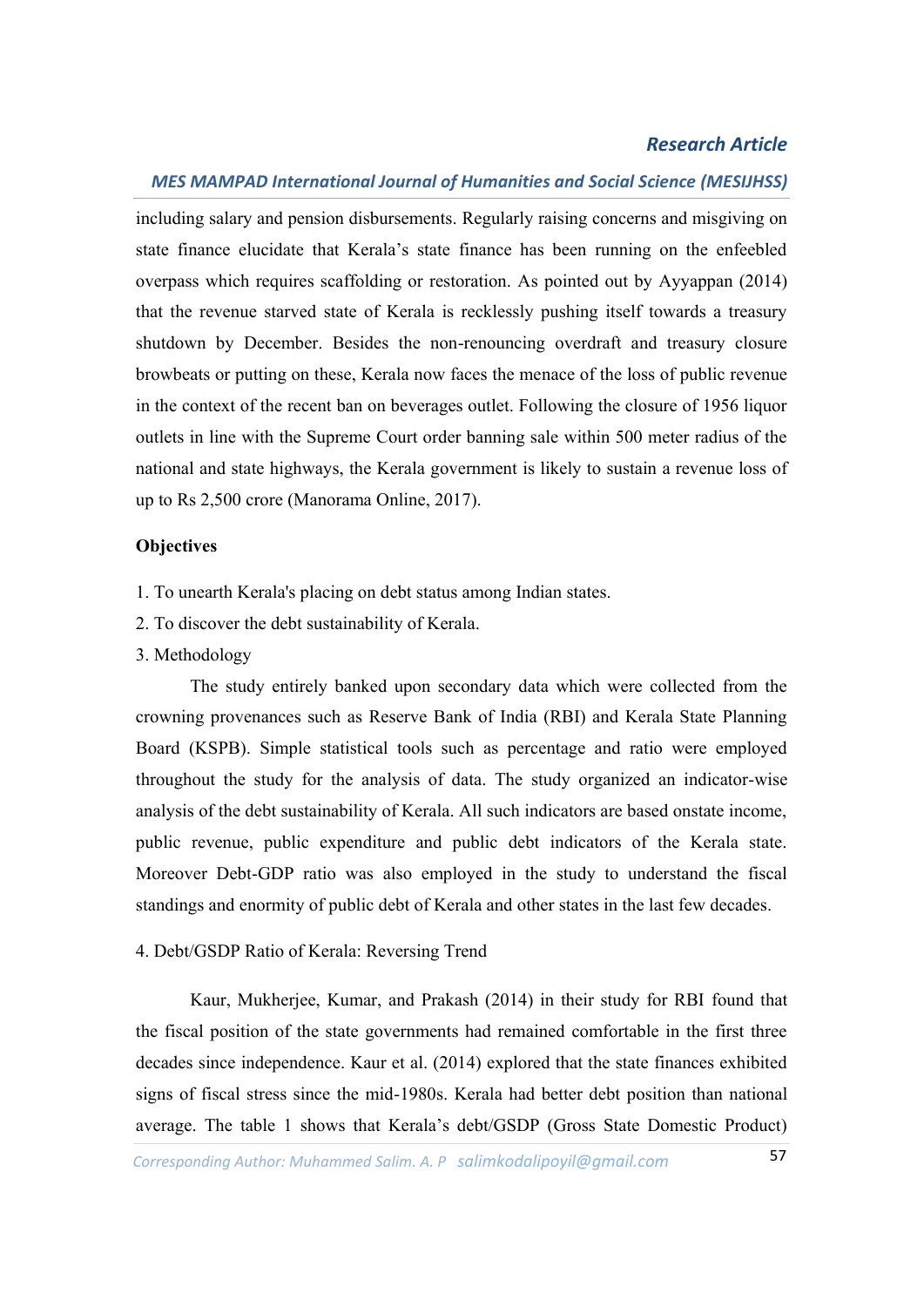including salary and pension disbursements. Regularly raising concerns and misgiving on state finance elucidate that Kerala's state finance has been running on the enfeebled overpass which requires scaffolding or restoration. As pointed out by Ayyappan (2014) that the revenue starved state of Kerala is recklessly pushing itself towards a treasury shutdown by December. Besides the non-renouncing overdraft and treasury closure browbeats or putting on these, Kerala now faces the menace of the loss of public revenue in the context of the recent ban on beverages outlet. Following the closure of 1956 liquor outlets in line with the Supreme Court order banning sale within 500 meter radius of the national and state highways, the Kerala government is likely to sustain a revenue loss of up to Rs 2,500 crore (Manorama Online, 2017).

**Objectives**

1. To unearth Kerala's placing on debt status among Indian states.
2. To discover the debt sustainability of Kerala.
3. Methodology

The study entirely banked upon secondary data which were collected from the crowning provenances such as Reserve Bank of India (RBI) and Kerala State Planning Board (KSPB). Simple statistical tools such as percentage and ratio were employed throughout the study for the analysis of data. The study organized an indicator-wise analysis of the debt sustainability of Kerala. All such indicators are based onstate income, public revenue, public expenditure and public debt indicators of the Kerala state. Moreover Debt-GDP ratio was also employed in the study to understand the fiscal standings and enormity of public debt of Kerala and other states in the last few decades.

4. Debt/GSDP Ratio of Kerala: Reversing Trend

Kaur, Mukherjee, Kumar, and Prakash (2014) in their study for RBI found that the fiscal position of the state governments had remained comfortable in the first three decades since independence. Kaur et al. (2014) explored that the state finances exhibited signs of fiscal stress since the mid-1980s. Kerala had better debt position than national average. The table 1 shows that Kerala's debt/GSDP (Gross State Domestic Product)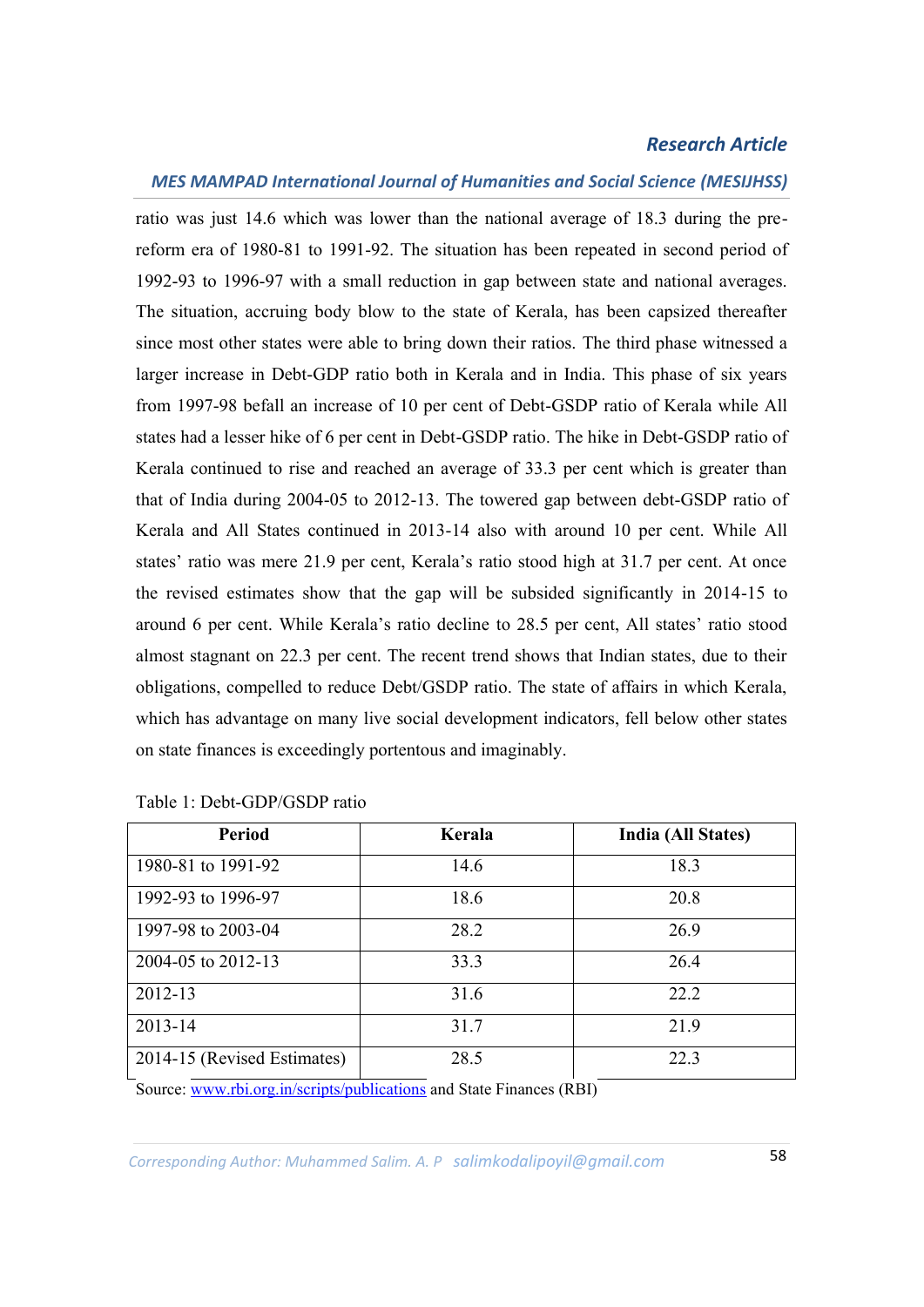ratio was just 14.6 which was lower than the national average of 18.3 during the pre-reform era of 1980-81 to 1991-92. The situation has been repeated in second period of 1992-93 to 1996-97 with a small reduction in gap between state and national averages. The situation, accruing body blow to the state of Kerala, has been capsized thereafter since most other states were able to bring down their ratios. The third phase witnessed a larger increase in Debt-GDP ratio both in Kerala and in India. This phase of six years from 1997-98 befall an increase of 10 per cent of Debt-GSDP ratio of Kerala while All states had a lesser hike of 6 per cent in Debt-GSDP ratio. The hike in Debt-GSDP ratio of Kerala continued to rise and reached an average of 33.3 per cent which is greater than that of India during 2004-05 to 2012-13. The towered gap between debt-GSDP ratio of Kerala and All States continued in 2013-14 also with around 10 per cent. While All states' ratio was mere 21.9 per cent, Kerala's ratio stood high at 31.7 per cent. At once the revised estimates show that the gap will be subsided significantly in 2014-15 to around 6 per cent. While Kerala's ratio decline to 28.5 per cent, All states' ratio stood almost stagnant on 22.3 per cent. The recent trend shows that Indian states, due to their obligations, compelled to reduce Debt/GSDP ratio. The state of affairs in which Kerala, which has advantage on many live social development indicators, fell below other states on state finances is exceedingly portentous and imaginably.

Table 1: Debt-GDP/GSDP ratio

| Period | Kerala | India (All States) |
|---|---|---|
| 1980-81 to 1991-92 | 14.6 | 18.3 |
| 1992-93 to 1996-97 | 18.6 | 20.8 |
| 1997-98 to 2003-04 | 28.2 | 26.9 |
| 2004-05 to 2012-13 | 33.3 | 26.4 |
| 2012-13 | 31.6 | 22.2 |
| 2013-14 | 31.7 | 21.9 |
| 2014-15 (Revised Estimates) | 28.5 | 22.3 |

Source: www.rbi.org.in/scripts/publications and State Finances (RBI)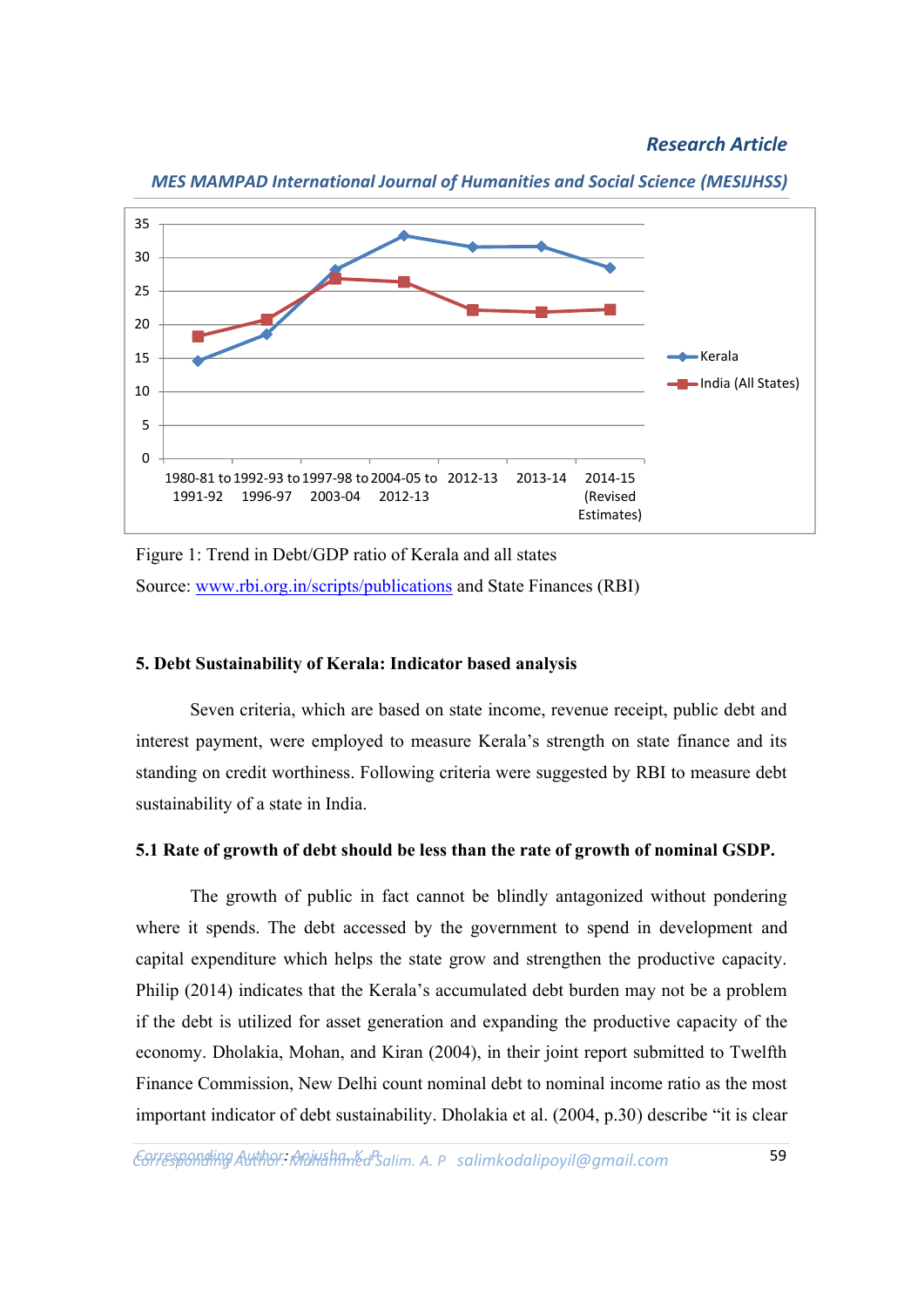Figure 1: Trend in Debt/GDP ratio of Kerala and all states

Source: [www.rbi.org.in/scripts/publications](www.rbi.org.in/scripts/publications) and State Finances (RBI)

### 5. Debt Sustainability of Kerala: Indicator based analysis

Seven criteria, which are based on state income, revenue receipt, public debt and interest payment, were employed to measure Kerala's strength on state finance and its standing on credit worthiness. Following criteria were suggested by RBI to measure debt sustainability of a state in India.

#### 5.1 Rate of growth of debt should be less than the rate of growth of nominal GSDP.

The growth of public in fact cannot be blindly antagonized without pondering where it spends. The debt accessed by the government to spend in development and capital expenditure which helps the state grow and strengthen the productive capacity. Philip (2014) indicates that the Kerala's accumulated debt burden may not be a problem if the debt is utilized for asset generation and expanding the productive capacity of the economy. Dholakia, Mohan, and Kiran (2004), in their joint report submitted to Twelfth Finance Commission, New Delhi count nominal debt to nominal income ratio as the most important indicator of debt sustainability. Dholakia et al. (2004, p.30) describe "it is clear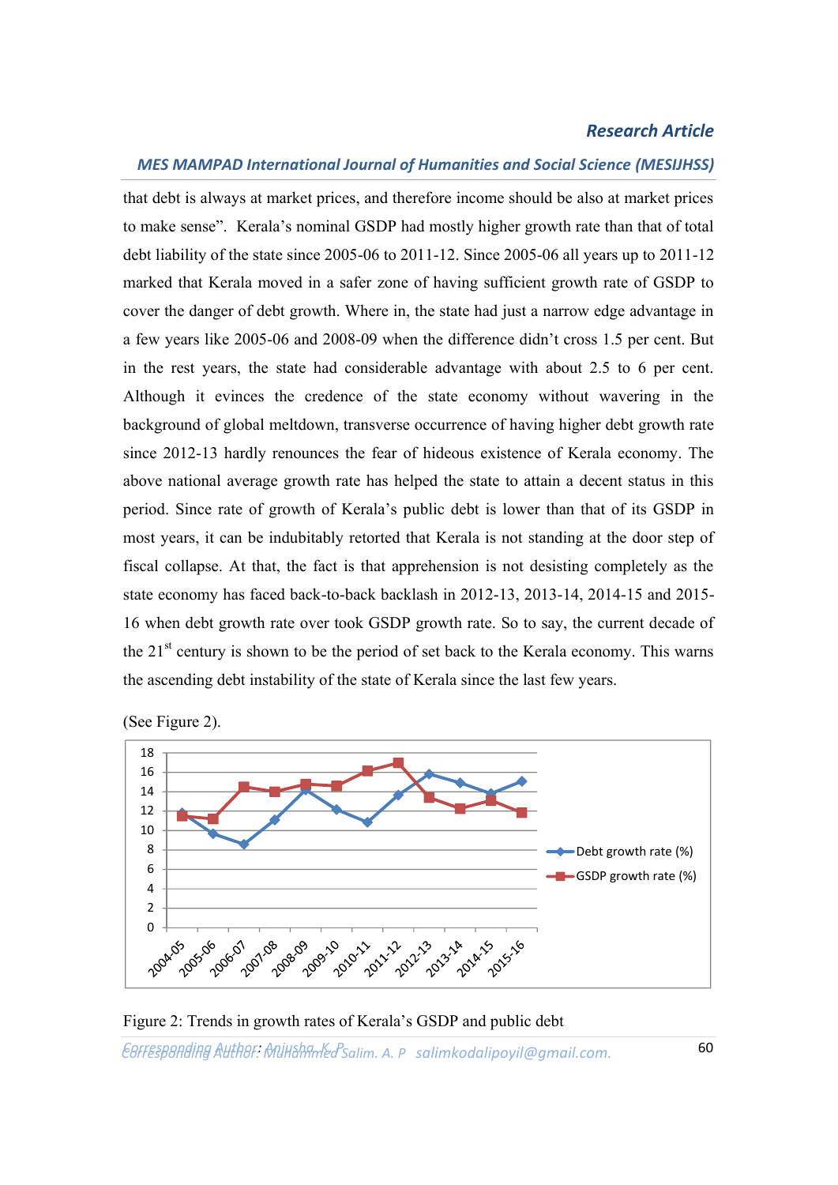that debt is always at market prices, and therefore income should be also at market prices to make sense". Kerala's nominal GSDP had mostly higher growth rate than that of total debt liability of the state since 2005-06 to 2011-12. Since 2005-06 all years up to 2011-12 marked that Kerala moved in a safer zone of having sufficient growth rate of GSDP to cover the danger of debt growth. Where in, the state had just a narrow edge advantage in a few years like 2005-06 and 2008-09 when the difference didn't cross 1.5 per cent. But in the rest years, the state had considerable advantage with about 2.5 to 6 per cent. Although it evinces the credence of the state economy without wavering in the background of global meltdown, transverse occurrence of having higher debt growth rate since 2012-13 hardly renounces the fear of hideous existence of Kerala economy. The above national average growth rate has helped the state to attain a decent status in this period. Since rate of growth of Kerala's public debt is lower than that of its GSDP in most years, it can be indubitably retorted that Kerala is not standing at the door step of fiscal collapse. At that, the fact is that apprehension is not desisting completely as the state economy has faced back-to-back backlash in 2012-13, 2013-14, 2014-15 and 2015-16 when debt growth rate over took GSDP growth rate. So to say, the current decade of the 21st century is shown to be the period of set back to the Kerala economy. This warns the ascending debt instability of the state of Kerala since the last few years.

(See Figure 2).

Figure 2: Trends in growth rates of Kerala's GSDP and public debt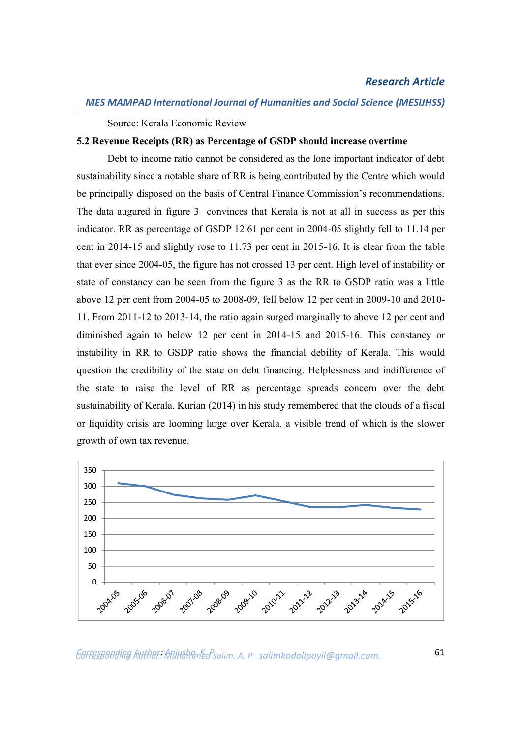Source: Kerala Economic Review

**5.2 Revenue Receipts (RR) as Percentage of GSDP should increase overtime**

Debt to income ratio cannot be considered as the lone important indicator of debt sustainability since a notable share of RR is being contributed by the Centre which would be principally disposed on the basis of Central Finance Commission's recommendations. The data augured in figure 3 convinces that Kerala is not at all in success as per this indicator. RR as percentage of GSDP 12.61 per cent in 2004-05 slightly fell to 11.14 per cent in 2014-15 and slightly rose to 11.73 per cent in 2015-16. It is clear from the table that ever since 2004-05, the figure has not crossed 13 per cent. High level of instability or state of constancy can be seen from the figure 3 as the RR to GSDP ratio was a little above 12 per cent from 2004-05 to 2008-09, fell below 12 per cent in 2009-10 and 2010-11. From 2011-12 to 2013-14, the ratio again surged marginally to above 12 per cent and diminished again to below 12 per cent in 2014-15 and 2015-16. This constancy or instability in RR to GSDP ratio shows the financial debility of Kerala. This would question the credibility of the state on debt financing. Helplessness and indifference of the state to raise the level of RR as percentage spreads concern over the debt sustainability of Kerala. Kurian (2014) in his study remembered that the clouds of a fiscal or liquidity crisis are looming large over Kerala, a visible trend of which is the slower growth of own tax revenue.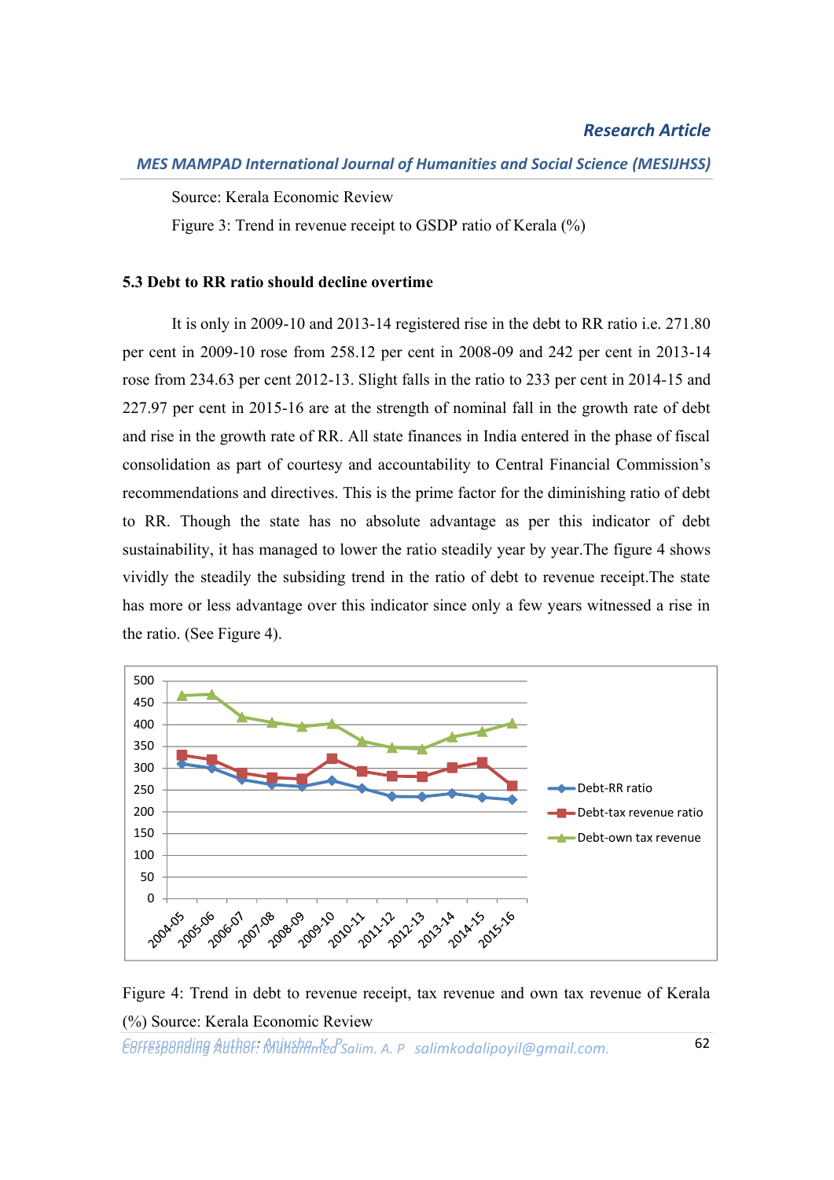Source: Kerala Economic Review

Figure 3: Trend in revenue receipt to GSDP ratio of Kerala (%)

### 5.3 Debt to RR ratio should decline overtime

It is only in 2009-10 and 2013-14 registered rise in the debt to RR ratio i.e. 271.80 per cent in 2009-10 rose from 258.12 per cent in 2008-09 and 242 per cent in 2013-14 rose from 234.63 per cent 2012-13. Slight falls in the ratio to 233 per cent in 2014-15 and 227.97 per cent in 2015-16 are at the strength of nominal fall in the growth rate of debt and rise in the growth rate of RR. All state finances in India entered in the phase of fiscal consolidation as part of courtesy and accountability to Central Financial Commission's recommendations and directives. This is the prime factor for the diminishing ratio of debt to RR. Though the state has no absolute advantage as per this indicator of debt sustainability, it has managed to lower the ratio steadily year by year.The figure 4 shows vividly the steadily the subsiding trend in the ratio of debt to revenue receipt.The state has more or less advantage over this indicator since only a few years witnessed a rise in the ratio. (See Figure 4).

Figure 4: Trend in debt to revenue receipt, tax revenue and own tax revenue of Kerala (%) Source: Kerala Economic Review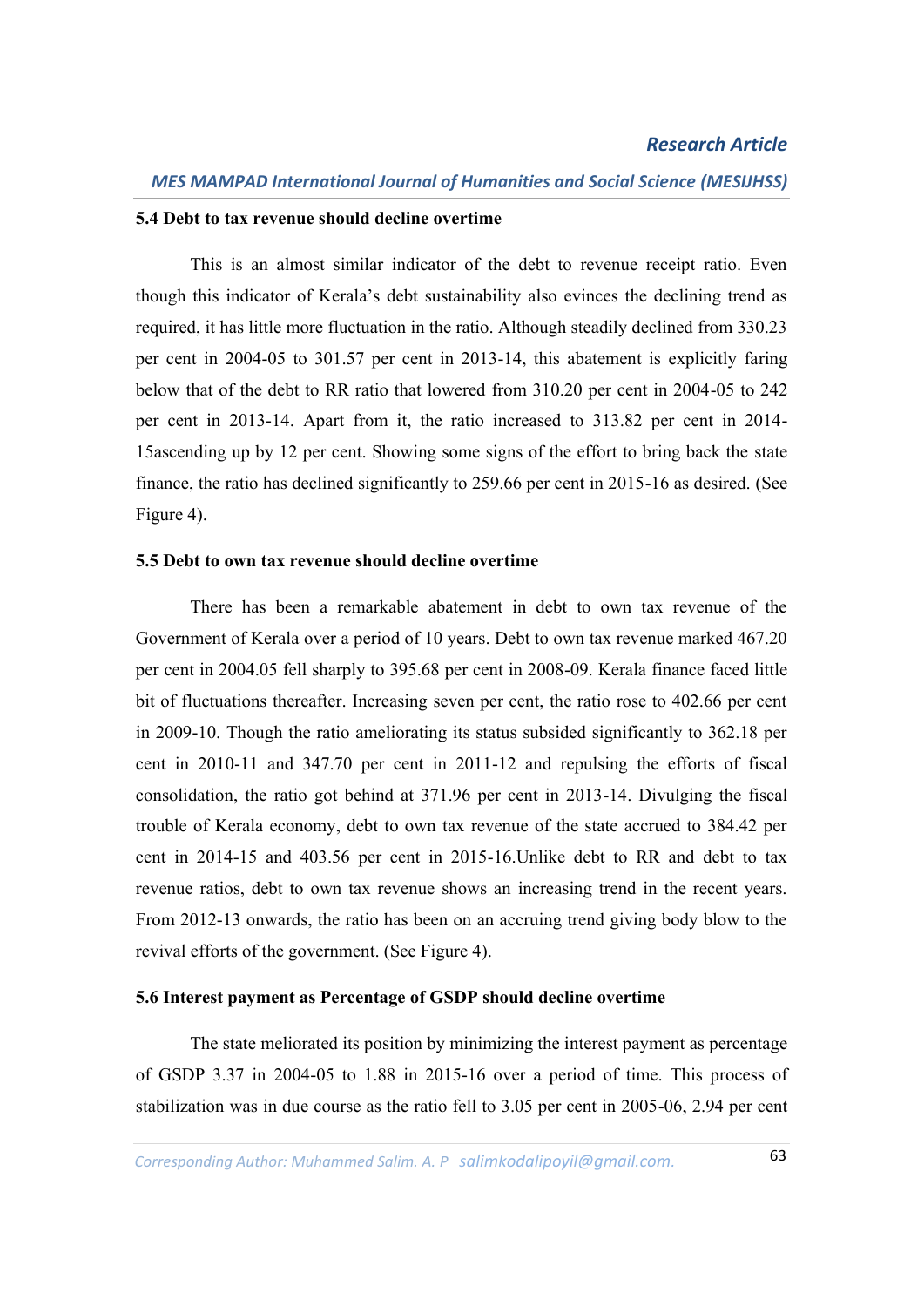### 5.4 Debt to tax revenue should decline overtime

This is an almost similar indicator of the debt to revenue receipt ratio. Even though this indicator of Kerala's debt sustainability also evinces the declining trend as required, it has little more fluctuation in the ratio. Although steadily declined from 330.23 per cent in 2004-05 to 301.57 per cent in 2013-14, this abatement is explicitly faring below that of the debt to RR ratio that lowered from 310.20 per cent in 2004-05 to 242 per cent in 2013-14. Apart from it, the ratio increased to 313.82 per cent in 2014-15ascending up by 12 per cent. Showing some signs of the effort to bring back the state finance, the ratio has declined significantly to 259.66 per cent in 2015-16 as desired. (See Figure 4).

### 5.5 Debt to own tax revenue should decline overtime

There has been a remarkable abatement in debt to own tax revenue of the Government of Kerala over a period of 10 years. Debt to own tax revenue marked 467.20 per cent in 2004.05 fell sharply to 395.68 per cent in 2008-09. Kerala finance faced little bit of fluctuations thereafter. Increasing seven per cent, the ratio rose to 402.66 per cent in 2009-10. Though the ratio ameliorating its status subsided significantly to 362.18 per cent in 2010-11 and 347.70 per cent in 2011-12 and repulsing the efforts of fiscal consolidation, the ratio got behind at 371.96 per cent in 2013-14. Divulging the fiscal trouble of Kerala economy, debt to own tax revenue of the state accrued to 384.42 per cent in 2014-15 and 403.56 per cent in 2015-16.Unlike debt to RR and debt to tax revenue ratios, debt to own tax revenue shows an increasing trend in the recent years. From 2012-13 onwards, the ratio has been on an accruing trend giving body blow to the revival efforts of the government. (See Figure 4).

### 5.6 Interest payment as Percentage of GSDP should decline overtime

The state meliorated its position by minimizing the interest payment as percentage of GSDP 3.37 in 2004-05 to 1.88 in 2015-16 over a period of time. This process of stabilization was in due course as the ratio fell to 3.05 per cent in 2005-06, 2.94 per cent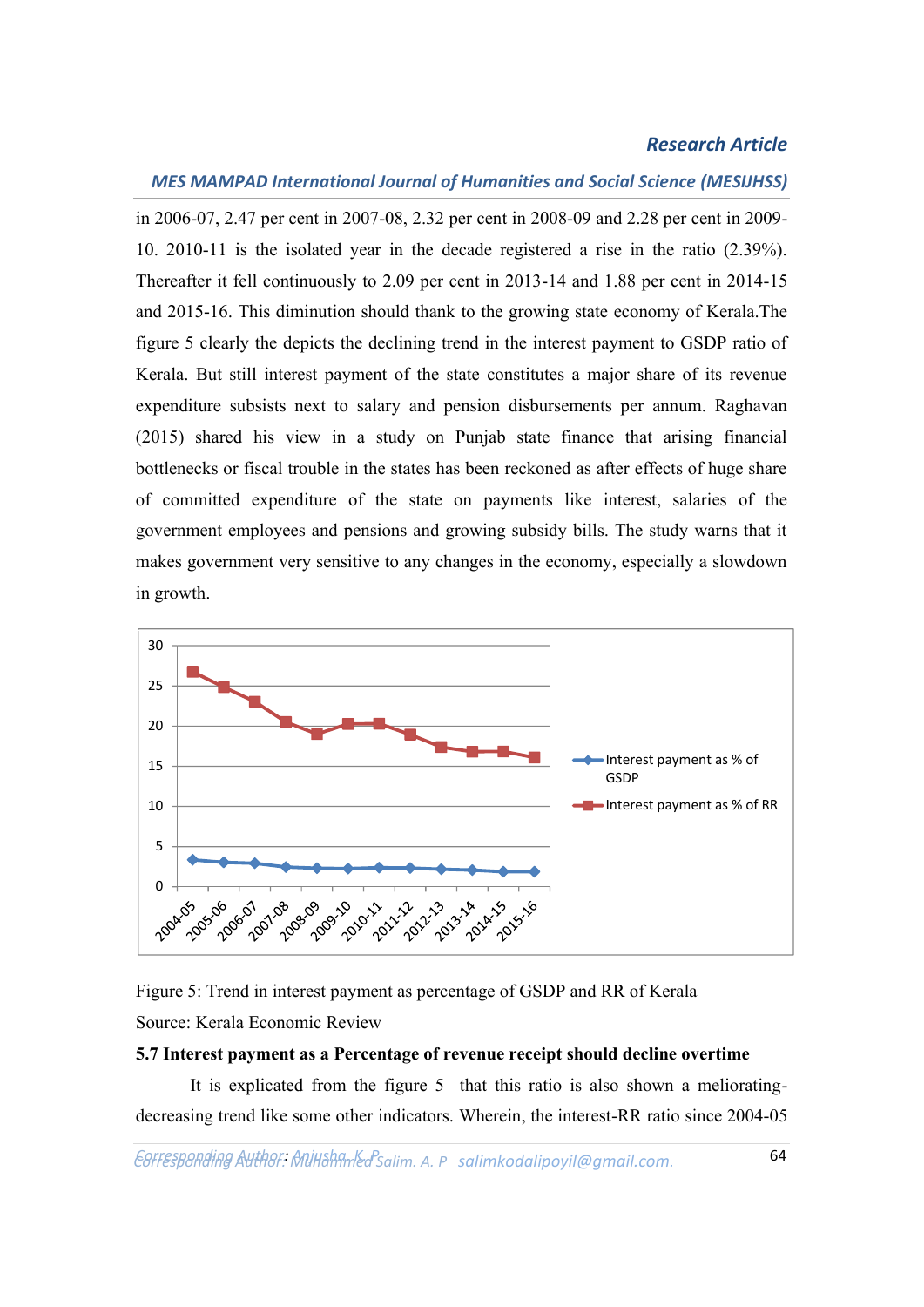in 2006-07, 2.47 per cent in 2007-08, 2.32 per cent in 2008-09 and 2.28 per cent in 2009-10. 2010-11 is the isolated year in the decade registered a rise in the ratio (2.39%). Thereafter it fell continuously to 2.09 per cent in 2013-14 and 1.88 per cent in 2014-15 and 2015-16. This diminution should thank to the growing state economy of Kerala.The figure 5 clearly the depicts the declining trend in the interest payment to GSDP ratio of Kerala. But still interest payment of the state constitutes a major share of its revenue expenditure subsists next to salary and pension disbursements per annum. Raghavan (2015) shared his view in a study on Punjab state finance that arising financial bottlenecks or fiscal trouble in the states has been reckoned as after effects of huge share of committed expenditure of the state on payments like interest, salaries of the government employees and pensions and growing subsidy bills. The study warns that it makes government very sensitive to any changes in the economy, especially a slowdown in growth.

Figure 5: Trend in interest payment as percentage of GSDP and RR of Kerala

Source: Kerala Economic Review

**5.7 Interest payment as a Percentage of revenue receipt should decline overtime**

It is explicated from the figure 5 that this ratio is also shown a meliorating-decreasing trend like some other indicators. Wherein, the interest-RR ratio since 2004-05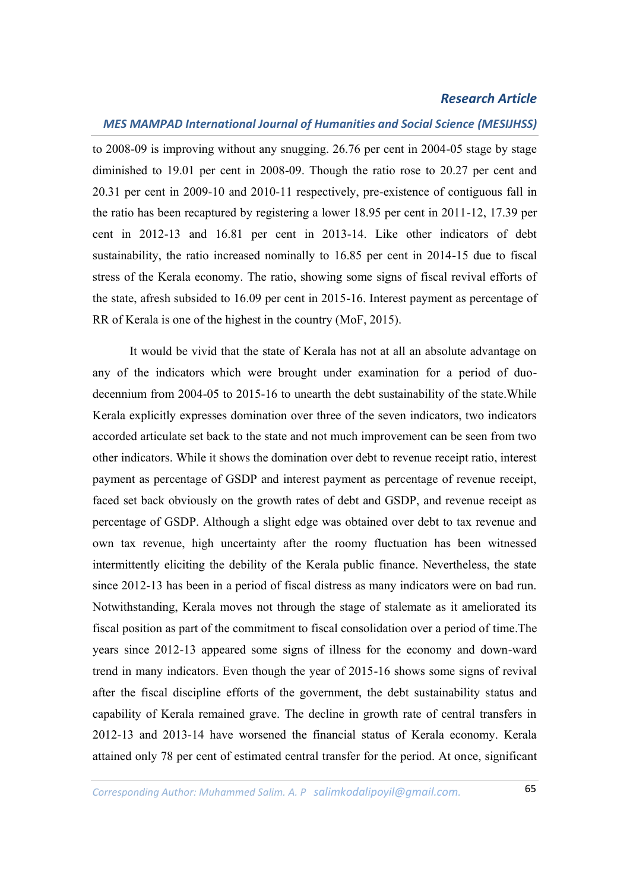to 2008-09 is improving without any snugging. 26.76 per cent in 2004-05 stage by stage diminished to 19.01 per cent in 2008-09. Though the ratio rose to 20.27 per cent and 20.31 per cent in 2009-10 and 2010-11 respectively, pre-existence of contiguous fall in the ratio has been recaptured by registering a lower 18.95 per cent in 2011-12, 17.39 per cent in 2012-13 and 16.81 per cent in 2013-14. Like other indicators of debt sustainability, the ratio increased nominally to 16.85 per cent in 2014-15 due to fiscal stress of the Kerala economy. The ratio, showing some signs of fiscal revival efforts of the state, afresh subsided to 16.09 per cent in 2015-16. Interest payment as percentage of RR of Kerala is one of the highest in the country (MoF, 2015).

It would be vivid that the state of Kerala has not at all an absolute advantage on any of the indicators which were brought under examination for a period of duo-decennium from 2004-05 to 2015-16 to unearth the debt sustainability of the state.While Kerala explicitly expresses domination over three of the seven indicators, two indicators accorded articulate set back to the state and not much improvement can be seen from two other indicators. While it shows the domination over debt to revenue receipt ratio, interest payment as percentage of GSDP and interest payment as percentage of revenue receipt, faced set back obviously on the growth rates of debt and GSDP, and revenue receipt as percentage of GSDP. Although a slight edge was obtained over debt to tax revenue and own tax revenue, high uncertainty after the roomy fluctuation has been witnessed intermittently eliciting the debility of the Kerala public finance. Nevertheless, the state since 2012-13 has been in a period of fiscal distress as many indicators were on bad run. Notwithstanding, Kerala moves not through the stage of stalemate as it ameliorated its fiscal position as part of the commitment to fiscal consolidation over a period of time.The years since 2012-13 appeared some signs of illness for the economy and down-ward trend in many indicators. Even though the year of 2015-16 shows some signs of revival after the fiscal discipline efforts of the government, the debt sustainability status and capability of Kerala remained grave. The decline in growth rate of central transfers in 2012-13 and 2013-14 have worsened the financial status of Kerala economy. Kerala attained only 78 per cent of estimated central transfer for the period. At once, significant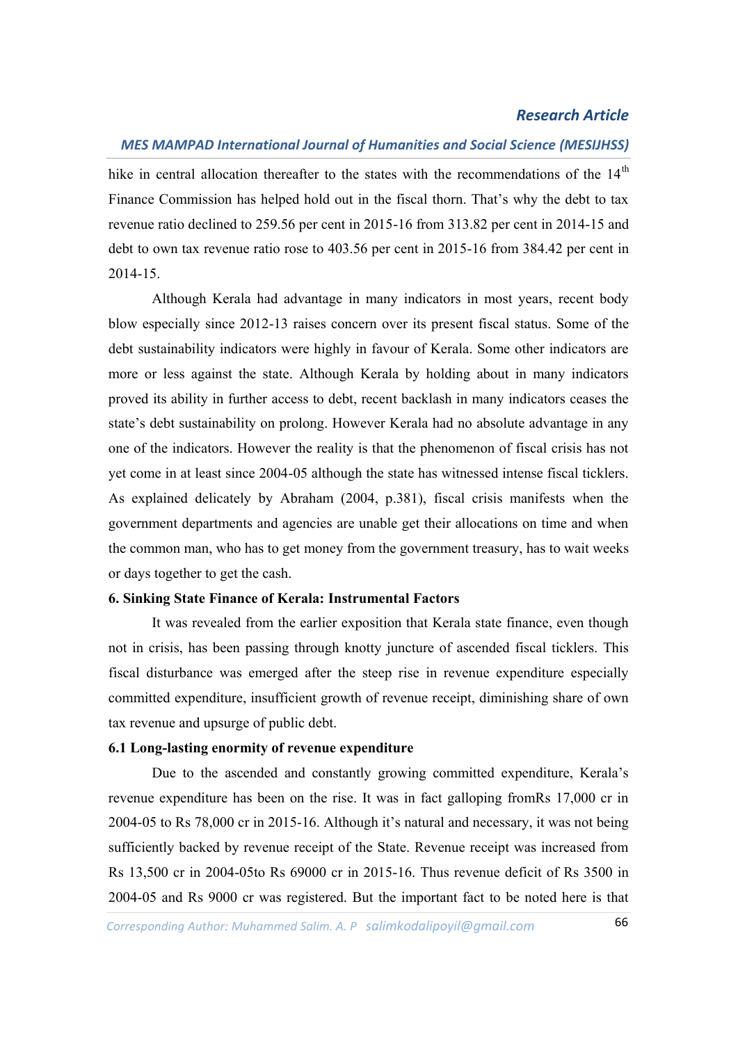hike in central allocation thereafter to the states with the recommendations of the 14th Finance Commission has helped hold out in the fiscal thorn. That's why the debt to tax revenue ratio declined to 259.56 per cent in 2015-16 from 313.82 per cent in 2014-15 and debt to own tax revenue ratio rose to 403.56 per cent in 2015-16 from 384.42 per cent in 2014-15.

Although Kerala had advantage in many indicators in most years, recent body blow especially since 2012-13 raises concern over its present fiscal status. Some of the debt sustainability indicators were highly in favour of Kerala. Some other indicators are more or less against the state. Although Kerala by holding about in many indicators proved its ability in further access to debt, recent backlash in many indicators ceases the state's debt sustainability on prolong. However Kerala had no absolute advantage in any one of the indicators. However the reality is that the phenomenon of fiscal crisis has not yet come in at least since 2004-05 although the state has witnessed intense fiscal ticklers. As explained delicately by Abraham (2004, p.381), fiscal crisis manifests when the government departments and agencies are unable get their allocations on time and when the common man, who has to get money from the government treasury, has to wait weeks or days together to get the cash.

### 6. Sinking State Finance of Kerala: Instrumental Factors

It was revealed from the earlier exposition that Kerala state finance, even though not in crisis, has been passing through knotty juncture of ascended fiscal ticklers. This fiscal disturbance was emerged after the steep rise in revenue expenditure especially committed expenditure, insufficient growth of revenue receipt, diminishing share of own tax revenue and upsurge of public debt.

#### 6.1 Long-lasting enormity of revenue expenditure

Due to the ascended and constantly growing committed expenditure, Kerala's revenue expenditure has been on the rise. It was in fact galloping fromRs 17,000 cr in 2004-05 to Rs 78,000 cr in 2015-16. Although it's natural and necessary, it was not being sufficiently backed by revenue receipt of the State. Revenue receipt was increased from Rs 13,500 cr in 2004-05to Rs 69000 cr in 2015-16. Thus revenue deficit of Rs 3500 in 2004-05 and Rs 9000 cr was registered. But the important fact to be noted here is that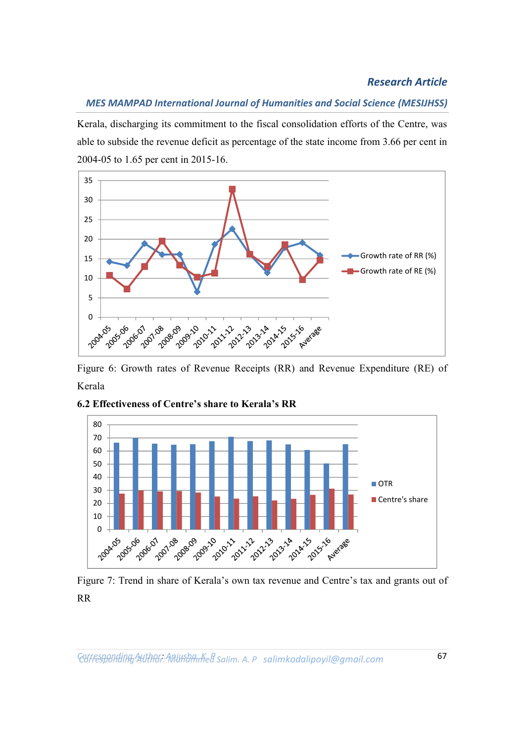Kerala, discharging its commitment to the fiscal consolidation efforts of the Centre, was able to subside the revenue deficit as percentage of the state income from 3.66 per cent in 2004-05 to 1.65 per cent in 2015-16.

Figure 6: Growth rates of Revenue Receipts (RR) and Revenue Expenditure (RE) of Kerala

**6.2 Effectiveness of Centre's share to Kerala's RR**

Figure 7: Trend in share of Kerala's own tax revenue and Centre's tax and grants out of RR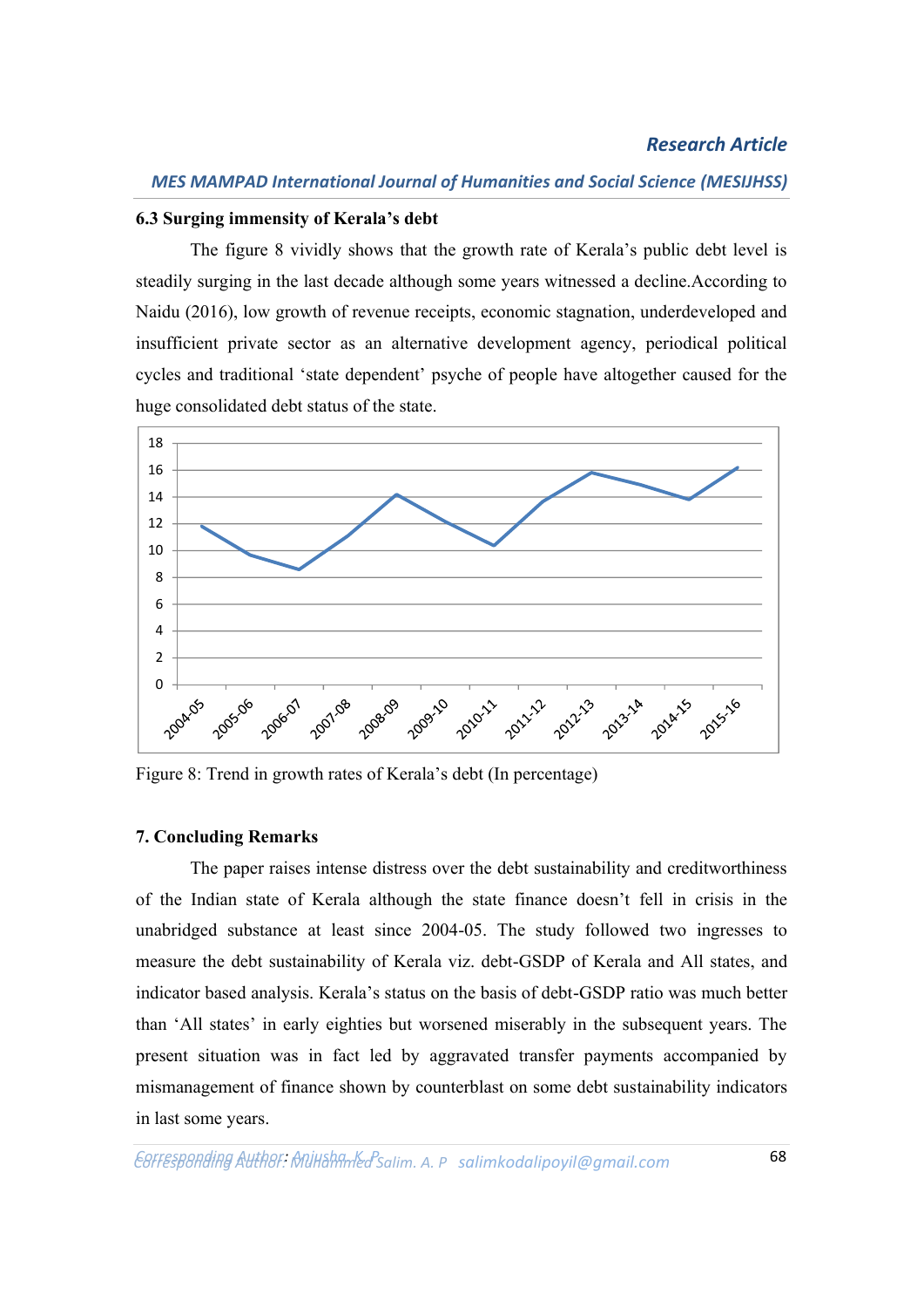### 6.3 Surging immensity of Kerala's debt

The figure 8 vividly shows that the growth rate of Kerala's public debt level is steadily surging in the last decade although some years witnessed a decline.According to Naidu (2016), low growth of revenue receipts, economic stagnation, underdeveloped and insufficient private sector as an alternative development agency, periodical political cycles and traditional 'state dependent' psyche of people have altogether caused for the huge consolidated debt status of the state.

Figure 8: Trend in growth rates of Kerala's debt (In percentage)

## 7. Concluding Remarks

The paper raises intense distress over the debt sustainability and creditworthiness of the Indian state of Kerala although the state finance doesn't fell in crisis in the unabridged substance at least since 2004-05. The study followed two ingresses to measure the debt sustainability of Kerala viz. debt-GSDP of Kerala and All states, and indicator based analysis. Kerala's status on the basis of debt-GSDP ratio was much better than 'All states' in early eighties but worsened miserably in the subsequent years. The present situation was in fact led by aggravated transfer payments accompanied by mismanagement of finance shown by counterblast on some debt sustainability indicators in last some years.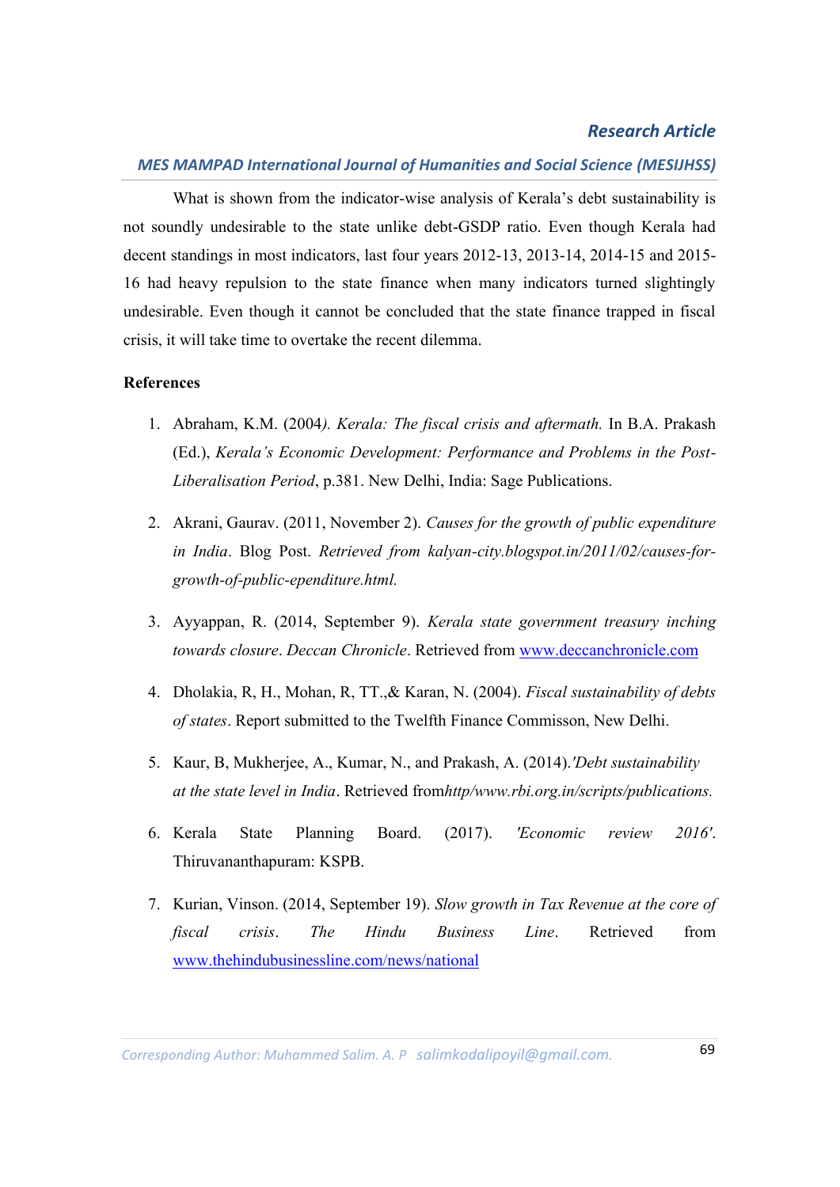What is shown from the indicator-wise analysis of Kerala's debt sustainability is not soundly undesirable to the state unlike debt-GSDP ratio. Even though Kerala had decent standings in most indicators, last four years 2012-13, 2013-14, 2014-15 and 2015-16 had heavy repulsion to the state finance when many indicators turned slightingly undesirable. Even though it cannot be concluded that the state finance trapped in fiscal crisis, it will take time to overtake the recent dilemma.

**References**

1. Abraham, K.M. (2004*). Kerala: The fiscal crisis and aftermath.* In B.A. Prakash (Ed.), *Kerala's Economic Development: Performance and Problems in the Post-Liberalisation Period*, p.381. New Delhi, India: Sage Publications.

2. Akrani, Gaurav. (2011, November 2). *Causes for the growth of public expenditure in India*. Blog Post. *Retrieved from kalyan-city.blogspot.in/2011/02/causes-for-growth-of-public-ependiture.html.*

3. Ayyappan, R. (2014, September 9). *Kerala state government treasury inching towards closure*. *Deccan Chronicle*. Retrieved from www.deccanchronicle.com

4. Dholakia, R, H., Mohan, R, TT.,& Karan, N. (2004). *Fiscal sustainability of debts of states*. Report submitted to the Twelfth Finance Commisson, New Delhi.

5. Kaur, B, Mukherjee, A., Kumar, N., and Prakash, A. (2014).*'Debt sustainability at the state level in India*. Retrieved from*http/www.rbi.org.in/scripts/publications.*

6. Kerala State Planning Board. (2017). *'Economic review 2016'*. Thiruvananthapuram: KSPB.

7. Kurian, Vinson. (2014, September 19). *Slow growth in Tax Revenue at the core of fiscal crisis*. *The Hindu Business Line*. Retrieved from www.thehindubusinessline.com/news/national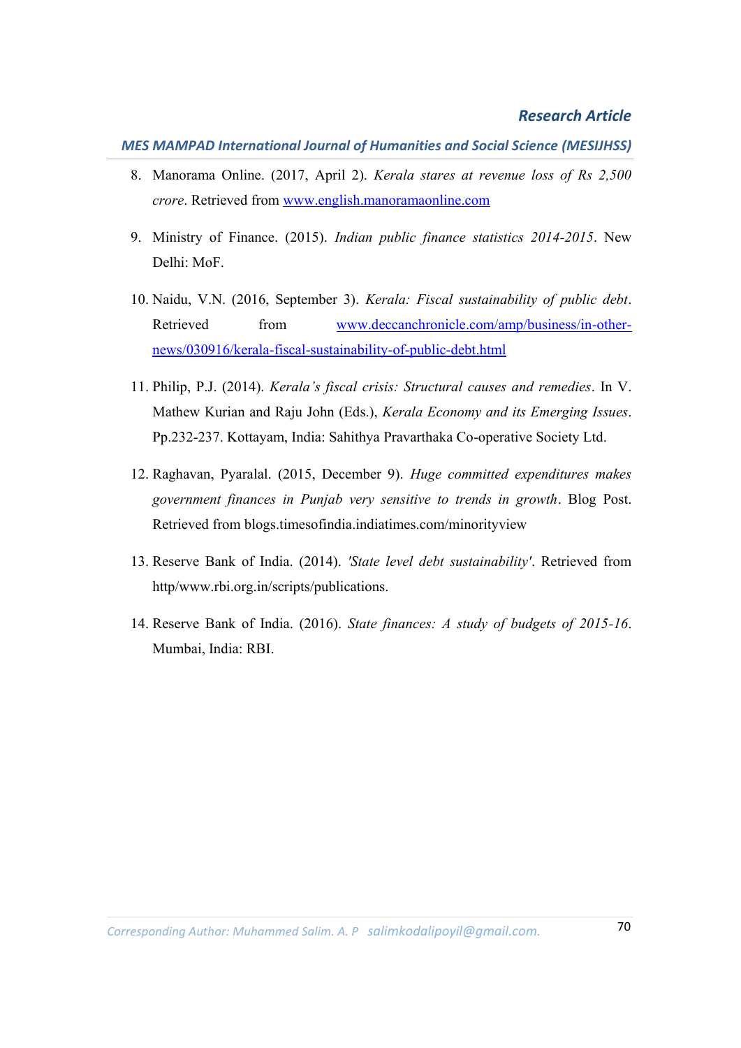8. Manorama Online. (2017, April 2). *Kerala stares at revenue loss of Rs 2,500 crore*. Retrieved from www.english.manoramaonline.com

9. Ministry of Finance. (2015). *Indian public finance statistics 2014-2015*. New Delhi: MoF.

10. Naidu, V.N. (2016, September 3). *Kerala: Fiscal sustainability of public debt*. Retrieved from www.deccanchronicle.com/amp/business/in-other-news/030916/kerala-fiscal-sustainability-of-public-debt.html

11. Philip, P.J. (2014). *Kerala's fiscal crisis: Structural causes and remedies*. In V. Mathew Kurian and Raju John (Eds.), *Kerala Economy and its Emerging Issues*. Pp.232-237. Kottayam, India: Sahithya Pravarthaka Co-operative Society Ltd.

12. Raghavan, Pyaralal. (2015, December 9). *Huge committed expenditures makes government finances in Punjab very sensitive to trends in growth*. Blog Post. Retrieved from blogs.timesofindia.indiatimes.com/minorityview

13. Reserve Bank of India. (2014). *'State level debt sustainability'*. Retrieved from http/www.rbi.org.in/scripts/publications.

14. Reserve Bank of India. (2016). *State finances: A study of budgets of 2015-16*. Mumbai, India: RBI.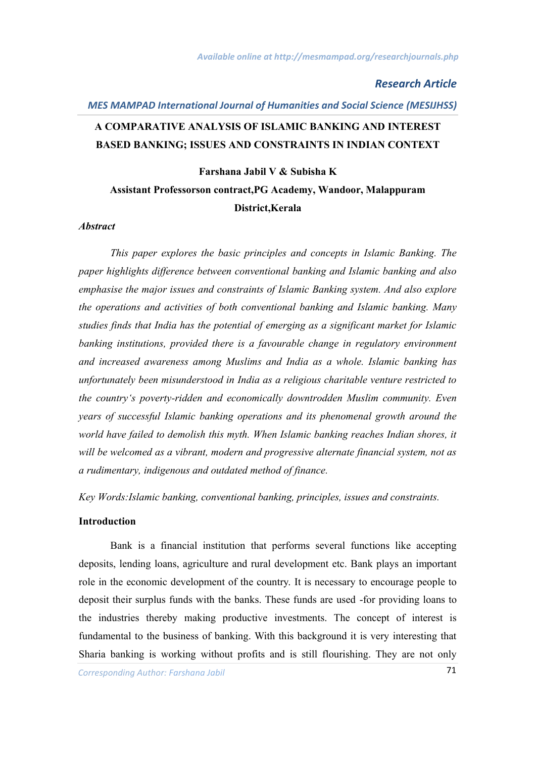Research Article

MES MAMPAD International Journal of Humanities and Social Science (MESIJHSS)

# A COMPARATIVE ANALYSIS OF ISLAMIC BANKING AND INTEREST BASED BANKING; ISSUES AND CONSTRAINTS IN INDIAN CONTEXT

**Farshana Jabil V & Subisha K**

**Assistant Professorson contract,PG Academy, Wandoor, Malappuram District,Kerala**

***Abstract***

*This paper explores the basic principles and concepts in Islamic Banking. The paper highlights difference between conventional banking and Islamic banking and also emphasise the major issues and constraints of Islamic Banking system. And also explore the operations and activities of both conventional banking and Islamic banking. Many studies finds that India has the potential of emerging as a significant market for Islamic banking institutions, provided there is a favourable change in regulatory environment and increased awareness among Muslims and India as a whole. Islamic banking has unfortunately been misunderstood in India as a religious charitable venture restricted to the country's poverty-ridden and economically downtrodden Muslim community. Even years of successful Islamic banking operations and its phenomenal growth around the world have failed to demolish this myth. When Islamic banking reaches Indian shores, it will be welcomed as a vibrant, modern and progressive alternate financial system, not as a rudimentary, indigenous and outdated method of finance.*

*Key Words:Islamic banking, conventional banking, principles, issues and constraints.*

## Introduction

Bank is a financial institution that performs several functions like accepting deposits, lending loans, agriculture and rural development etc. Bank plays an important role in the economic development of the country. It is necessary to encourage people to deposit their surplus funds with the banks. These funds are used -for providing loans to the industries thereby making productive investments. The concept of interest is fundamental to the business of banking. With this background it is very interesting that Sharia banking is working without profits and is still flourishing. They are not only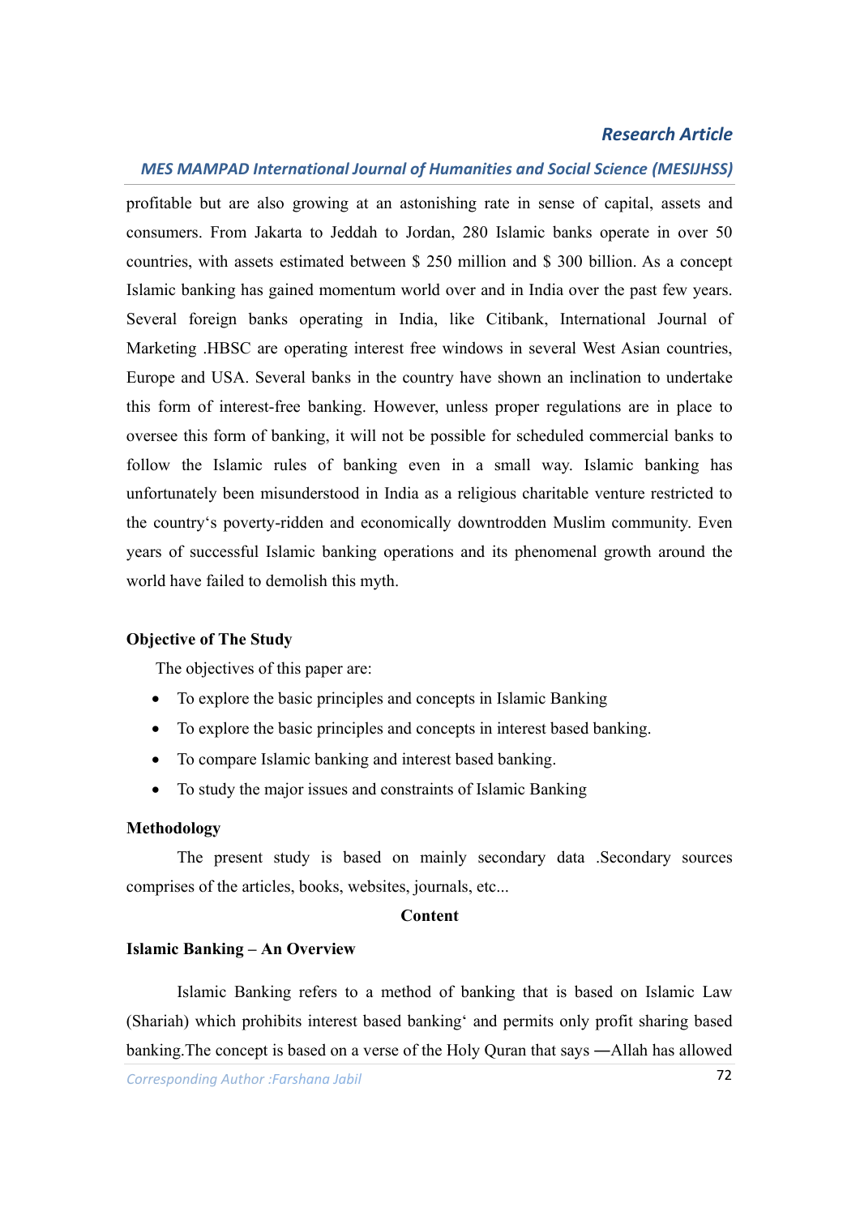profitable but are also growing at an astonishing rate in sense of capital, assets and consumers. From Jakarta to Jeddah to Jordan, 280 Islamic banks operate in over 50 countries, with assets estimated between $ 250 million and $ 300 billion. As a concept Islamic banking has gained momentum world over and in India over the past few years. Several foreign banks operating in India, like Citibank, International Journal of Marketing .HBSC are operating interest free windows in several West Asian countries, Europe and USA. Several banks in the country have shown an inclination to undertake this form of interest-free banking. However, unless proper regulations are in place to oversee this form of banking, it will not be possible for scheduled commercial banks to follow the Islamic rules of banking even in a small way. Islamic banking has unfortunately been misunderstood in India as a religious charitable venture restricted to the country‘s poverty-ridden and economically downtrodden Muslim community. Even years of successful Islamic banking operations and its phenomenal growth around the world have failed to demolish this myth.

**Objective of The Study**

The objectives of this paper are:

- To explore the basic principles and concepts in Islamic Banking
- To explore the basic principles and concepts in interest based banking.
- To compare Islamic banking and interest based banking.
- To study the major issues and constraints of Islamic Banking

**Methodology**

The present study is based on mainly secondary data .Secondary sources comprises of the articles, books, websites, journals, etc...

**Content**

**Islamic Banking – An Overview**

Islamic Banking refers to a method of banking that is based on Islamic Law (Shariah) which prohibits interest based banking‘ and permits only profit sharing based banking.The concept is based on a verse of the Holy Quran that says ―Allah has allowed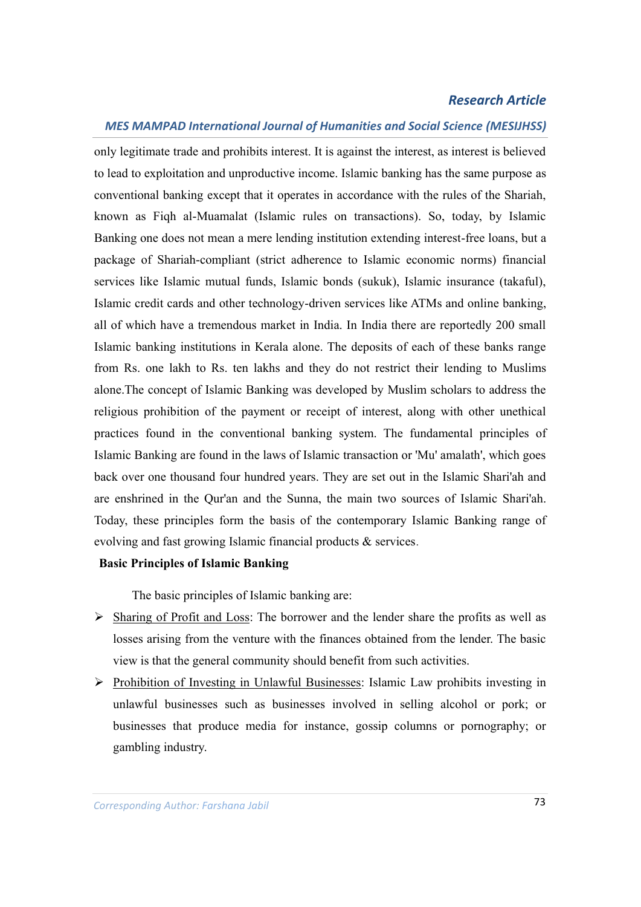only legitimate trade and prohibits interest. It is against the interest, as interest is believed to lead to exploitation and unproductive income. Islamic banking has the same purpose as conventional banking except that it operates in accordance with the rules of the Shariah, known as Fiqh al-Muamalat (Islamic rules on transactions). So, today, by Islamic Banking one does not mean a mere lending institution extending interest-free loans, but a package of Shariah-compliant (strict adherence to Islamic economic norms) financial services like Islamic mutual funds, Islamic bonds (sukuk), Islamic insurance (takaful), Islamic credit cards and other technology-driven services like ATMs and online banking, all of which have a tremendous market in India. In India there are reportedly 200 small Islamic banking institutions in Kerala alone. The deposits of each of these banks range from Rs. one lakh to Rs. ten lakhs and they do not restrict their lending to Muslims alone.The concept of Islamic Banking was developed by Muslim scholars to address the religious prohibition of the payment or receipt of interest, along with other unethical practices found in the conventional banking system. The fundamental principles of Islamic Banking are found in the laws of Islamic transaction or 'Mu' amalath', which goes back over one thousand four hundred years. They are set out in the Islamic Shari'ah and are enshrined in the Qur'an and the Sunna, the main two sources of Islamic Shari'ah. Today, these principles form the basis of the contemporary Islamic Banking range of evolving and fast growing Islamic financial products & services.

**Basic Principles of Islamic Banking**

The basic principles of Islamic banking are:

- Sharing of Profit and Loss: The borrower and the lender share the profits as well as losses arising from the venture with the finances obtained from the lender. The basic view is that the general community should benefit from such activities.
- Prohibition of Investing in Unlawful Businesses: Islamic Law prohibits investing in unlawful businesses such as businesses involved in selling alcohol or pork; or businesses that produce media for instance, gossip columns or pornography; or gambling industry.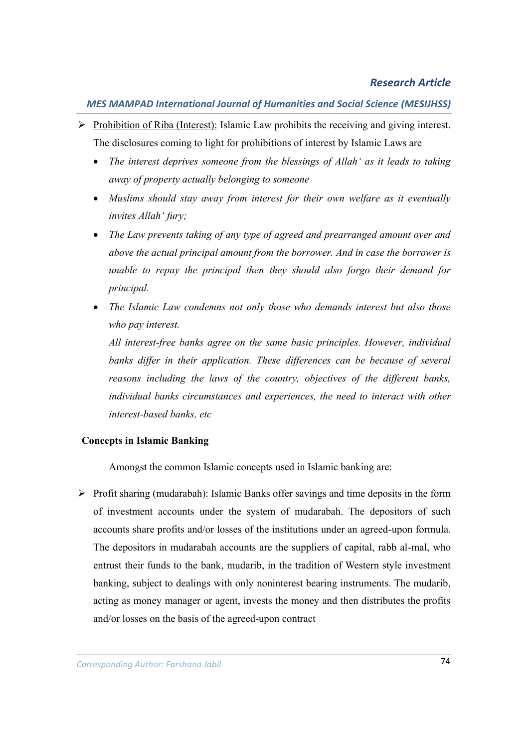- Prohibition of Riba (Interest): Islamic Law prohibits the receiving and giving interest. The disclosures coming to light for prohibitions of interest by Islamic Laws are
  - *The interest deprives someone from the blessings of Allah' as it leads to taking away of property actually belonging to someone*
  - *Muslims should stay away from interest for their own welfare as it eventually invites Allah' fury;*
  - *The Law prevents taking of any type of agreed and prearranged amount over and above the actual principal amount from the borrower. And in case the borrower is unable to repay the principal then they should also forgo their demand for principal.*
  - *The Islamic Law condemns not only those who demands interest but also those who pay interest.*

    *All interest-free banks agree on the same basic principles. However, individual banks differ in their application. These differences can be because of several reasons including the laws of the country, objectives of the different banks, individual banks circumstances and experiences, the need to interact with other interest-based banks, etc*

**Concepts in Islamic Banking**

Amongst the common Islamic concepts used in Islamic banking are:

- Profit sharing (mudarabah): Islamic Banks offer savings and time deposits in the form of investment accounts under the system of mudarabah. The depositors of such accounts share profits and/or losses of the institutions under an agreed-upon formula. The depositors in mudarabah accounts are the suppliers of capital, rabb al-mal, who entrust their funds to the bank, mudarib, in the tradition of Western style investment banking, subject to dealings with only noninterest bearing instruments. The mudarib, acting as money manager or agent, invests the money and then distributes the profits and/or losses on the basis of the agreed-upon contract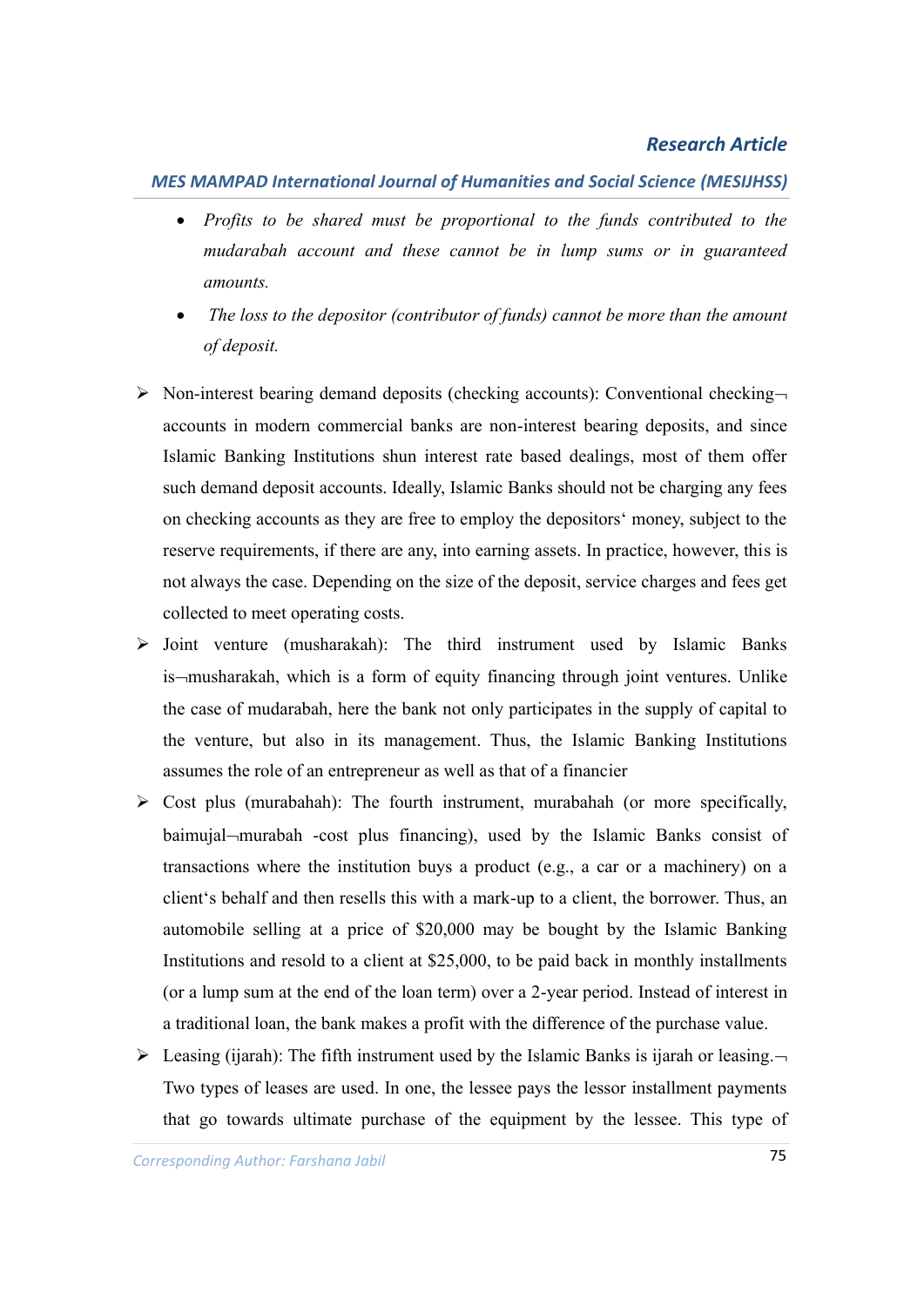- *Profits to be shared must be proportional to the funds contributed to the mudarabah account and these cannot be in lump sums or in guaranteed amounts.*
- *The loss to the depositor (contributor of funds) cannot be more than the amount of deposit.*

- Non-interest bearing demand deposits (checking accounts): Conventional checking¬ accounts in modern commercial banks are non-interest bearing deposits, and since Islamic Banking Institutions shun interest rate based dealings, most of them offer such demand deposit accounts. Ideally, Islamic Banks should not be charging any fees on checking accounts as they are free to employ the depositors' money, subject to the reserve requirements, if there are any, into earning assets. In practice, however, this is not always the case. Depending on the size of the deposit, service charges and fees get collected to meet operating costs.
- Joint venture (musharakah): The third instrument used by Islamic Banks is¬musharakah, which is a form of equity financing through joint ventures. Unlike the case of mudarabah, here the bank not only participates in the supply of capital to the venture, but also in its management. Thus, the Islamic Banking Institutions assumes the role of an entrepreneur as well as that of a financier
- Cost plus (murabahah): The fourth instrument, murabahah (or more specifically, baimujal¬murabah -cost plus financing), used by the Islamic Banks consist of transactions where the institution buys a product (e.g., a car or a machinery) on a client's behalf and then resells this with a mark-up to a client, the borrower. Thus, an automobile selling at a price of $20,000 may be bought by the Islamic Banking Institutions and resold to a client at $25,000, to be paid back in monthly installments (or a lump sum at the end of the loan term) over a 2-year period. Instead of interest in a traditional loan, the bank makes a profit with the difference of the purchase value.
- Leasing (ijarah): The fifth instrument used by the Islamic Banks is ijarah or leasing.¬ Two types of leases are used. In one, the lessee pays the lessor installment payments that go towards ultimate purchase of the equipment by the lessee. This type of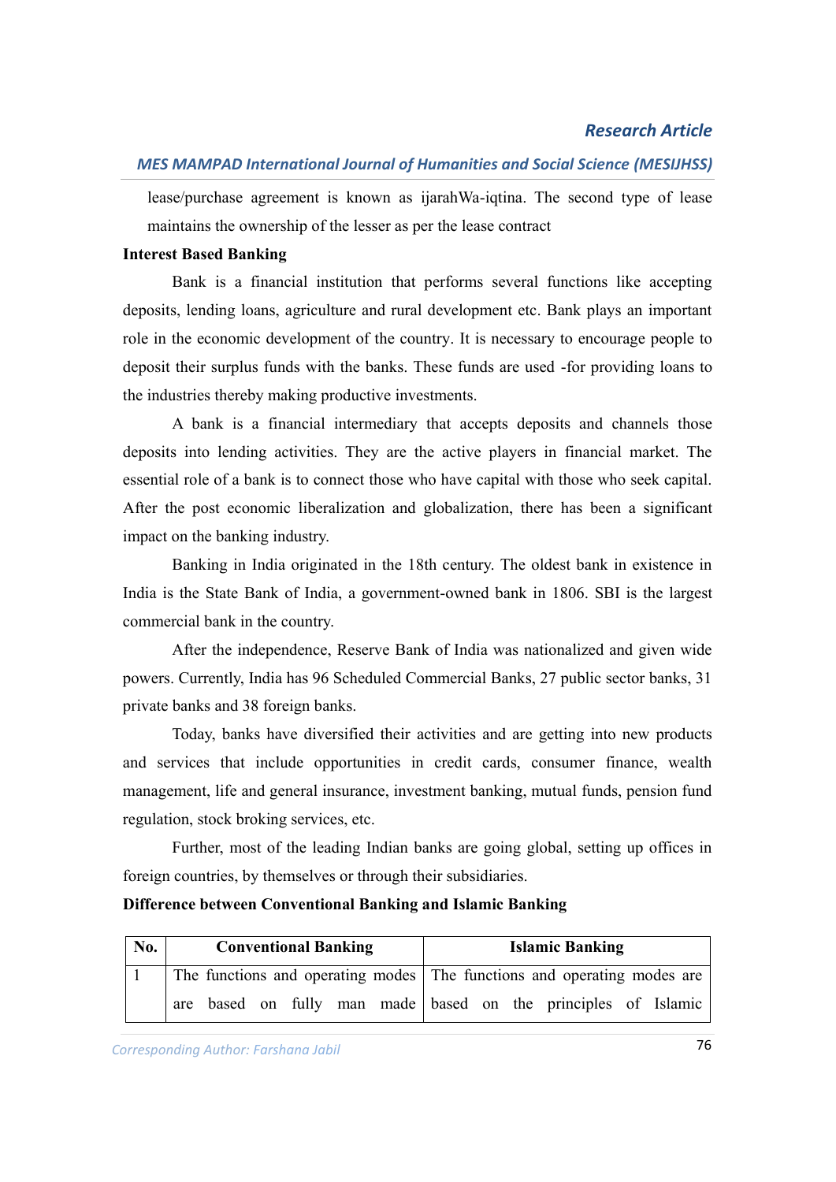lease/purchase agreement is known as ijarahWa-iqtina. The second type of lease maintains the ownership of the lesser as per the lease contract

**Interest Based Banking**

Bank is a financial institution that performs several functions like accepting deposits, lending loans, agriculture and rural development etc. Bank plays an important role in the economic development of the country. It is necessary to encourage people to deposit their surplus funds with the banks. These funds are used -for providing loans to the industries thereby making productive investments.

A bank is a financial intermediary that accepts deposits and channels those deposits into lending activities. They are the active players in financial market. The essential role of a bank is to connect those who have capital with those who seek capital. After the post economic liberalization and globalization, there has been a significant impact on the banking industry.

Banking in India originated in the 18th century. The oldest bank in existence in India is the State Bank of India, a government-owned bank in 1806. SBI is the largest commercial bank in the country.

After the independence, Reserve Bank of India was nationalized and given wide powers. Currently, India has 96 Scheduled Commercial Banks, 27 public sector banks, 31 private banks and 38 foreign banks.

Today, banks have diversified their activities and are getting into new products and services that include opportunities in credit cards, consumer finance, wealth management, life and general insurance, investment banking, mutual funds, pension fund regulation, stock broking services, etc.

Further, most of the leading Indian banks are going global, setting up offices in foreign countries, by themselves or through their subsidiaries.

**Difference between Conventional Banking and Islamic Banking**

| No. | Conventional Banking | Islamic Banking |
|---|---|---|
| 1 | The functions and operating modes are based on fully man made | The functions and operating modes are based on the principles of Islamic |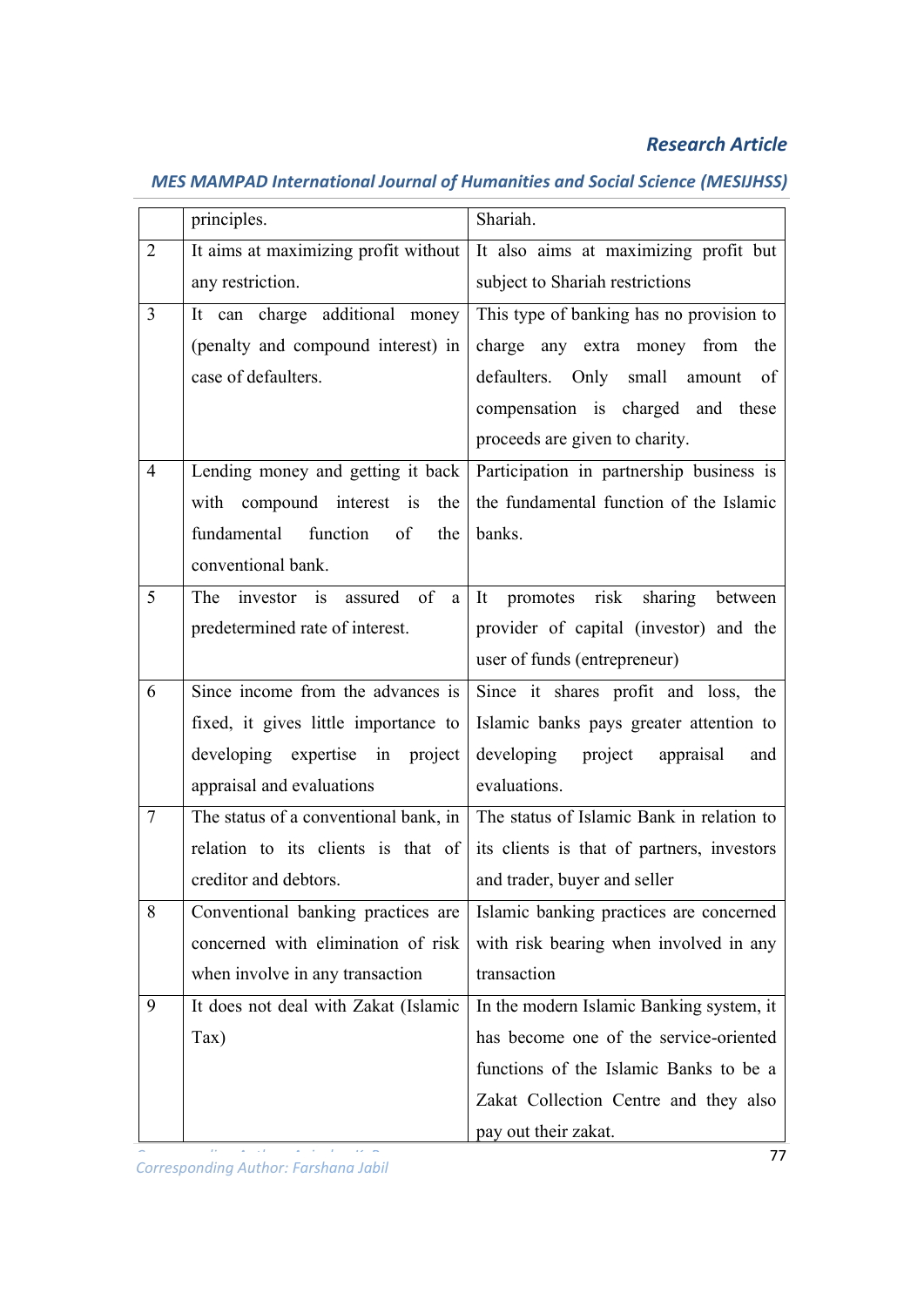| | | |
|---|---|---|
| | principles. | Shariah. |
| 2 | It aims at maximizing profit without any restriction. | It also aims at maximizing profit but subject to Shariah restrictions |
| 3 | It can charge additional money (penalty and compound interest) in case of defaulters. | This type of banking has no provision to charge any extra money from the defaulters. Only small amount of compensation is charged and these proceeds are given to charity. |
| 4 | Lending money and getting it back with compound interest is the fundamental function of the conventional bank. | Participation in partnership business is the fundamental function of the Islamic banks. |
| 5 | The investor is assured of a predetermined rate of interest. | It promotes risk sharing between provider of capital (investor) and the user of funds (entrepreneur) |
| 6 | Since income from the advances is fixed, it gives little importance to developing expertise in project appraisal and evaluations | Since it shares profit and loss, the Islamic banks pays greater attention to developing project appraisal and evaluations. |
| 7 | The status of a conventional bank, in relation to its clients is that of creditor and debtors. | The status of Islamic Bank in relation to its clients is that of partners, investors and trader, buyer and seller |
| 8 | Conventional banking practices are concerned with elimination of risk when involve in any transaction | Islamic banking practices are concerned with risk bearing when involved in any transaction |
| 9 | It does not deal with Zakat (Islamic Tax) | In the modern Islamic Banking system, it has become one of the service-oriented functions of the Islamic Banks to be a Zakat Collection Centre and they also pay out their zakat. |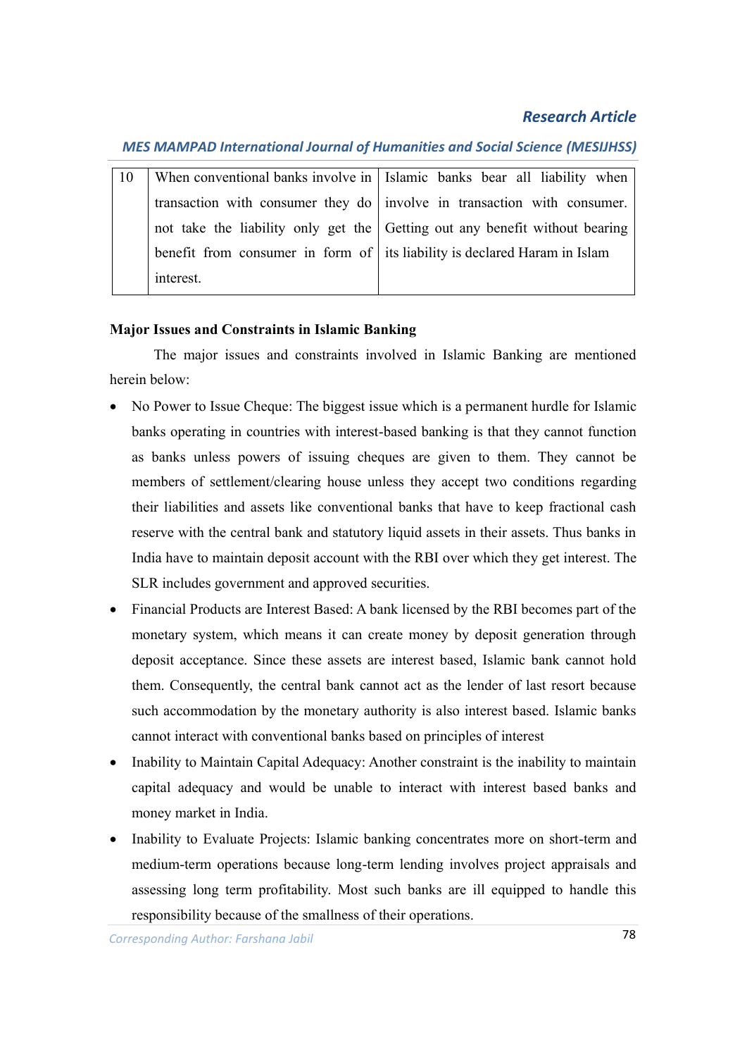| 10 | When conventional banks involve in transaction with consumer they do not take the liability only get the benefit from consumer in form of interest. | Islamic banks bear all liability when involve in transaction with consumer. Getting out any benefit without bearing its liability is declared Haram in Islam |
|---|---|---|

**Major Issues and Constraints in Islamic Banking**

The major issues and constraints involved in Islamic Banking are mentioned herein below:

- No Power to Issue Cheque: The biggest issue which is a permanent hurdle for Islamic banks operating in countries with interest-based banking is that they cannot function as banks unless powers of issuing cheques are given to them. They cannot be members of settlement/clearing house unless they accept two conditions regarding their liabilities and assets like conventional banks that have to keep fractional cash reserve with the central bank and statutory liquid assets in their assets. Thus banks in India have to maintain deposit account with the RBI over which they get interest. The SLR includes government and approved securities.
- Financial Products are Interest Based: A bank licensed by the RBI becomes part of the monetary system, which means it can create money by deposit generation through deposit acceptance. Since these assets are interest based, Islamic bank cannot hold them. Consequently, the central bank cannot act as the lender of last resort because such accommodation by the monetary authority is also interest based. Islamic banks cannot interact with conventional banks based on principles of interest
- Inability to Maintain Capital Adequacy: Another constraint is the inability to maintain capital adequacy and would be unable to interact with interest based banks and money market in India.
- Inability to Evaluate Projects: Islamic banking concentrates more on short-term and medium-term operations because long-term lending involves project appraisals and assessing long term profitability. Most such banks are ill equipped to handle this responsibility because of the smallness of their operations.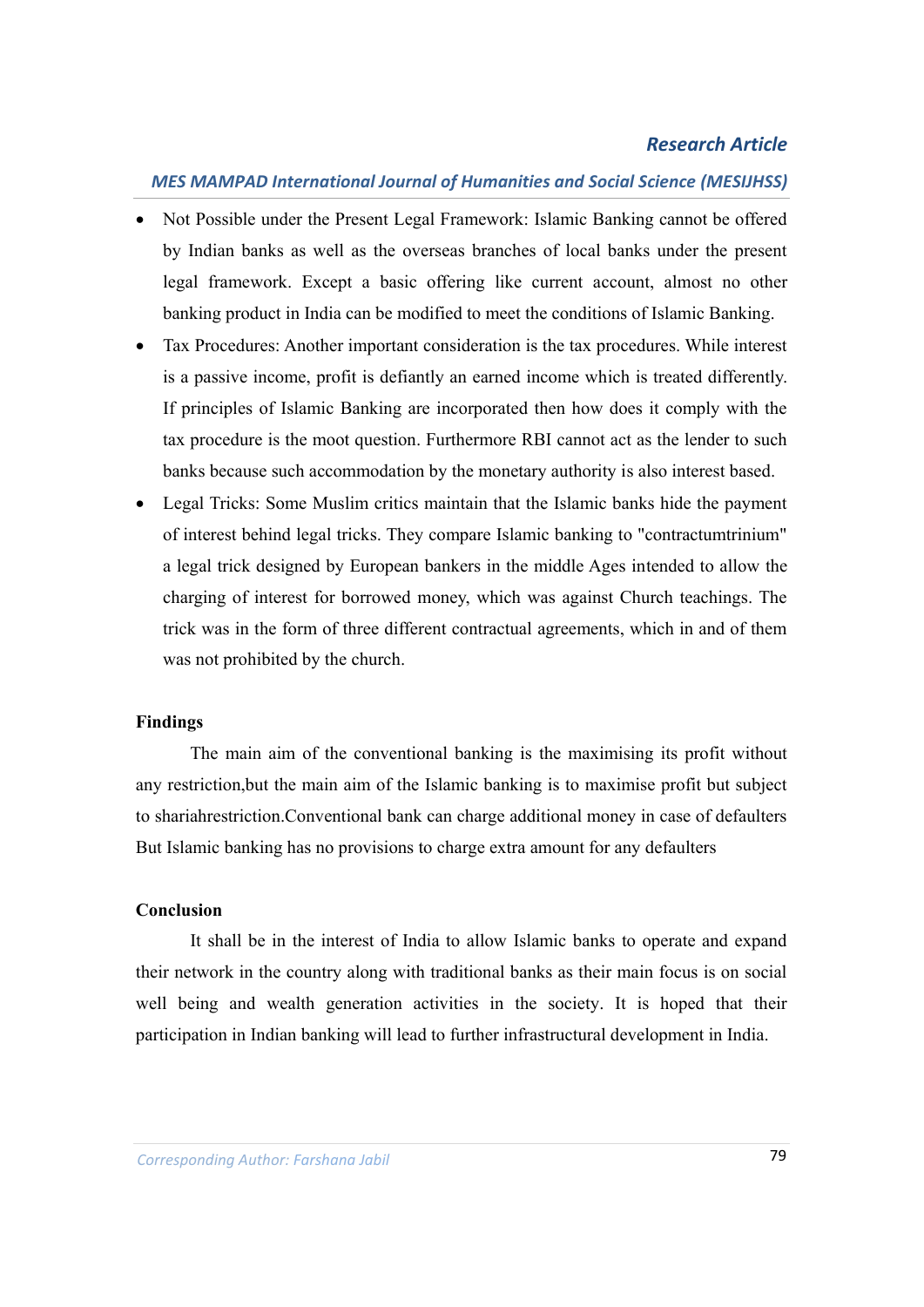- Not Possible under the Present Legal Framework: Islamic Banking cannot be offered by Indian banks as well as the overseas branches of local banks under the present legal framework. Except a basic offering like current account, almost no other banking product in India can be modified to meet the conditions of Islamic Banking.
- Tax Procedures: Another important consideration is the tax procedures. While interest is a passive income, profit is defiantly an earned income which is treated differently. If principles of Islamic Banking are incorporated then how does it comply with the tax procedure is the moot question. Furthermore RBI cannot act as the lender to such banks because such accommodation by the monetary authority is also interest based.
- Legal Tricks: Some Muslim critics maintain that the Islamic banks hide the payment of interest behind legal tricks. They compare Islamic banking to "contractumtrinium" a legal trick designed by European bankers in the middle Ages intended to allow the charging of interest for borrowed money, which was against Church teachings. The trick was in the form of three different contractual agreements, which in and of them was not prohibited by the church.

**Findings**

The main aim of the conventional banking is the maximising its profit without any restriction,but the main aim of the Islamic banking is to maximise profit but subject to shariahrestriction.Conventional bank can charge additional money in case of defaulters But Islamic banking has no provisions to charge extra amount for any defaulters

**Conclusion**

It shall be in the interest of India to allow Islamic banks to operate and expand their network in the country along with traditional banks as their main focus is on social well being and wealth generation activities in the society. It is hoped that their participation in Indian banking will lead to further infrastructural development in India.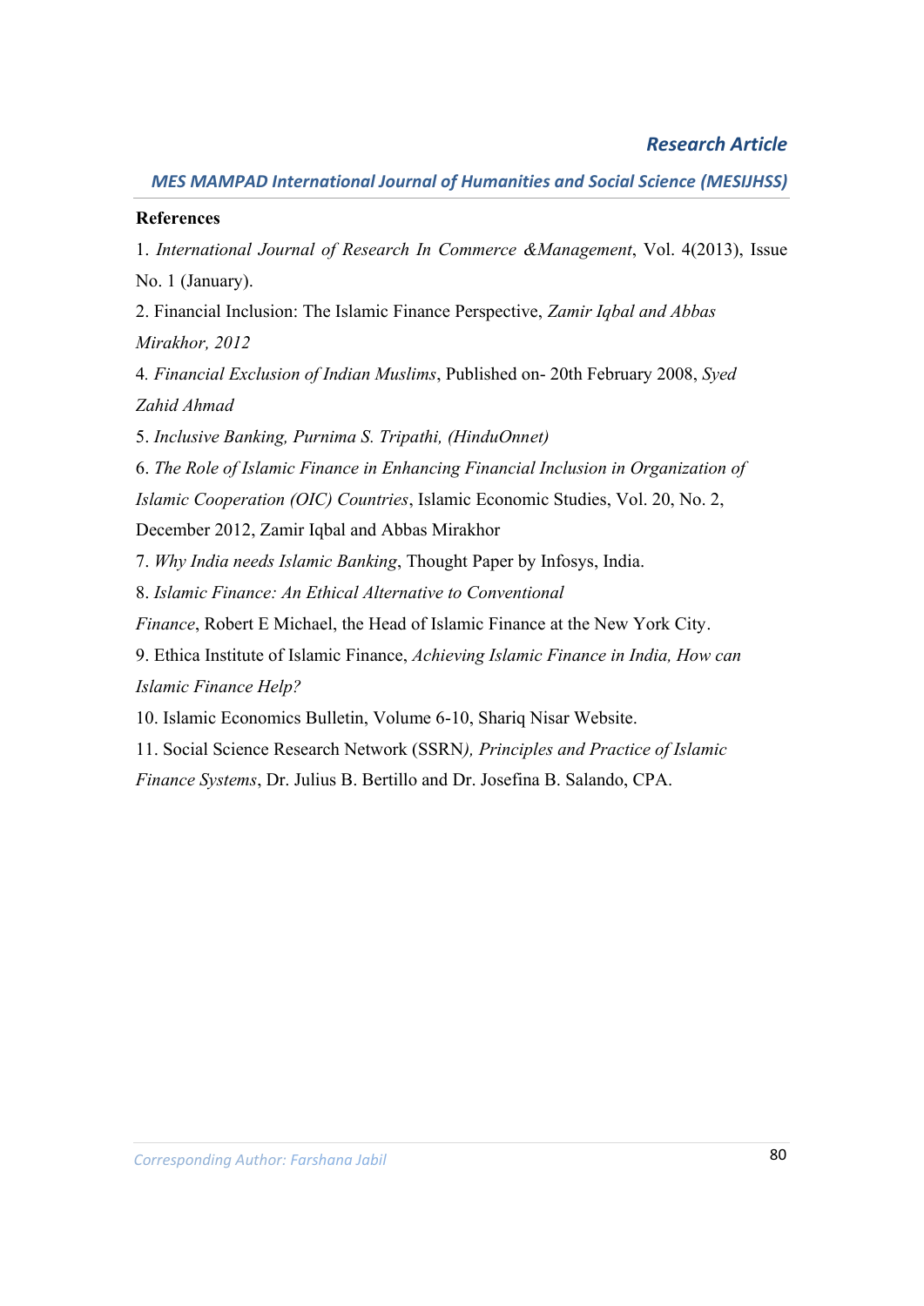**References**

1. *International Journal of Research In Commerce &Management*, Vol. 4(2013), Issue No. 1 (January).

2. Financial Inclusion: The Islamic Finance Perspective, *Zamir Iqbal and Abbas Mirakhor, 2012*

4. *Financial Exclusion of Indian Muslims*, Published on- 20th February 2008, *Syed Zahid Ahmad*

5. *Inclusive Banking, Purnima S. Tripathi, (HinduOnnet)*

6. *The Role of Islamic Finance in Enhancing Financial Inclusion in Organization of Islamic Cooperation (OIC) Countries*, Islamic Economic Studies, Vol. 20, No. 2, December 2012, Zamir Iqbal and Abbas Mirakhor

7. *Why India needs Islamic Banking*, Thought Paper by Infosys, India.

8. *Islamic Finance: An Ethical Alternative to Conventional Finance*, Robert E Michael, the Head of Islamic Finance at the New York City.

9. Ethica Institute of Islamic Finance, *Achieving Islamic Finance in India, How can Islamic Finance Help?*

10. Islamic Economics Bulletin, Volume 6-10, Shariq Nisar Website.

11. Social Science Research Network (SSRN*), Principles and Practice of Islamic Finance Systems*, Dr. Julius B. Bertillo and Dr. Josefina B. Salando, CPA.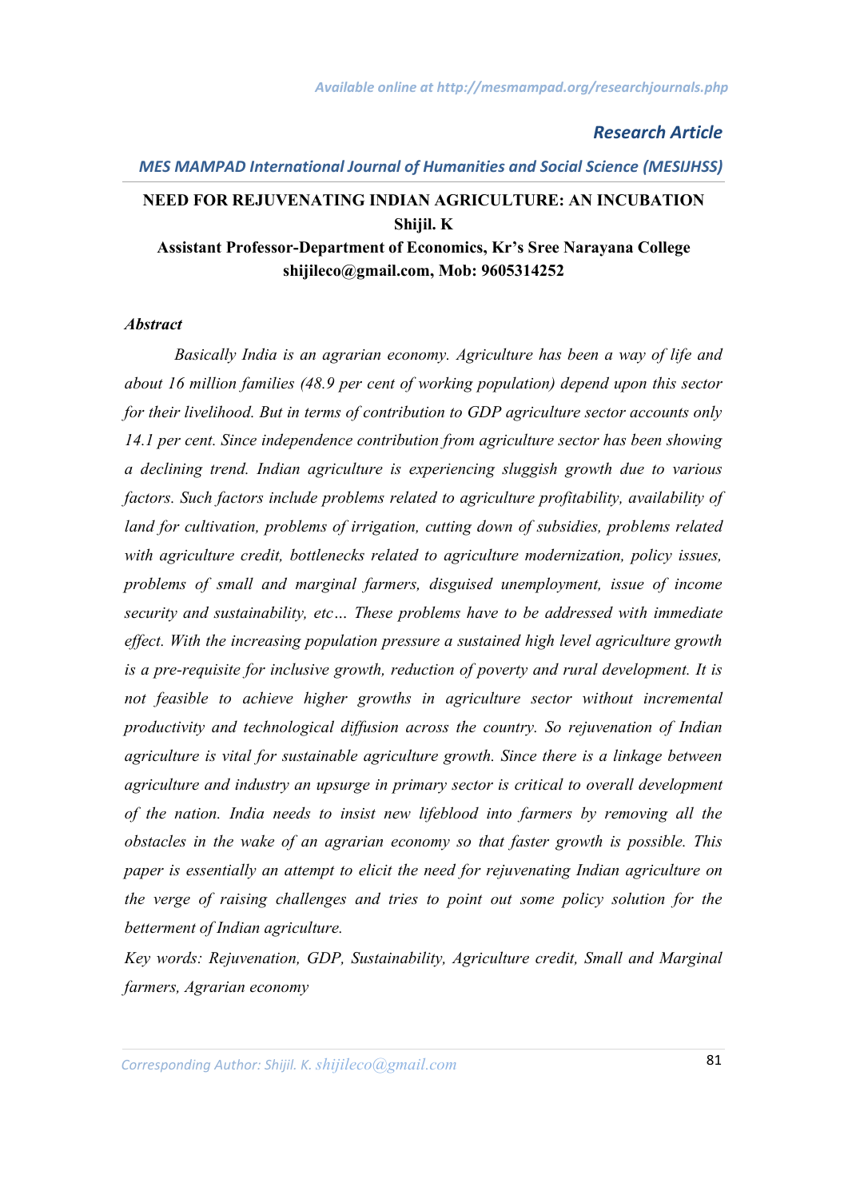Research Article

*MES MAMPAD International Journal of Humanities and Social Science (MESIJHSS)*

# NEED FOR REJUVENATING INDIAN AGRICULTURE: AN INCUBATION

**Shijil. K**

**Assistant Professor-Department of Economics, Kr's Sree Narayana College**

**shijileco@gmail.com, Mob: 9605314252**

***Abstract***

*Basically India is an agrarian economy. Agriculture has been a way of life and about 16 million families (48.9 per cent of working population) depend upon this sector for their livelihood. But in terms of contribution to GDP agriculture sector accounts only 14.1 per cent. Since independence contribution from agriculture sector has been showing a declining trend. Indian agriculture is experiencing sluggish growth due to various factors. Such factors include problems related to agriculture profitability, availability of land for cultivation, problems of irrigation, cutting down of subsidies, problems related with agriculture credit, bottlenecks related to agriculture modernization, policy issues, problems of small and marginal farmers, disguised unemployment, issue of income security and sustainability, etc… These problems have to be addressed with immediate effect. With the increasing population pressure a sustained high level agriculture growth is a pre-requisite for inclusive growth, reduction of poverty and rural development. It is not feasible to achieve higher growths in agriculture sector without incremental productivity and technological diffusion across the country. So rejuvenation of Indian agriculture is vital for sustainable agriculture growth. Since there is a linkage between agriculture and industry an upsurge in primary sector is critical to overall development of the nation. India needs to insist new lifeblood into farmers by removing all the obstacles in the wake of an agrarian economy so that faster growth is possible. This paper is essentially an attempt to elicit the need for rejuvenating Indian agriculture on the verge of raising challenges and tries to point out some policy solution for the betterment of Indian agriculture.*

*Key words: Rejuvenation, GDP, Sustainability, Agriculture credit, Small and Marginal farmers, Agrarian economy*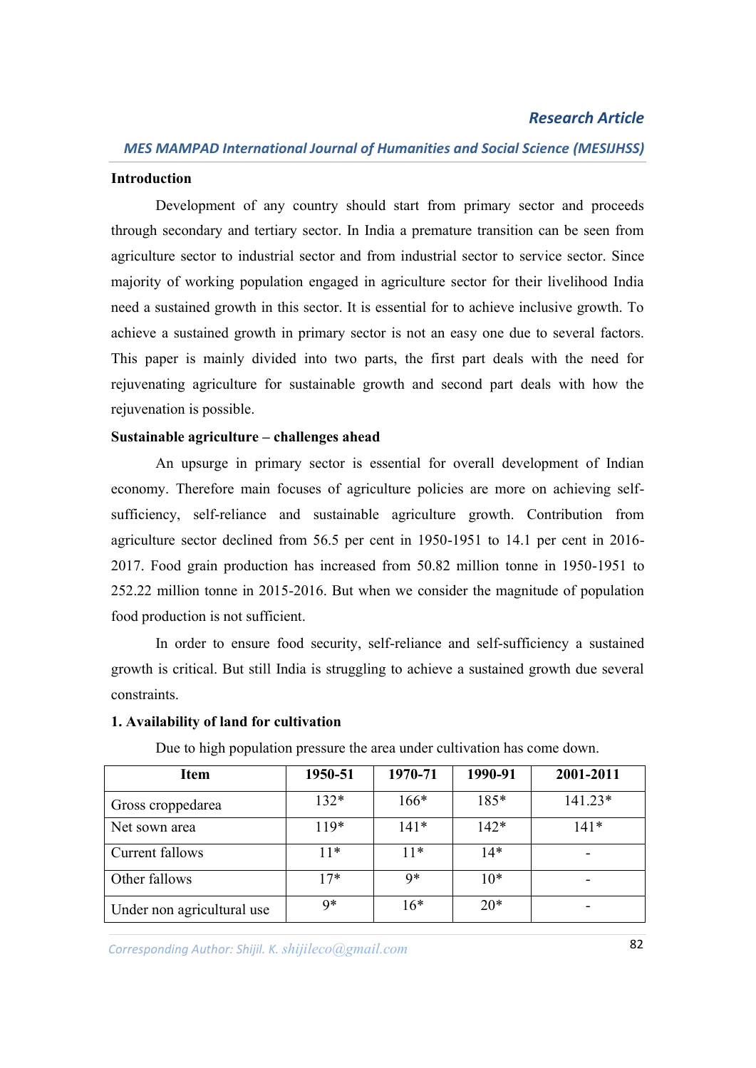## Introduction

Development of any country should start from primary sector and proceeds through secondary and tertiary sector. In India a premature transition can be seen from agriculture sector to industrial sector and from industrial sector to service sector. Since majority of working population engaged in agriculture sector for their livelihood India need a sustained growth in this sector. It is essential for to achieve inclusive growth. To achieve a sustained growth in primary sector is not an easy one due to several factors. This paper is mainly divided into two parts, the first part deals with the need for rejuvenating agriculture for sustainable growth and second part deals with how the rejuvenation is possible.

## Sustainable agriculture – challenges ahead

An upsurge in primary sector is essential for overall development of Indian economy. Therefore main focuses of agriculture policies are more on achieving self-sufficiency, self-reliance and sustainable agriculture growth. Contribution from agriculture sector declined from 56.5 per cent in 1950-1951 to 14.1 per cent in 2016-2017. Food grain production has increased from 50.82 million tonne in 1950-1951 to 252.22 million tonne in 2015-2016. But when we consider the magnitude of population food production is not sufficient.

In order to ensure food security, self-reliance and self-sufficiency a sustained growth is critical. But still India is struggling to achieve a sustained growth due several constraints.

### 1. Availability of land for cultivation

Due to high population pressure the area under cultivation has come down.

| Item | 1950-51 | 1970-71 | 1990-91 | 2001-2011 |
|---|---|---|---|---|
| Gross croppedarea | 132* | 166* | 185* | 141.23* |
| Net sown area | 119* | 141* | 142* | 141* |
| Current fallows | 11* | 11* | 14* | - |
| Other fallows | 17* | 9* | 10* | - |
| Under non agricultural use | 9* | 16* | 20* | - |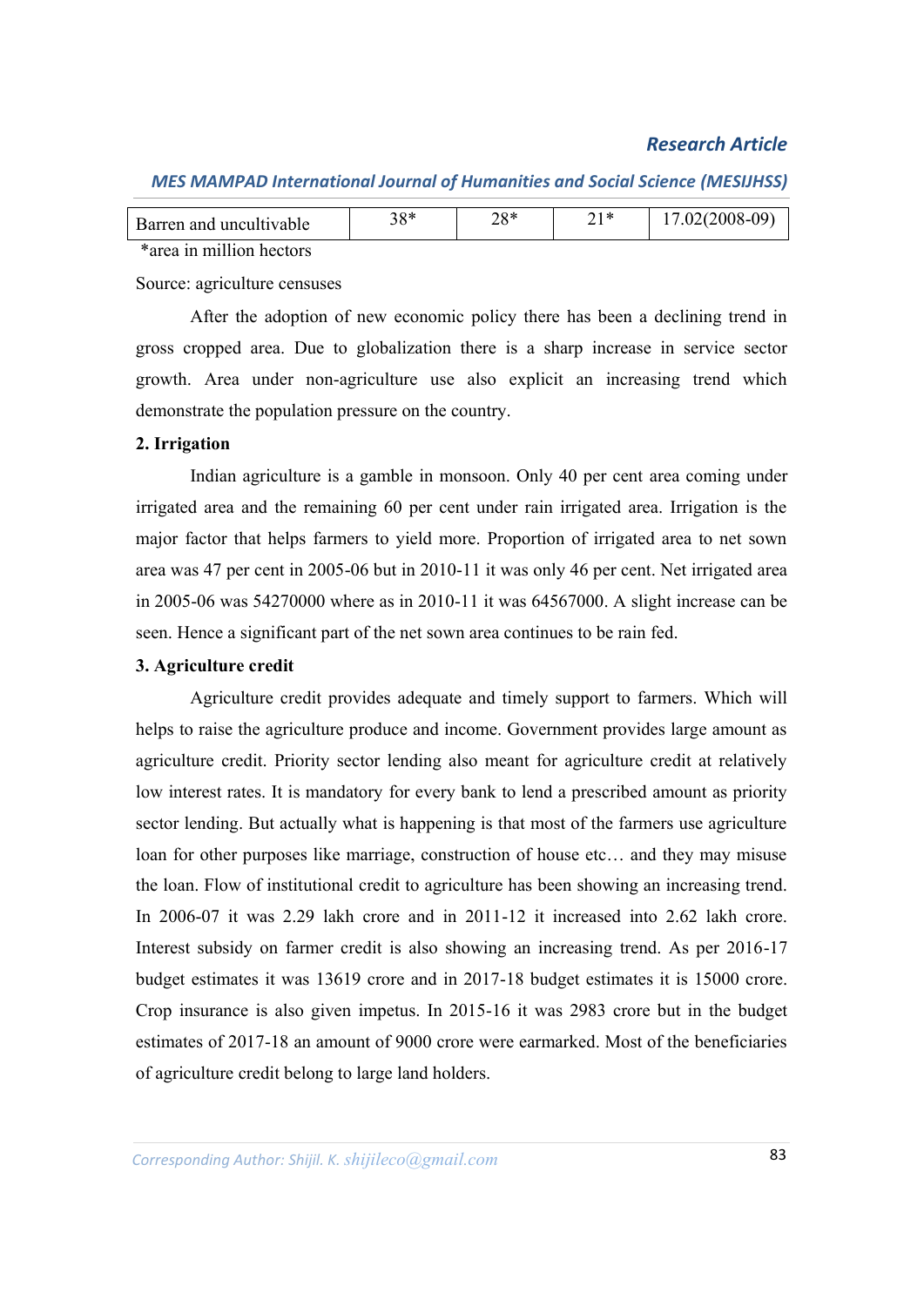| Barren and uncultivable | 38* | 28* | 21* | 17.02(2008-09) |
|---|---|---|---|---|

*area in million hectors

Source: agriculture censuses

After the adoption of new economic policy there has been a declining trend in gross cropped area. Due to globalization there is a sharp increase in service sector growth. Area under non-agriculture use also explicit an increasing trend which demonstrate the population pressure on the country.

**2. Irrigation**

Indian agriculture is a gamble in monsoon. Only 40 per cent area coming under irrigated area and the remaining 60 per cent under rain irrigated area. Irrigation is the major factor that helps farmers to yield more. Proportion of irrigated area to net sown area was 47 per cent in 2005-06 but in 2010-11 it was only 46 per cent. Net irrigated area in 2005-06 was 54270000 where as in 2010-11 it was 64567000. A slight increase can be seen. Hence a significant part of the net sown area continues to be rain fed.

**3. Agriculture credit**

Agriculture credit provides adequate and timely support to farmers. Which will helps to raise the agriculture produce and income. Government provides large amount as agriculture credit. Priority sector lending also meant for agriculture credit at relatively low interest rates. It is mandatory for every bank to lend a prescribed amount as priority sector lending. But actually what is happening is that most of the farmers use agriculture loan for other purposes like marriage, construction of house etc… and they may misuse the loan. Flow of institutional credit to agriculture has been showing an increasing trend. In 2006-07 it was 2.29 lakh crore and in 2011-12 it increased into 2.62 lakh crore. Interest subsidy on farmer credit is also showing an increasing trend. As per 2016-17 budget estimates it was 13619 crore and in 2017-18 budget estimates it is 15000 crore. Crop insurance is also given impetus. In 2015-16 it was 2983 crore but in the budget estimates of 2017-18 an amount of 9000 crore were earmarked. Most of the beneficiaries of agriculture credit belong to large land holders.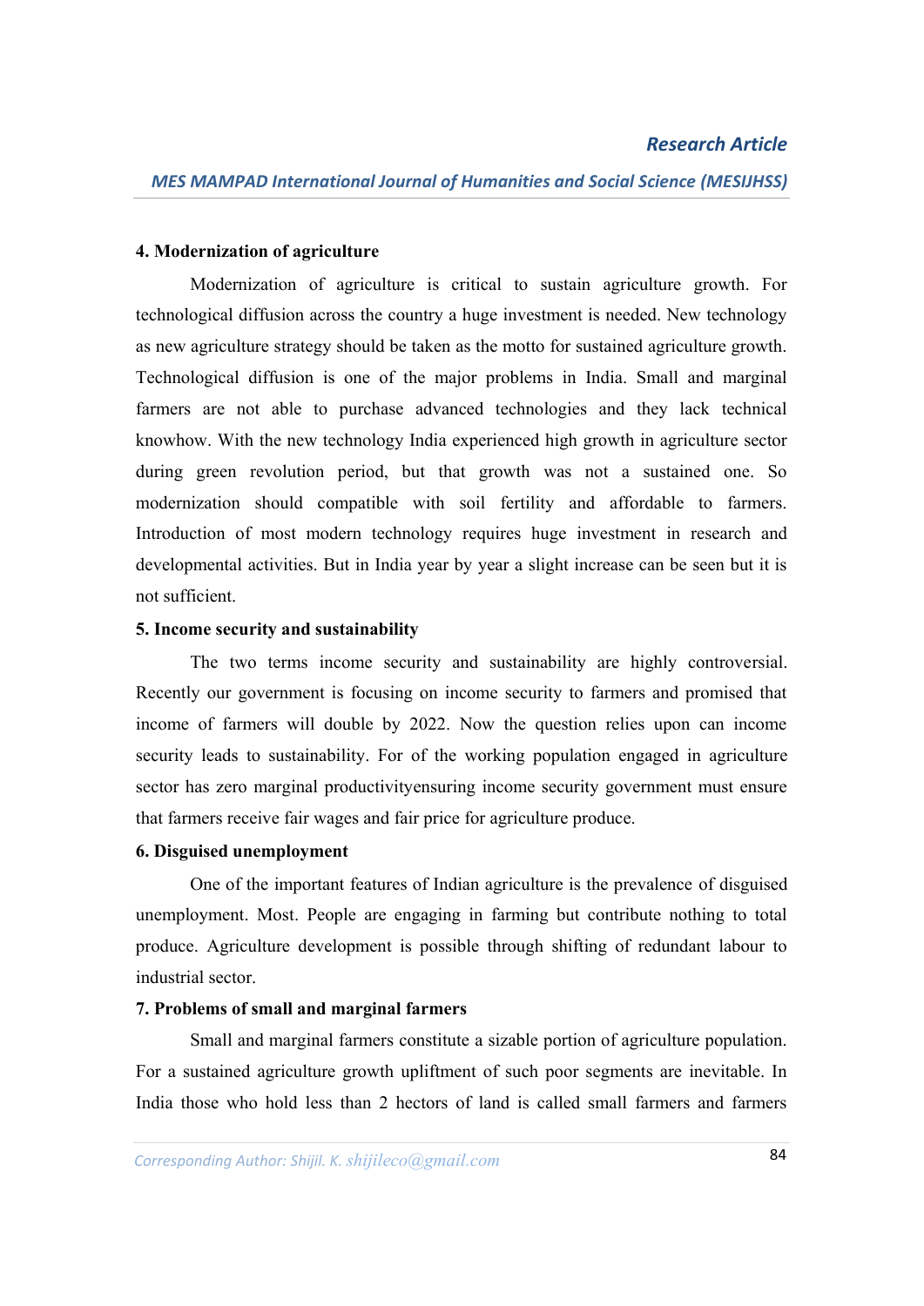**4. Modernization of agriculture**

Modernization of agriculture is critical to sustain agriculture growth. For technological diffusion across the country a huge investment is needed. New technology as new agriculture strategy should be taken as the motto for sustained agriculture growth. Technological diffusion is one of the major problems in India. Small and marginal farmers are not able to purchase advanced technologies and they lack technical knowhow. With the new technology India experienced high growth in agriculture sector during green revolution period, but that growth was not a sustained one. So modernization should compatible with soil fertility and affordable to farmers. Introduction of most modern technology requires huge investment in research and developmental activities. But in India year by year a slight increase can be seen but it is not sufficient.

**5. Income security and sustainability**

The two terms income security and sustainability are highly controversial. Recently our government is focusing on income security to farmers and promised that income of farmers will double by 2022. Now the question relies upon can income security leads to sustainability. For of the working population engaged in agriculture sector has zero marginal productivityensuring income security government must ensure that farmers receive fair wages and fair price for agriculture produce.

**6. Disguised unemployment**

One of the important features of Indian agriculture is the prevalence of disguised unemployment. Most. People are engaging in farming but contribute nothing to total produce. Agriculture development is possible through shifting of redundant labour to industrial sector.

**7. Problems of small and marginal farmers**

Small and marginal farmers constitute a sizable portion of agriculture population. For a sustained agriculture growth upliftment of such poor segments are inevitable. In India those who hold less than 2 hectors of land is called small farmers and farmers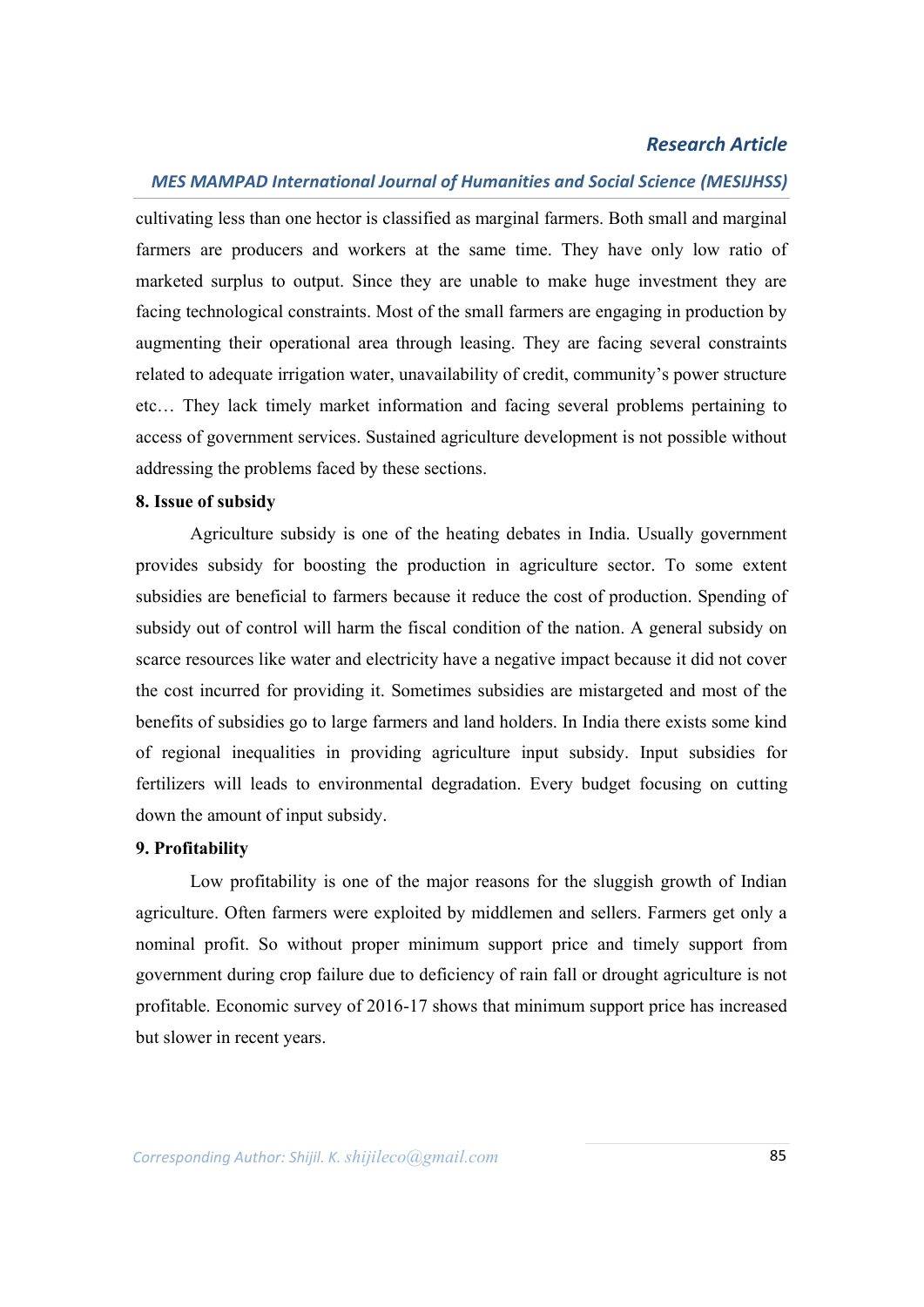cultivating less than one hector is classified as marginal farmers. Both small and marginal farmers are producers and workers at the same time. They have only low ratio of marketed surplus to output. Since they are unable to make huge investment they are facing technological constraints. Most of the small farmers are engaging in production by augmenting their operational area through leasing. They are facing several constraints related to adequate irrigation water, unavailability of credit, community's power structure etc… They lack timely market information and facing several problems pertaining to access of government services. Sustained agriculture development is not possible without addressing the problems faced by these sections.

**8. Issue of subsidy**

Agriculture subsidy is one of the heating debates in India. Usually government provides subsidy for boosting the production in agriculture sector. To some extent subsidies are beneficial to farmers because it reduce the cost of production. Spending of subsidy out of control will harm the fiscal condition of the nation. A general subsidy on scarce resources like water and electricity have a negative impact because it did not cover the cost incurred for providing it. Sometimes subsidies are mistargeted and most of the benefits of subsidies go to large farmers and land holders. In India there exists some kind of regional inequalities in providing agriculture input subsidy. Input subsidies for fertilizers will leads to environmental degradation. Every budget focusing on cutting down the amount of input subsidy.

**9. Profitability**

Low profitability is one of the major reasons for the sluggish growth of Indian agriculture. Often farmers were exploited by middlemen and sellers. Farmers get only a nominal profit. So without proper minimum support price and timely support from government during crop failure due to deficiency of rain fall or drought agriculture is not profitable. Economic survey of 2016-17 shows that minimum support price has increased but slower in recent years.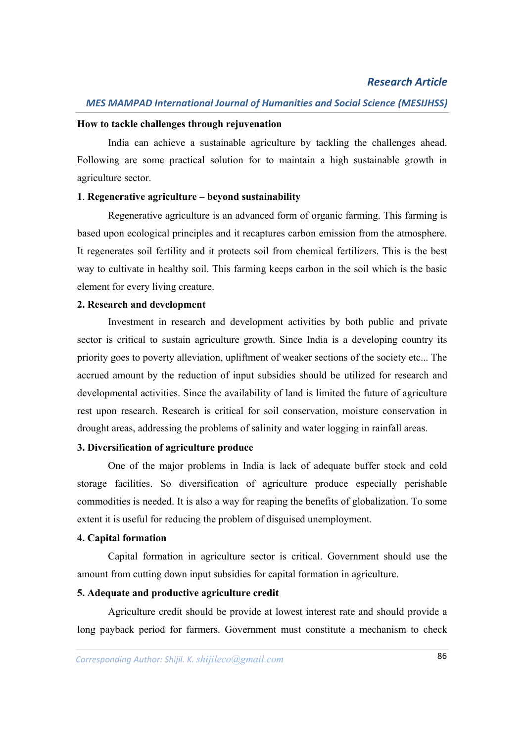**How to tackle challenges through rejuvenation**

India can achieve a sustainable agriculture by tackling the challenges ahead. Following are some practical solution for to maintain a high sustainable growth in agriculture sector.

**1. Regenerative agriculture – beyond sustainability**

Regenerative agriculture is an advanced form of organic farming. This farming is based upon ecological principles and it recaptures carbon emission from the atmosphere. It regenerates soil fertility and it protects soil from chemical fertilizers. This is the best way to cultivate in healthy soil. This farming keeps carbon in the soil which is the basic element for every living creature.

**2. Research and development**

Investment in research and development activities by both public and private sector is critical to sustain agriculture growth. Since India is a developing country its priority goes to poverty alleviation, upliftment of weaker sections of the society etc... The accrued amount by the reduction of input subsidies should be utilized for research and developmental activities. Since the availability of land is limited the future of agriculture rest upon research. Research is critical for soil conservation, moisture conservation in drought areas, addressing the problems of salinity and water logging in rainfall areas.

**3. Diversification of agriculture produce**

One of the major problems in India is lack of adequate buffer stock and cold storage facilities. So diversification of agriculture produce especially perishable commodities is needed. It is also a way for reaping the benefits of globalization. To some extent it is useful for reducing the problem of disguised unemployment.

**4. Capital formation**

Capital formation in agriculture sector is critical. Government should use the amount from cutting down input subsidies for capital formation in agriculture.

**5. Adequate and productive agriculture credit**

Agriculture credit should be provide at lowest interest rate and should provide a long payback period for farmers. Government must constitute a mechanism to check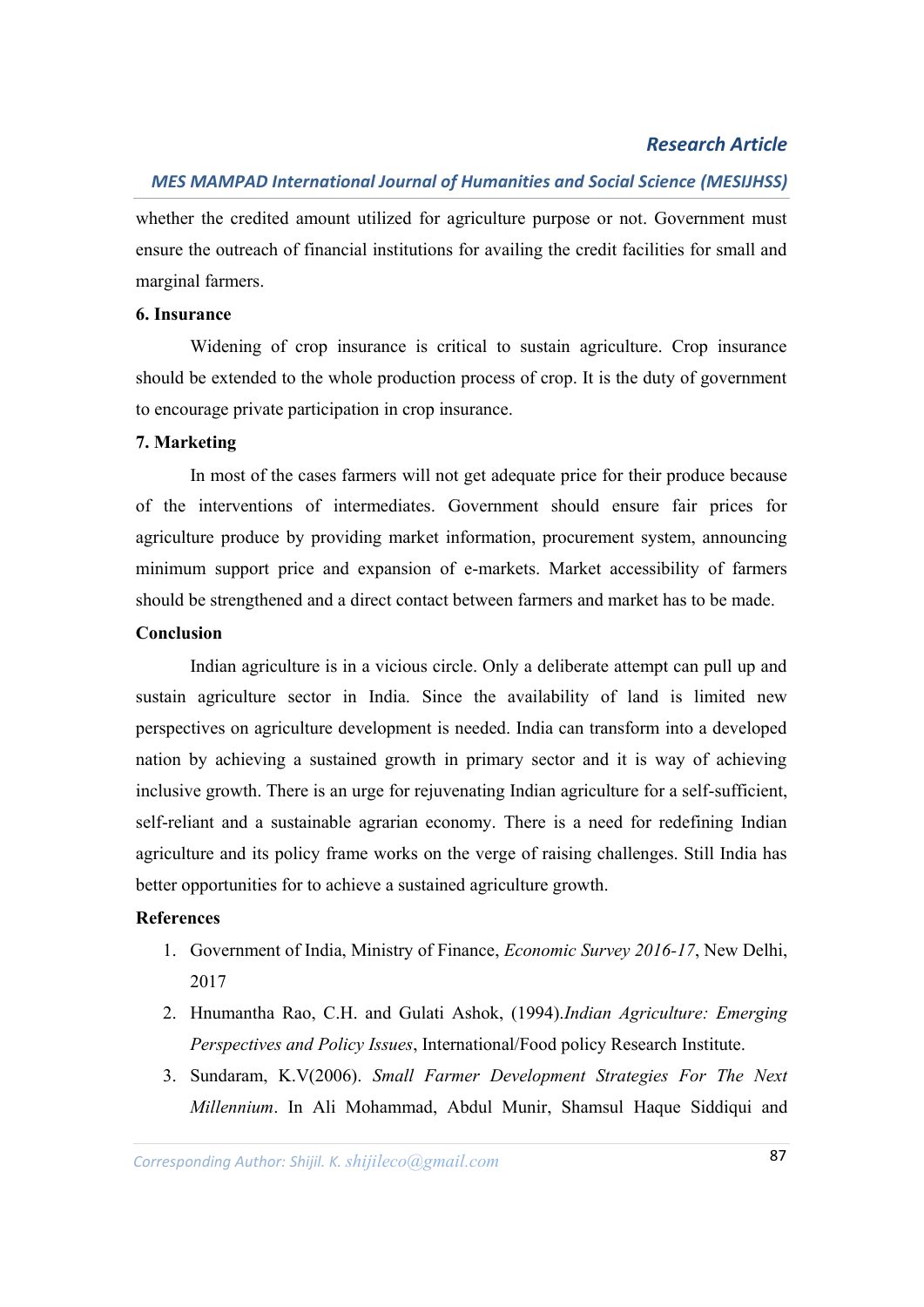whether the credited amount utilized for agriculture purpose or not. Government must ensure the outreach of financial institutions for availing the credit facilities for small and marginal farmers.

**6. Insurance**

Widening of crop insurance is critical to sustain agriculture. Crop insurance should be extended to the whole production process of crop. It is the duty of government to encourage private participation in crop insurance.

**7. Marketing**

In most of the cases farmers will not get adequate price for their produce because of the interventions of intermediates. Government should ensure fair prices for agriculture produce by providing market information, procurement system, announcing minimum support price and expansion of e-markets. Market accessibility of farmers should be strengthened and a direct contact between farmers and market has to be made.

## Conclusion

Indian agriculture is in a vicious circle. Only a deliberate attempt can pull up and sustain agriculture sector in India. Since the availability of land is limited new perspectives on agriculture development is needed. India can transform into a developed nation by achieving a sustained growth in primary sector and it is way of achieving inclusive growth. There is an urge for rejuvenating Indian agriculture for a self-sufficient, self-reliant and a sustainable agrarian economy. There is a need for redefining Indian agriculture and its policy frame works on the verge of raising challenges. Still India has better opportunities for to achieve a sustained agriculture growth.

## References

1. Government of India, Ministry of Finance, *Economic Survey 2016-17*, New Delhi, 2017
2. Hnumantha Rao, C.H. and Gulati Ashok, (1994).*Indian Agriculture: Emerging Perspectives and Policy Issues*, International/Food policy Research Institute.
3. Sundaram, K.V(2006). *Small Farmer Development Strategies For The Next Millennium*. In Ali Mohammad, Abdul Munir, Shamsul Haque Siddiqui and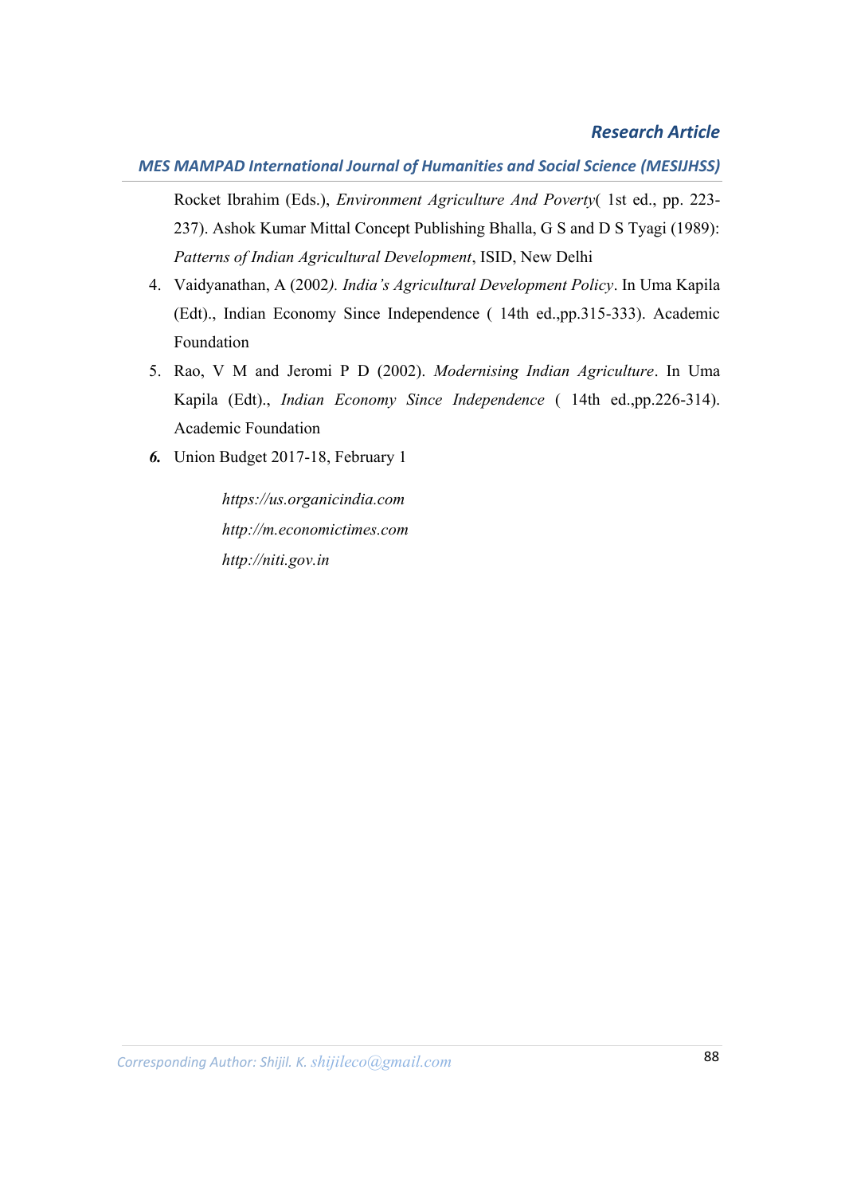Rocket Ibrahim (Eds.), *Environment Agriculture And Poverty*( 1st ed., pp. 223-237). Ashok Kumar Mittal Concept Publishing Bhalla, G S and D S Tyagi (1989): *Patterns of Indian Agricultural Development*, ISID, New Delhi

4. Vaidyanathan, A (2002*). India's Agricultural Development Policy*. In Uma Kapila (Edt)., Indian Economy Since Independence ( 14th ed.,pp.315-333). Academic Foundation
5. Rao, V M and Jeromi P D (2002). *Modernising Indian Agriculture*. In Uma Kapila (Edt)., *Indian Economy Since Independence* ( 14th ed.,pp.226-314). Academic Foundation
6. Union Budget 2017-18, February 1

*https://us.organicindia.com*

*http://m.economictimes.com*

*http://niti.gov.in*